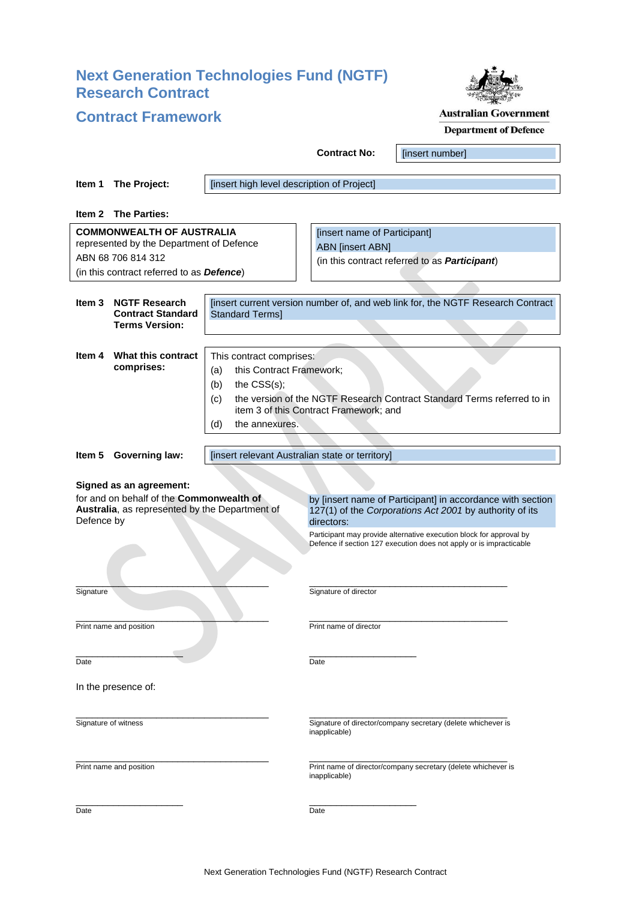# Next Generation Technologies Fund (NGTF) Research Contract

## Contract Framework

Australian Government
Department of Defence

**Contract No:** [insert number]

**Item 1 The Project:** [insert high level description of Project]

**Item 2 The Parties:**

| | |
|---|---|
| **COMMONWEALTH OF AUSTRALIA**<br>represented by the Department of Defence<br>ABN 68 706 814 312<br>(in this contract referred to as ***Defence***) | [insert name of Participant]<br>ABN [insert ABN]<br>(in this contract referred to as ***Participant***) |

**Item 3 NGTF Research Contract Standard Terms Version:** [insert current version number of, and web link for, the NGTF Research Contract Standard Terms]

**Item 4 What this contract comprises:**

This contract comprises:

(a) this Contract Framework;

(b) the CSS(s);

(c) the version of the NGTF Research Contract Standard Terms referred to in item 3 of this Contract Framework; and

(d) the annexures.

**Item 5 Governing law:** [insert relevant Australian state or territory]

**Signed as an agreement:**

for and on behalf of the **Commonwealth of Australia**, as represented by the Department of Defence by

\_\_\_\_\_\_\_\_\_\_\_\_\_\_\_\_\_\_\_\_\_\_\_\_\_\_\_\_\_\_\_\_\_\_\_\_
Signature

\_\_\_\_\_\_\_\_\_\_\_\_\_\_\_\_\_\_\_\_\_\_\_\_\_\_\_\_\_\_\_\_\_\_\_\_
Print name and position

\_\_\_\_\_\_\_\_\_\_\_\_\_\_\_\_\_\_\_\_
Date

In the presence of:

\_\_\_\_\_\_\_\_\_\_\_\_\_\_\_\_\_\_\_\_\_\_\_\_\_\_\_\_\_\_\_\_\_\_\_\_
Signature of witness

\_\_\_\_\_\_\_\_\_\_\_\_\_\_\_\_\_\_\_\_\_\_\_\_\_\_\_\_\_\_\_\_\_\_\_\_
Print name and position

\_\_\_\_\_\_\_\_\_\_\_\_\_\_\_\_\_\_\_\_
Date

by [insert name of Participant] in accordance with section 127(1) of the *Corporations Act 2001* by authority of its directors:

Participant may provide alternative execution block for approval by Defence if section 127 execution does not apply or is impracticable

\_\_\_\_\_\_\_\_\_\_\_\_\_\_\_\_\_\_\_\_\_\_\_\_\_\_\_\_\_\_\_\_\_\_\_\_
Signature of director

\_\_\_\_\_\_\_\_\_\_\_\_\_\_\_\_\_\_\_\_\_\_\_\_\_\_\_\_\_\_\_\_\_\_\_\_
Print name of director

\_\_\_\_\_\_\_\_\_\_\_\_\_\_\_\_\_\_\_\_
Date

\_\_\_\_\_\_\_\_\_\_\_\_\_\_\_\_\_\_\_\_\_\_\_\_\_\_\_\_\_\_\_\_\_\_\_\_
Signature of director/company secretary (delete whichever is inapplicable)

\_\_\_\_\_\_\_\_\_\_\_\_\_\_\_\_\_\_\_\_\_\_\_\_\_\_\_\_\_\_\_\_\_\_\_\_
Print name of director/company secretary (delete whichever is inapplicable)

\_\_\_\_\_\_\_\_\_\_\_\_\_\_\_\_\_\_\_\_
Date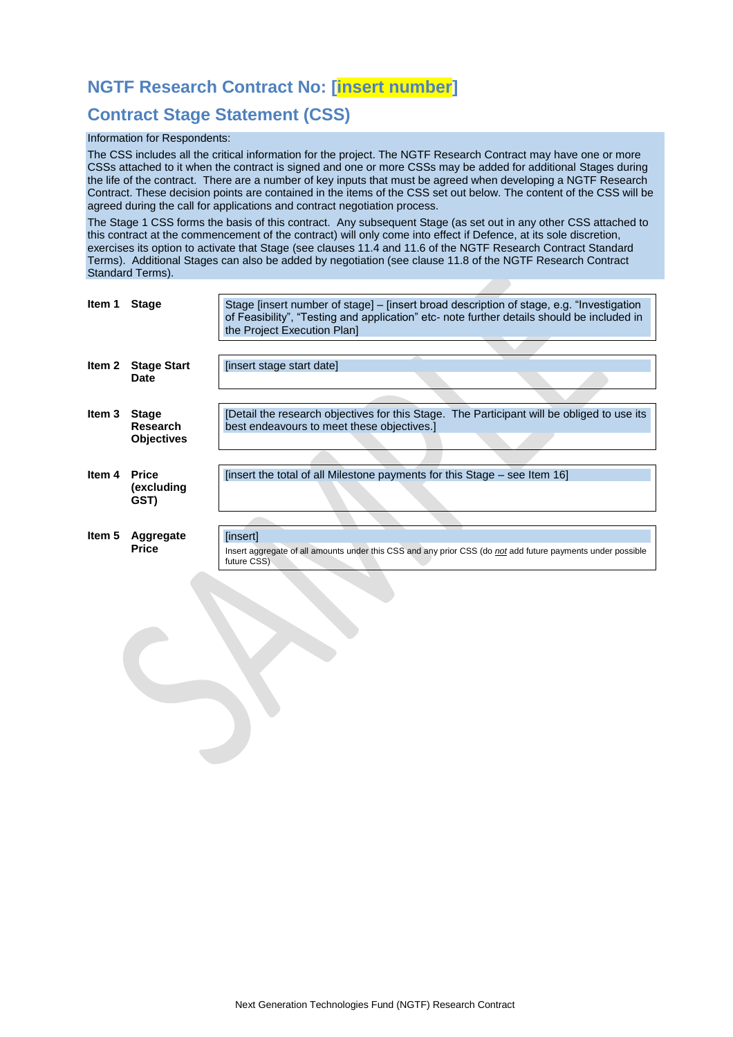# NGTF Research Contract No: [insert number]

## Contract Stage Statement (CSS)

Information for Respondents:

The CSS includes all the critical information for the project. The NGTF Research Contract may have one or more CSSs attached to it when the contract is signed and one or more CSSs may be added for additional Stages during the life of the contract. There are a number of key inputs that must be agreed when developing a NGTF Research Contract. These decision points are contained in the items of the CSS set out below. The content of the CSS will be agreed during the call for applications and contract negotiation process.

The Stage 1 CSS forms the basis of this contract. Any subsequent Stage (as set out in any other CSS attached to this contract at the commencement of the contract) will only come into effect if Defence, at its sole discretion, exercises its option to activate that Stage (see clauses 11.4 and 11.6 of the NGTF Research Contract Standard Terms). Additional Stages can also be added by negotiation (see clause 11.8 of the NGTF Research Contract Standard Terms).

| Item | | |
|---|---|---|
| **Item 1** | **Stage** | Stage [insert number of stage] – [insert broad description of stage, e.g. "Investigation of Feasibility", "Testing and application" etc- note further details should be included in the Project Execution Plan] |
| **Item 2** | **Stage Start Date** | [insert stage start date] |
| **Item 3** | **Stage Research Objectives** | [Detail the research objectives for this Stage. The Participant will be obliged to use its best endeavours to meet these objectives.] |
| **Item 4** | **Price (excluding GST)** | [insert the total of all Milestone payments for this Stage – see Item 16] |
| **Item 5** | **Aggregate Price** | [insert]<br>Insert aggregate of all amounts under this CSS and any prior CSS (do *not* add future payments under possible future CSS) |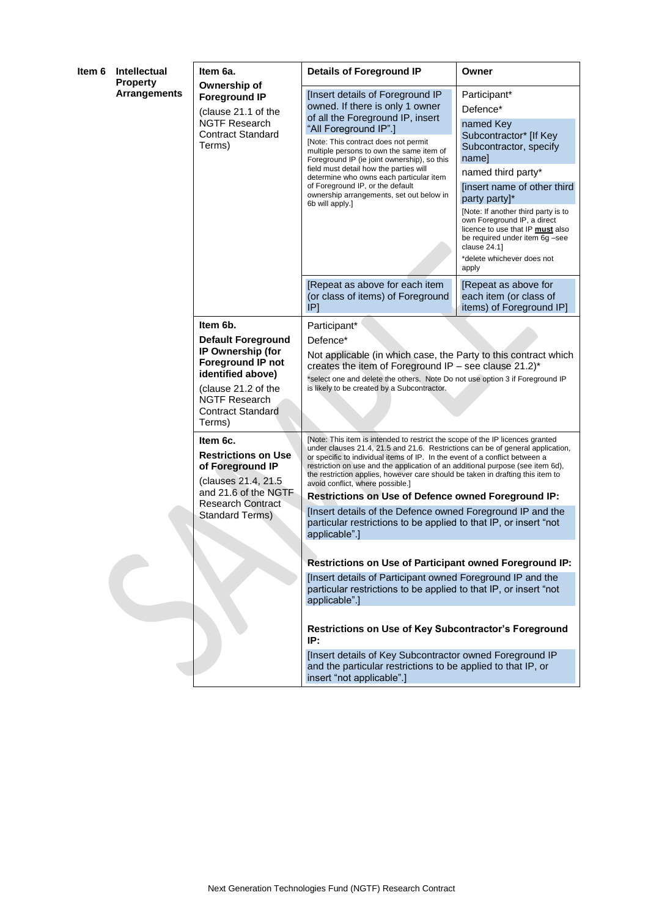| Item 6 | Intellectual Property Arrangements | Item 6a. | Details of Foreground IP | Owner |
|---|---|---|---|---|
| | | **Ownership of Foreground IP**<br>(clause 21.1 of the NGTF Research Contract Standard Terms) | [Insert details of Foreground IP owned. If there is only 1 owner of all the Foreground IP, insert "All Foreground IP".]<br>[Note: This contract does not permit multiple persons to own the same item of Foreground IP (ie joint ownership), so this field must detail how the parties will determine who owns each particular item of Foreground IP, or the default ownership arrangements, set out below in 6b will apply.] | Participant*<br>Defence*<br>named Key Subcontractor* [If Key Subcontractor, specify name]<br>named third party*<br>[insert name of other third party party]*<br>[Note: If another third party is to own Foreground IP, a direct licence to use that IP **must** also be required under item 6g –see clause 24.1]<br>*delete whichever does not apply |
| | | | [Repeat as above for each item (or class of items) of Foreground IP] | [Repeat as above for each item (or class of items) of Foreground IP] |
| | | **Item 6b.**<br>**Default Foreground IP Ownership (for Foreground IP not identified above)**<br>(clause 21.2 of the NGTF Research Contract Standard Terms) | Participant*<br>Defence*<br>Not applicable (in which case, the Party to this contract which creates the item of Foreground IP – see clause 21.2)*<br>*select one and delete the others. Note Do not use option 3 if Foreground IP is likely to be created by a Subcontractor. | |
| | | **Item 6c.**<br>**Restrictions on Use of Foreground IP**<br>(clauses 21.4, 21.5 and 21.6 of the NGTF Research Contract Standard Terms) | [Note: This item is intended to restrict the scope of the IP licences granted under clauses 21.4, 21.5 and 21.6. Restrictions can be of general application, or specific to individual items of IP. In the event of a conflict between a restriction on use and the application of an additional purpose (see item 6d), the restriction applies, however care should be taken in drafting this item to avoid conflict, where possible.]<br>**Restrictions on Use of Defence owned Foreground IP:**<br>[Insert details of the Defence owned Foreground IP and the particular restrictions to be applied to that IP, or insert "not applicable".]<br>**Restrictions on Use of Participant owned Foreground IP:**<br>[Insert details of Participant owned Foreground IP and the particular restrictions to be applied to that IP, or insert "not applicable".]<br>**Restrictions on Use of Key Subcontractor's Foreground IP:**<br>[Insert details of Key Subcontractor owned Foreground IP and the particular restrictions to be applied to that IP, or insert "not applicable".] | |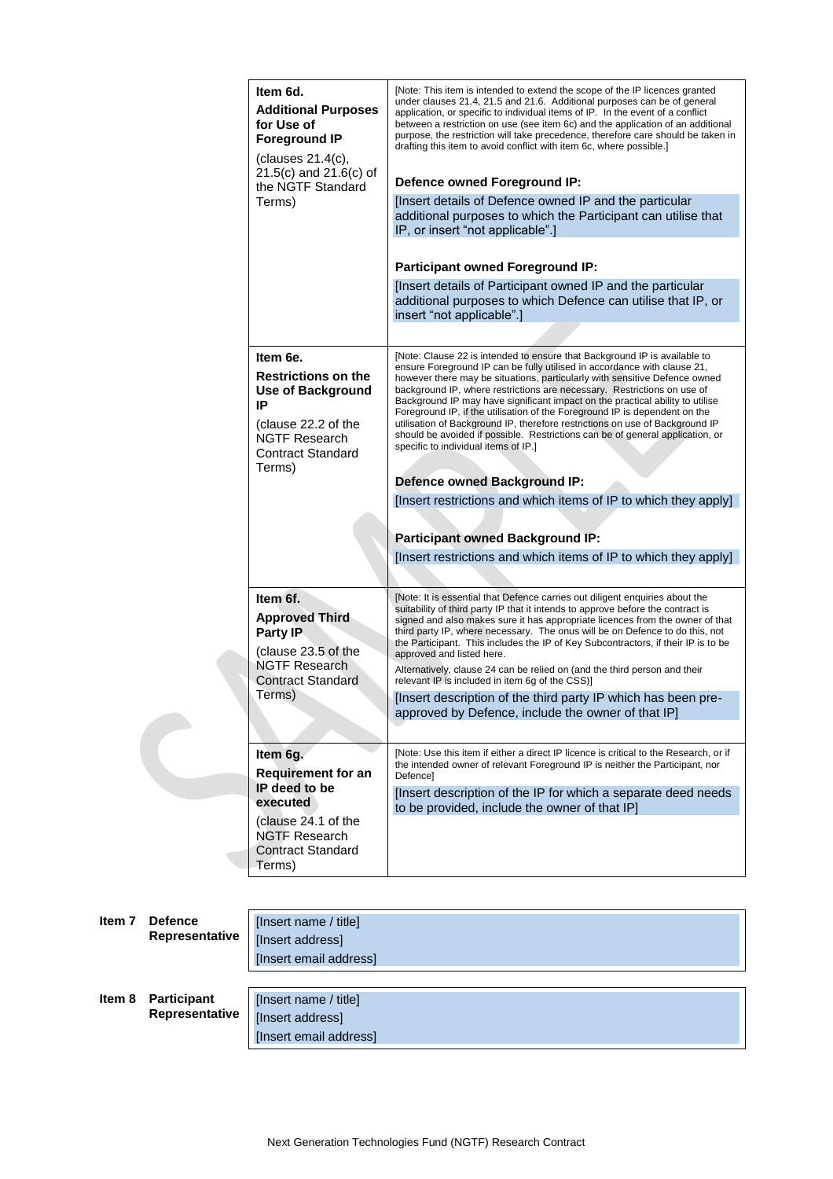| | |
|---|---|
| **Item 6d.** **Additional Purposes for Use of Foreground IP** (clauses 21.4(c), 21.5(c) and 21.6(c) of the NGTF Standard Terms) | [Note: This item is intended to extend the scope of the IP licences granted under clauses 21.4, 21.5 and 21.6. Additional purposes can be of general application, or specific to individual items of IP. In the event of a conflict between a restriction on use (see item 6c) and the application of an additional purpose, the restriction will take precedence, therefore care should be taken in drafting this item to avoid conflict with item 6c, where possible.] **Defence owned Foreground IP:** [Insert details of Defence owned IP and the particular additional purposes to which the Participant can utilise that IP, or insert "not applicable".] **Participant owned Foreground IP:** [Insert details of Participant owned IP and the particular additional purposes to which Defence can utilise that IP, or insert "not applicable".] |
| **Item 6e.** **Restrictions on the Use of Background IP** (clause 22.2 of the NGTF Research Contract Standard Terms) | [Note: Clause 22 is intended to ensure that Background IP is available to ensure Foreground IP can be fully utilised in accordance with clause 21, however there may be situations, particularly with sensitive Defence owned background IP, where restrictions are necessary. Restrictions on use of Background IP may have significant impact on the practical ability to utilise Foreground IP, if the utilisation of the Foreground IP is dependent on the utilisation of Background IP, therefore restrictions on use of Background IP should be avoided if possible. Restrictions can be of general application, or specific to individual items of IP.] **Defence owned Background IP:** [Insert restrictions and which items of IP to which they apply] **Participant owned Background IP:** [Insert restrictions and which items of IP to which they apply] |
| **Item 6f.** **Approved Third Party IP** (clause 23.5 of the NGTF Research Contract Standard Terms) | [Note: It is essential that Defence carries out diligent enquiries about the suitability of third party IP that it intends to approve before the contract is signed and also makes sure it has appropriate licences from the owner of that third party IP, where necessary. The onus will be on Defence to do this, not the Participant. This includes the IP of Key Subcontractors, if their IP is to be approved and listed here. Alternatively, clause 24 can be relied on (and the third person and their relevant IP is included in item 6g of the CSS)] [Insert description of the third party IP which has been pre-approved by Defence, include the owner of that IP] |
| **Item 6g.** **Requirement for an IP deed to be executed** (clause 24.1 of the NGTF Research Contract Standard Terms) | [Note: Use this item if either a direct IP licence is critical to the Research, or if the intended owner of relevant Foreground IP is neither the Participant, nor Defence] [Insert description of the IP for which a separate deed needs to be provided, include the owner of that IP] |

| | | |
|---|---|---|
| **Item 7** | **Defence Representative** | [Insert name / title] [Insert address] [Insert email address] |
| **Item 8** | **Participant Representative** | [Insert name / title] [Insert address] [Insert email address] |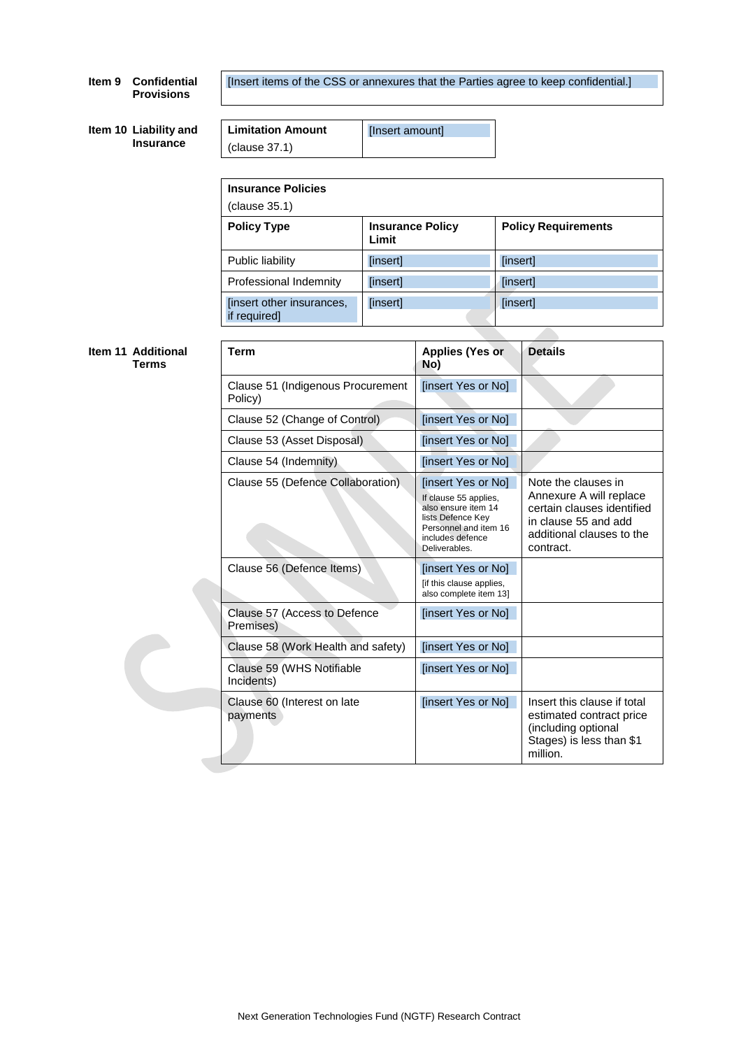**Item 9 Confidential Provisions**

| [Insert items of the CSS or annexures that the Parties agree to keep confidential.] |
|---|

**Item 10 Liability and Insurance**

| **Limitation Amount** (clause 37.1) | [Insert amount] |
|---|---|

| **Insurance Policies** (clause 35.1) | | |
|---|---|---|
| **Policy Type** | **Insurance Policy Limit** | **Policy Requirements** |
| Public liability | [insert] | [insert] |
| Professional Indemnity | [insert] | [insert] |
| [insert other insurances, if required] | [insert] | [insert] |

**Item 11 Additional Terms**

| **Term** | **Applies (Yes or No)** | **Details** |
|---|---|---|
| Clause 51 (Indigenous Procurement Policy) | [insert Yes or No] | |
| Clause 52 (Change of Control) | [insert Yes or No] | |
| Clause 53 (Asset Disposal) | [insert Yes or No] | |
| Clause 54 (Indemnity) | [insert Yes or No] | |
| Clause 55 (Defence Collaboration) | [insert Yes or No] If clause 55 applies, also ensure item 14 lists Defence Key Personnel and item 16 includes defence Deliverables. | Note the clauses in Annexure A will replace certain clauses identified in clause 55 and add additional clauses to the contract. |
| Clause 56 (Defence Items) | [insert Yes or No] [if this clause applies, also complete item 13] | |
| Clause 57 (Access to Defence Premises) | [insert Yes or No] | |
| Clause 58 (Work Health and safety) | [insert Yes or No] | |
| Clause 59 (WHS Notifiable Incidents) | [insert Yes or No] | |
| Clause 60 (Interest on late payments | [insert Yes or No] | Insert this clause if total estimated contract price (including optional Stages) is less than $1 million. |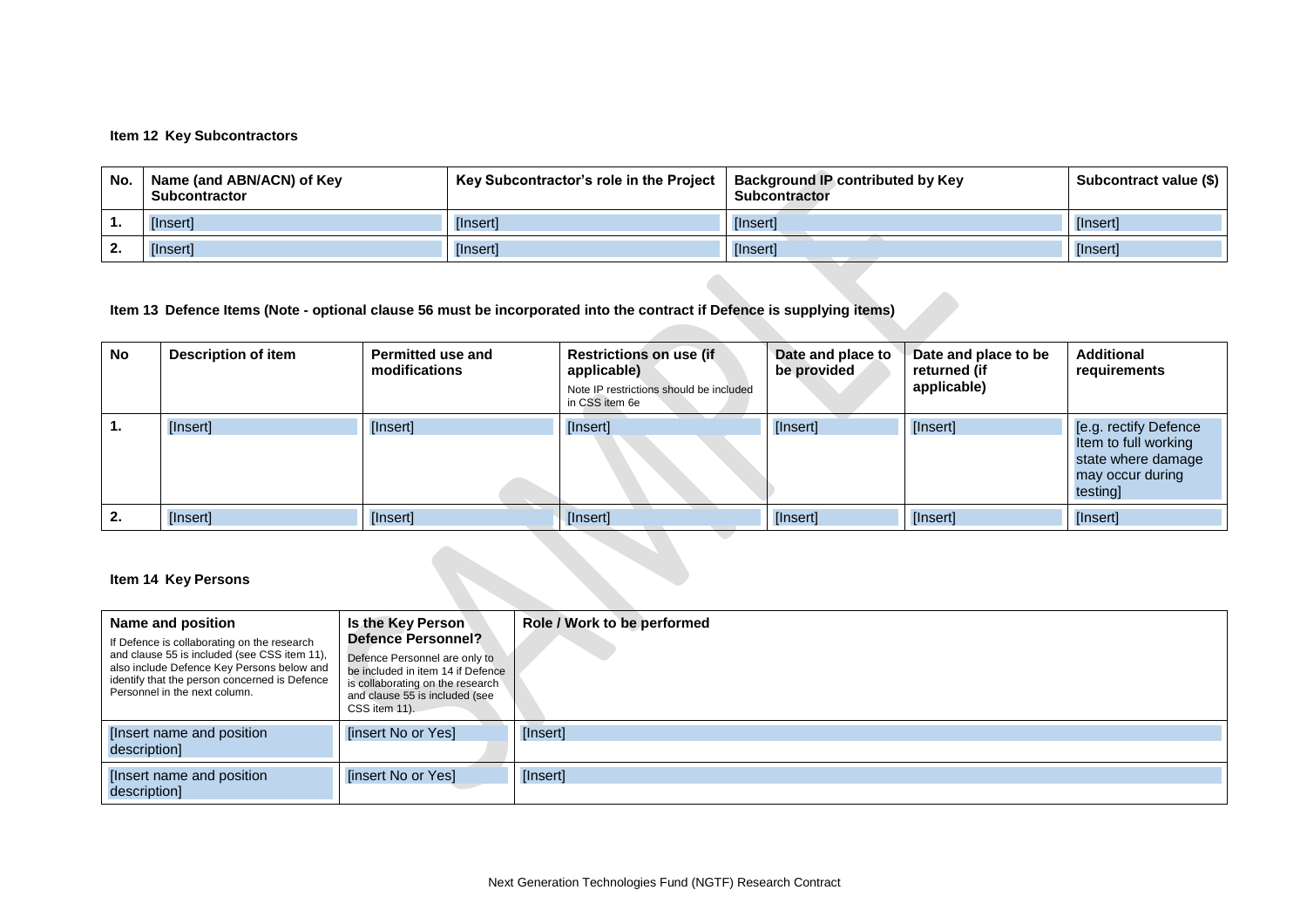**Item 12 Key Subcontractors**

| No. | Name (and ABN/ACN) of Key Subcontractor | Key Subcontractor's role in the Project | Background IP contributed by Key Subcontractor | Subcontract value ($) |
|---|---|---|---|---|
| 1. | [Insert] | [Insert] | [Insert] | [Insert] |
| 2. | [Insert] | [Insert] | [Insert] | [Insert] |

**Item 13 Defence Items (Note - optional clause 56 must be incorporated into the contract if Defence is supplying items)**

| No | Description of item | Permitted use and modifications | Restrictions on use (if applicable)<br>Note IP restrictions should be included in CSS item 6e | Date and place to be provided | Date and place to be returned (if applicable) | Additional requirements |
|---|---|---|---|---|---|---|
| 1. | [Insert] | [Insert] | [Insert] | [Insert] | [Insert] | [e.g. rectify Defence Item to full working state where damage may occur during testing] |
| 2. | [Insert] | [Insert] | [Insert] | [Insert] | [Insert] | [Insert] |

**Item 14 Key Persons**

| Name and position<br>If Defence is collaborating on the research and clause 55 is included (see CSS item 11), also include Defence Key Persons below and identify that the person concerned is Defence Personnel in the next column. | Is the Key Person Defence Personnel?<br>Defence Personnel are only to be included in item 14 if Defence is collaborating on the research and clause 55 is included (see CSS item 11). | Role / Work to be performed |
|---|---|---|
| [Insert name and position description] | [insert No or Yes] | [Insert] |
| [Insert name and position description] | [insert No or Yes] | [Insert] |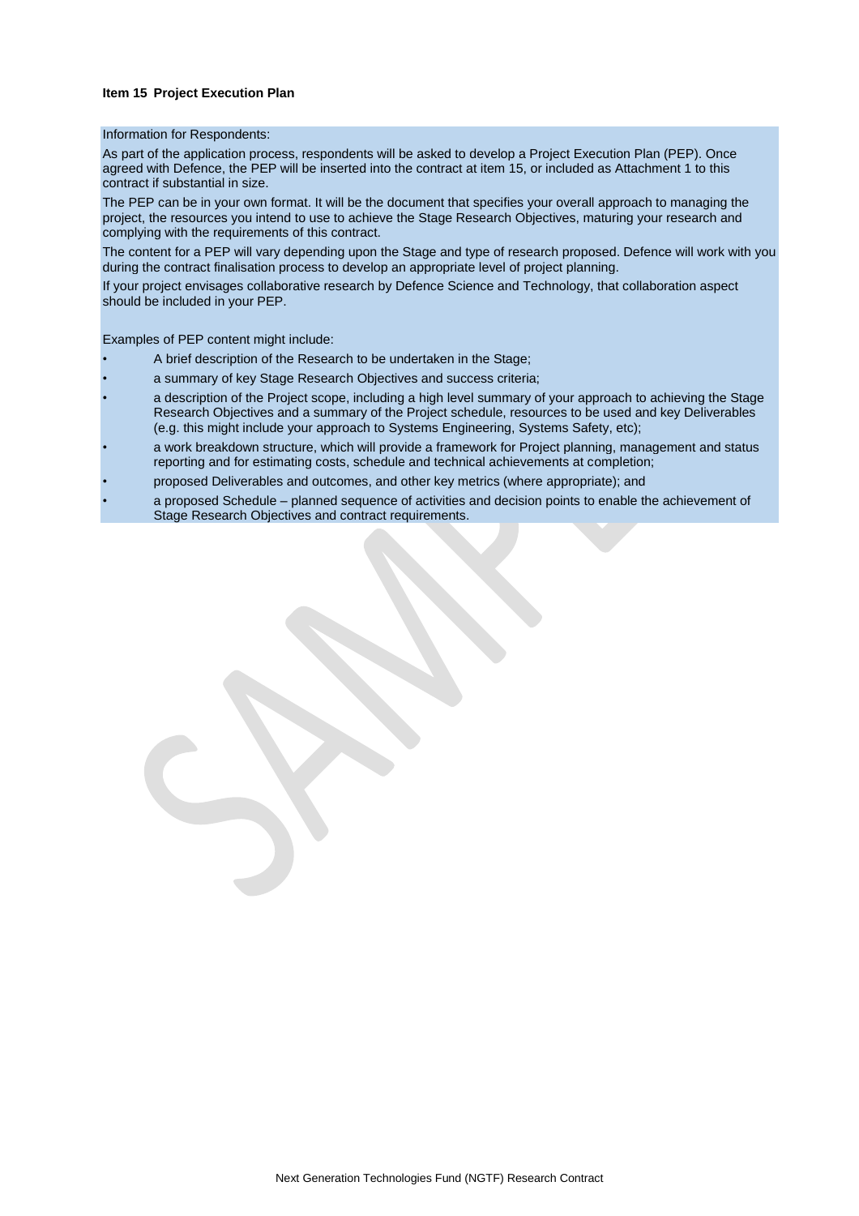**Item 15 Project Execution Plan**

Information for Respondents:

As part of the application process, respondents will be asked to develop a Project Execution Plan (PEP). Once agreed with Defence, the PEP will be inserted into the contract at item 15, or included as Attachment 1 to this contract if substantial in size.

The PEP can be in your own format. It will be the document that specifies your overall approach to managing the project, the resources you intend to use to achieve the Stage Research Objectives, maturing your research and complying with the requirements of this contract.

The content for a PEP will vary depending upon the Stage and type of research proposed. Defence will work with you during the contract finalisation process to develop an appropriate level of project planning.

If your project envisages collaborative research by Defence Science and Technology, that collaboration aspect should be included in your PEP.

Examples of PEP content might include:

- A brief description of the Research to be undertaken in the Stage;
- a summary of key Stage Research Objectives and success criteria;
- a description of the Project scope, including a high level summary of your approach to achieving the Stage Research Objectives and a summary of the Project schedule, resources to be used and key Deliverables (e.g. this might include your approach to Systems Engineering, Systems Safety, etc);
- a work breakdown structure, which will provide a framework for Project planning, management and status reporting and for estimating costs, schedule and technical achievements at completion;
- proposed Deliverables and outcomes, and other key metrics (where appropriate); and
- a proposed Schedule – planned sequence of activities and decision points to enable the achievement of Stage Research Objectives and contract requirements.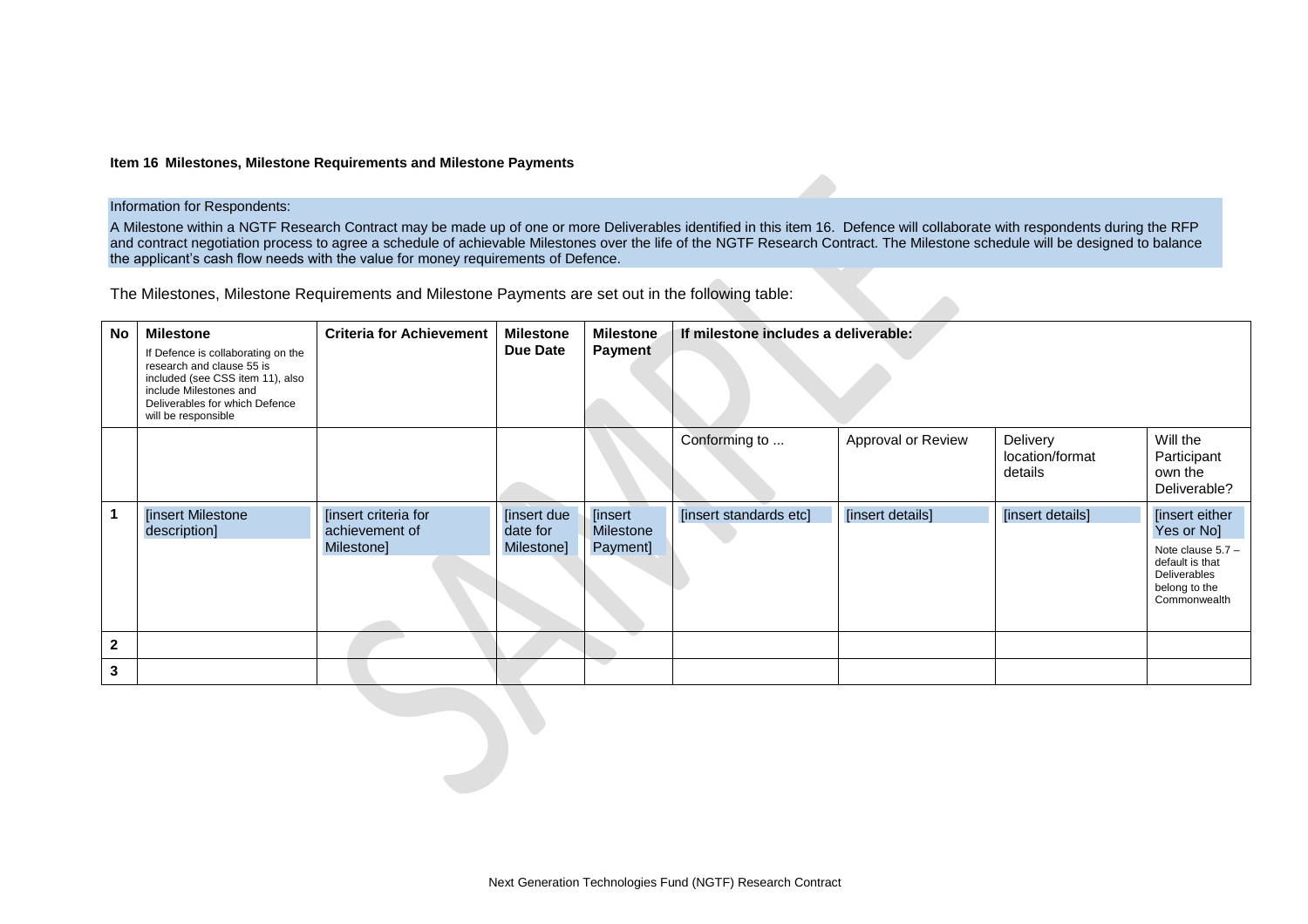**Item 16 Milestones, Milestone Requirements and Milestone Payments**

Information for Respondents:

A Milestone within a NGTF Research Contract may be made up of one or more Deliverables identified in this item 16. Defence will collaborate with respondents during the RFP and contract negotiation process to agree a schedule of achievable Milestones over the life of the NGTF Research Contract. The Milestone schedule will be designed to balance the applicant's cash flow needs with the value for money requirements of Defence.

The Milestones, Milestone Requirements and Milestone Payments are set out in the following table:

| No | Milestone<br>If Defence is collaborating on the research and clause 55 is included (see CSS item 11), also include Milestones and Deliverables for which Defence will be responsible | Criteria for Achievement | Milestone Due Date | Milestone Payment | If milestone includes a deliverable: | | | |
|---|---|---|---|---|---|---|---|---|
| | | | | | Conforming to ... | Approval or Review | Delivery location/format details | Will the Participant own the Deliverable? |
| 1 | [insert Milestone description] | [insert criteria for achievement of Milestone] | [insert due date for Milestone] | [insert Milestone Payment] | [insert standards etc] | [insert details] | [insert details] | [insert either Yes or No]<br>Note clause 5.7 – default is that Deliverables belong to the Commonwealth |
| 2 | | | | | | | | |
| 3 | | | | | | | | |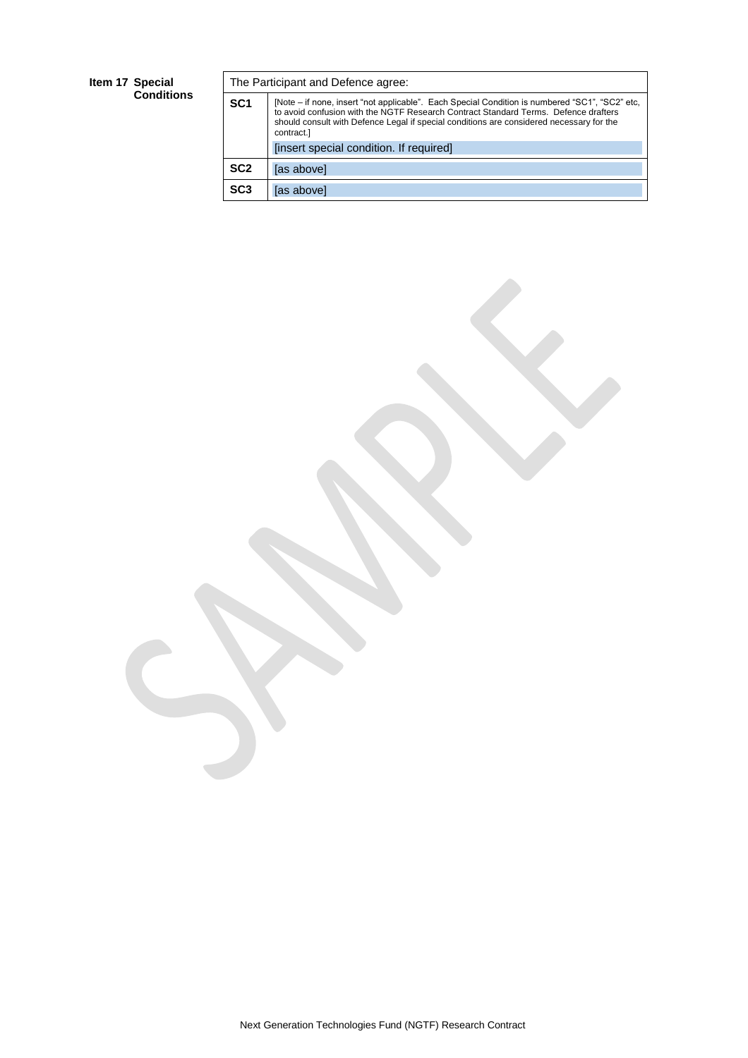**Item 17 Special Conditions**

| The Participant and Defence agree: | |
|---|---|
| **SC1** | [Note – if none, insert "not applicable". Each Special Condition is numbered "SC1", "SC2" etc, to avoid confusion with the NGTF Research Contract Standard Terms. Defence drafters should consult with Defence Legal if special conditions are considered necessary for the contract.] [insert special condition. If required] |
| **SC2** | [as above] |
| **SC3** | [as above] |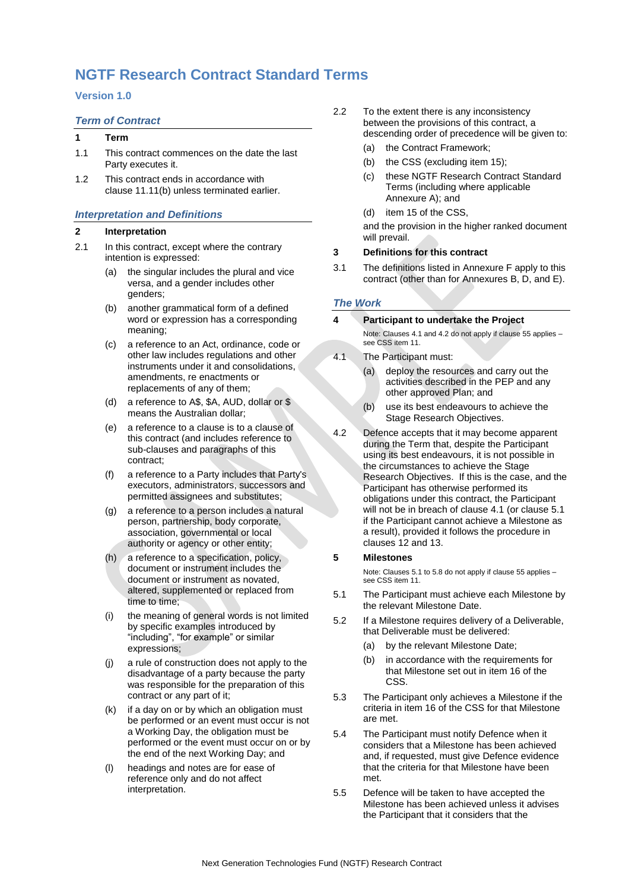# NGTF Research Contract Standard Terms

## Version 1.0

### *Term of Contract*

**1 Term**

1.1 This contract commences on the date the last Party executes it.

1.2 This contract ends in accordance with clause 11.11(b) unless terminated earlier.

### *Interpretation and Definitions*

**2 Interpretation**

2.1 In this contract, except where the contrary intention is expressed:

(a) the singular includes the plural and vice versa, and a gender includes other genders;

(b) another grammatical form of a defined word or expression has a corresponding meaning;

(c) a reference to an Act, ordinance, code or other law includes regulations and other instruments under it and consolidations, amendments, re enactments or replacements of any of them;

(d) a reference to A$, $A, AUD, dollar or $ means the Australian dollar;

(e) a reference to a clause is to a clause of this contract (and includes reference to sub-clauses and paragraphs of this contract;

(f) a reference to a Party includes that Party's executors, administrators, successors and permitted assignees and substitutes;

(g) a reference to a person includes a natural person, partnership, body corporate, association, governmental or local authority or agency or other entity;

(h) a reference to a specification, policy, document or instrument includes the document or instrument as novated, altered, supplemented or replaced from time to time;

(i) the meaning of general words is not limited by specific examples introduced by "including", "for example" or similar expressions;

(j) a rule of construction does not apply to the disadvantage of a party because the party was responsible for the preparation of this contract or any part of it;

(k) if a day on or by which an obligation must be performed or an event must occur is not a Working Day, the obligation must be performed or the event must occur on or by the end of the next Working Day; and

(l) headings and notes are for ease of reference only and do not affect interpretation.

2.2 To the extent there is any inconsistency between the provisions of this contract, a descending order of precedence will be given to:

(a) the Contract Framework;

(b) the CSS (excluding item 15);

(c) these NGTF Research Contract Standard Terms (including where applicable Annexure A); and

(d) item 15 of the CSS,

and the provision in the higher ranked document will prevail.

**3 Definitions for this contract**

3.1 The definitions listed in Annexure F apply to this contract (other than for Annexures B, D, and E).

### *The Work*

**4 Participant to undertake the Project**

Note: Clauses 4.1 and 4.2 do not apply if clause 55 applies – see CSS item 11.

4.1 The Participant must:

(a) deploy the resources and carry out the activities described in the PEP and any other approved Plan; and

(b) use its best endeavours to achieve the Stage Research Objectives.

4.2 Defence accepts that it may become apparent during the Term that, despite the Participant using its best endeavours, it is not possible in the circumstances to achieve the Stage Research Objectives. If this is the case, and the Participant has otherwise performed its obligations under this contract, the Participant will not be in breach of clause 4.1 (or clause 5.1 if the Participant cannot achieve a Milestone as a result), provided it follows the procedure in clauses 12 and 13.

**5 Milestones**

Note: Clauses 5.1 to 5.8 do not apply if clause 55 applies – see CSS item 11.

5.1 The Participant must achieve each Milestone by the relevant Milestone Date.

5.2 If a Milestone requires delivery of a Deliverable, that Deliverable must be delivered:

(a) by the relevant Milestone Date;

(b) in accordance with the requirements for that Milestone set out in item 16 of the CSS.

5.3 The Participant only achieves a Milestone if the criteria in item 16 of the CSS for that Milestone are met.

5.4 The Participant must notify Defence when it considers that a Milestone has been achieved and, if requested, must give Defence evidence that the criteria for that Milestone have been met.

5.5 Defence will be taken to have accepted the Milestone has been achieved unless it advises the Participant that it considers that the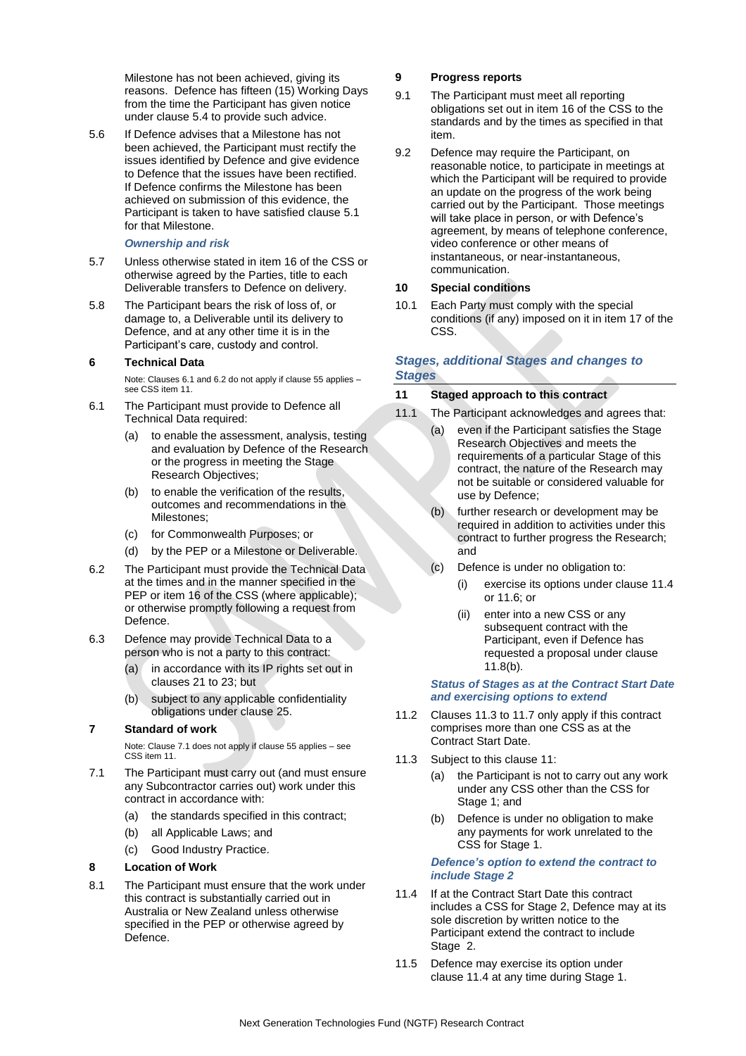Milestone has not been achieved, giving its reasons. Defence has fifteen (15) Working Days from the time the Participant has given notice under clause 5.4 to provide such advice.

5.6 If Defence advises that a Milestone has not been achieved, the Participant must rectify the issues identified by Defence and give evidence to Defence that the issues have been rectified. If Defence confirms the Milestone has been achieved on submission of this evidence, the Participant is taken to have satisfied clause 5.1 for that Milestone.

***Ownership and risk***

5.7 Unless otherwise stated in item 16 of the CSS or otherwise agreed by the Parties, title to each Deliverable transfers to Defence on delivery.

5.8 The Participant bears the risk of loss of, or damage to, a Deliverable until its delivery to Defence, and at any other time it is in the Participant's care, custody and control.

## 6 Technical Data

Note: Clauses 6.1 and 6.2 do not apply if clause 55 applies – see CSS item 11.

6.1 The Participant must provide to Defence all Technical Data required:

(a) to enable the assessment, analysis, testing and evaluation by Defence of the Research or the progress in meeting the Stage Research Objectives;

(b) to enable the verification of the results, outcomes and recommendations in the Milestones;

(c) for Commonwealth Purposes; or

(d) by the PEP or a Milestone or Deliverable.

6.2 The Participant must provide the Technical Data at the times and in the manner specified in the PEP or item 16 of the CSS (where applicable); or otherwise promptly following a request from Defence.

6.3 Defence may provide Technical Data to a person who is not a party to this contract:

(a) in accordance with its IP rights set out in clauses 21 to 23; but

(b) subject to any applicable confidentiality obligations under clause 25.

## 7 Standard of work

Note: Clause 7.1 does not apply if clause 55 applies – see CSS item 11.

7.1 The Participant must carry out (and must ensure any Subcontractor carries out) work under this contract in accordance with:

(a) the standards specified in this contract;

(b) all Applicable Laws; and

(c) Good Industry Practice.

## 8 Location of Work

8.1 The Participant must ensure that the work under this contract is substantially carried out in Australia or New Zealand unless otherwise specified in the PEP or otherwise agreed by Defence.

## 9 Progress reports

9.1 The Participant must meet all reporting obligations set out in item 16 of the CSS to the standards and by the times as specified in that item.

9.2 Defence may require the Participant, on reasonable notice, to participate in meetings at which the Participant will be required to provide an update on the progress of the work being carried out by the Participant. Those meetings will take place in person, or with Defence's agreement, by means of telephone conference, video conference or other means of instantaneous, or near-instantaneous, communication.

## 10 Special conditions

10.1 Each Party must comply with the special conditions (if any) imposed on it in item 17 of the CSS.

# *Stages, additional Stages and changes to Stages*

## 11 Staged approach to this contract

11.1 The Participant acknowledges and agrees that:

(a) even if the Participant satisfies the Stage Research Objectives and meets the requirements of a particular Stage of this contract, the nature of the Research may not be suitable or considered valuable for use by Defence;

(b) further research or development may be required in addition to activities under this contract to further progress the Research; and

(c) Defence is under no obligation to:

(i) exercise its options under clause 11.4 or 11.6; or

(ii) enter into a new CSS or any subsequent contract with the Participant, even if Defence has requested a proposal under clause 11.8(b).

***Status of Stages as at the Contract Start Date and exercising options to extend***

11.2 Clauses 11.3 to 11.7 only apply if this contract comprises more than one CSS as at the Contract Start Date.

11.3 Subject to this clause 11:

(a) the Participant is not to carry out any work under any CSS other than the CSS for Stage 1; and

(b) Defence is under no obligation to make any payments for work unrelated to the CSS for Stage 1.

***Defence's option to extend the contract to include Stage 2***

11.4 If at the Contract Start Date this contract includes a CSS for Stage 2, Defence may at its sole discretion by written notice to the Participant extend the contract to include Stage 2.

11.5 Defence may exercise its option under clause 11.4 at any time during Stage 1.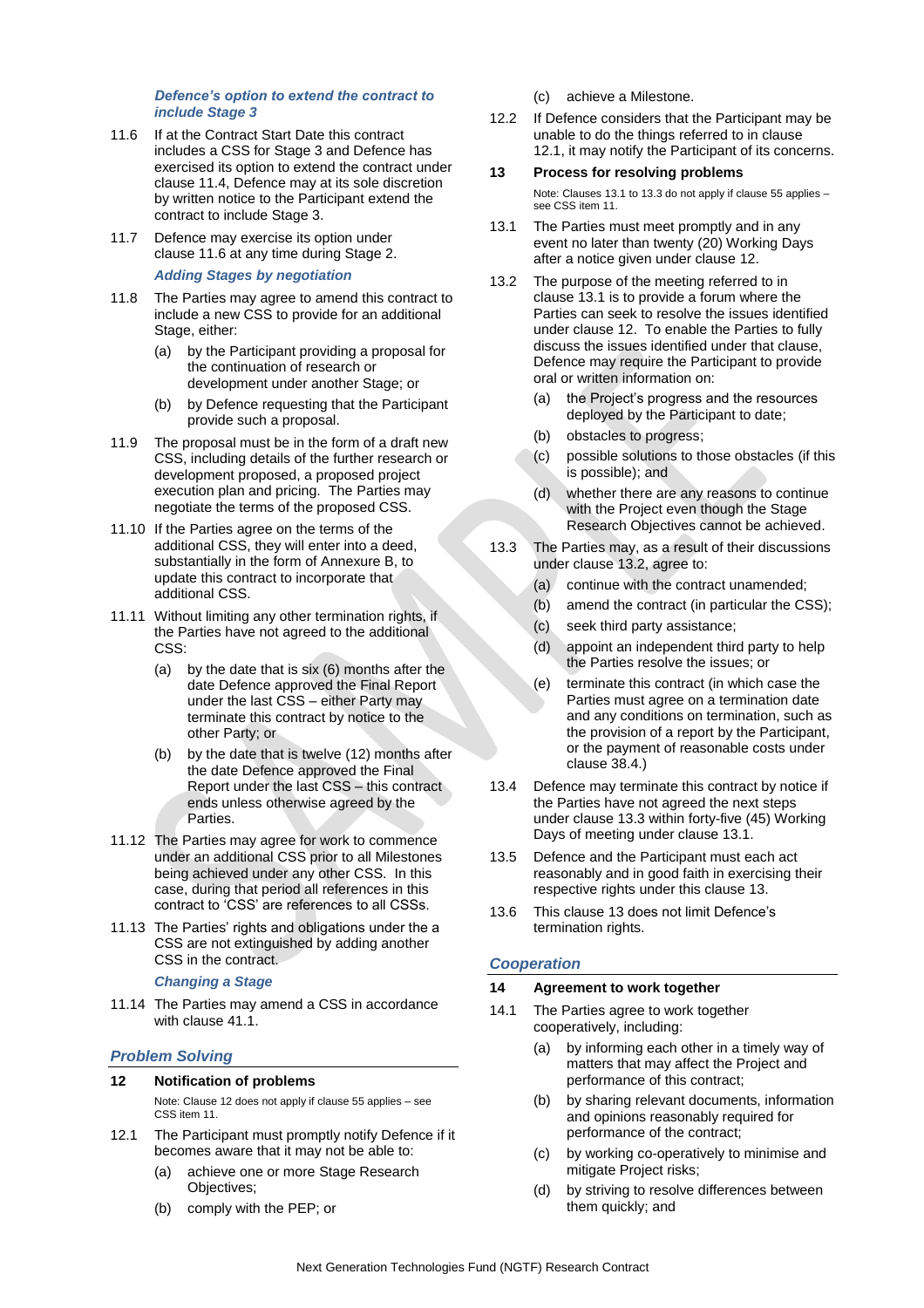**_Defence's option to extend the contract to include Stage 3_**

11.6 If at the Contract Start Date this contract includes a CSS for Stage 3 and Defence has exercised its option to extend the contract under clause 11.4, Defence may at its sole discretion by written notice to the Participant extend the contract to include Stage 3.

11.7 Defence may exercise its option under clause 11.6 at any time during Stage 2.

**_Adding Stages by negotiation_**

11.8 The Parties may agree to amend this contract to include a new CSS to provide for an additional Stage, either:

(a) by the Participant providing a proposal for the continuation of research or development under another Stage; or

(b) by Defence requesting that the Participant provide such a proposal.

11.9 The proposal must be in the form of a draft new CSS, including details of the further research or development proposed, a proposed project execution plan and pricing. The Parties may negotiate the terms of the proposed CSS.

11.10 If the Parties agree on the terms of the additional CSS, they will enter into a deed, substantially in the form of Annexure B, to update this contract to incorporate that additional CSS.

11.11 Without limiting any other termination rights, if the Parties have not agreed to the additional CSS:

(a) by the date that is six (6) months after the date Defence approved the Final Report under the last CSS – either Party may terminate this contract by notice to the other Party; or

(b) by the date that is twelve (12) months after the date Defence approved the Final Report under the last CSS – this contract ends unless otherwise agreed by the Parties.

11.12 The Parties may agree for work to commence under an additional CSS prior to all Milestones being achieved under any other CSS. In this case, during that period all references in this contract to 'CSS' are references to all CSSs.

11.13 The Parties' rights and obligations under the a CSS are not extinguished by adding another CSS in the contract.

**_Changing a Stage_**

11.14 The Parties may amend a CSS in accordance with clause 41.1.

## _Problem Solving_

### 12 Notification of problems

Note: Clause 12 does not apply if clause 55 applies – see CSS item 11.

12.1 The Participant must promptly notify Defence if it becomes aware that it may not be able to:

(a) achieve one or more Stage Research Objectives;

(b) comply with the PEP; or

(c) achieve a Milestone.

12.2 If Defence considers that the Participant may be unable to do the things referred to in clause 12.1, it may notify the Participant of its concerns.

### 13 Process for resolving problems

Note: Clauses 13.1 to 13.3 do not apply if clause 55 applies – see CSS item 11.

13.1 The Parties must meet promptly and in any event no later than twenty (20) Working Days after a notice given under clause 12.

13.2 The purpose of the meeting referred to in clause 13.1 is to provide a forum where the Parties can seek to resolve the issues identified under clause 12. To enable the Parties to fully discuss the issues identified under that clause, Defence may require the Participant to provide oral or written information on:

(a) the Project's progress and the resources deployed by the Participant to date;

(b) obstacles to progress;

(c) possible solutions to those obstacles (if this is possible); and

(d) whether there are any reasons to continue with the Project even though the Stage Research Objectives cannot be achieved.

13.3 The Parties may, as a result of their discussions under clause 13.2, agree to:

(a) continue with the contract unamended;

(b) amend the contract (in particular the CSS);

(c) seek third party assistance;

(d) appoint an independent third party to help the Parties resolve the issues; or

(e) terminate this contract (in which case the Parties must agree on a termination date and any conditions on termination, such as the provision of a report by the Participant, or the payment of reasonable costs under clause 38.4.)

13.4 Defence may terminate this contract by notice if the Parties have not agreed the next steps under clause 13.3 within forty-five (45) Working Days of meeting under clause 13.1.

13.5 Defence and the Participant must each act reasonably and in good faith in exercising their respective rights under this clause 13.

13.6 This clause 13 does not limit Defence's termination rights.

## _Cooperation_

### 14 Agreement to work together

14.1 The Parties agree to work together cooperatively, including:

(a) by informing each other in a timely way of matters that may affect the Project and performance of this contract;

(b) by sharing relevant documents, information and opinions reasonably required for performance of the contract;

(c) by working co-operatively to minimise and mitigate Project risks;

(d) by striving to resolve differences between them quickly; and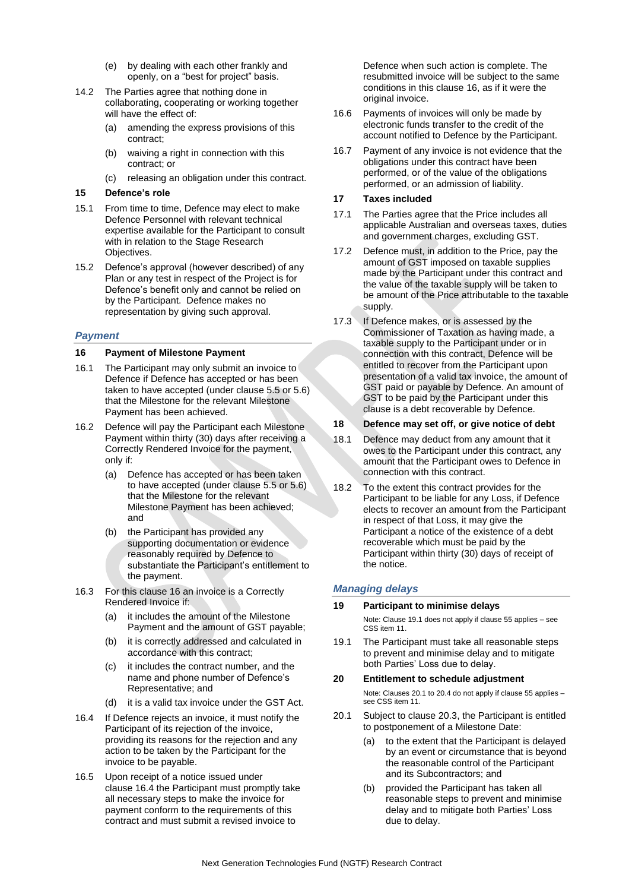(e) by dealing with each other frankly and openly, on a "best for project" basis.

14.2 The Parties agree that nothing done in collaborating, cooperating or working together will have the effect of:

(a) amending the express provisions of this contract;

(b) waiving a right in connection with this contract; or

(c) releasing an obligation under this contract.

**15 Defence's role**

15.1 From time to time, Defence may elect to make Defence Personnel with relevant technical expertise available for the Participant to consult with in relation to the Stage Research Objectives.

15.2 Defence's approval (however described) of any Plan or any test in respect of the Project is for Defence's benefit only and cannot be relied on by the Participant. Defence makes no representation by giving such approval.

## *Payment*

**16 Payment of Milestone Payment**

16.1 The Participant may only submit an invoice to Defence if Defence has accepted or has been taken to have accepted (under clause 5.5 or 5.6) that the Milestone for the relevant Milestone Payment has been achieved.

16.2 Defence will pay the Participant each Milestone Payment within thirty (30) days after receiving a Correctly Rendered Invoice for the payment, only if:

(a) Defence has accepted or has been taken to have accepted (under clause 5.5 or 5.6) that the Milestone for the relevant Milestone Payment has been achieved; and

(b) the Participant has provided any supporting documentation or evidence reasonably required by Defence to substantiate the Participant's entitlement to the payment.

16.3 For this clause 16 an invoice is a Correctly Rendered Invoice if:

(a) it includes the amount of the Milestone Payment and the amount of GST payable;

(b) it is correctly addressed and calculated in accordance with this contract;

(c) it includes the contract number, and the name and phone number of Defence's Representative; and

(d) it is a valid tax invoice under the GST Act.

16.4 If Defence rejects an invoice, it must notify the Participant of its rejection of the invoice, providing its reasons for the rejection and any action to be taken by the Participant for the invoice to be payable.

16.5 Upon receipt of a notice issued under clause 16.4 the Participant must promptly take all necessary steps to make the invoice for payment conform to the requirements of this contract and must submit a revised invoice to Defence when such action is complete. The resubmitted invoice will be subject to the same conditions in this clause 16, as if it were the original invoice.

16.6 Payments of invoices will only be made by electronic funds transfer to the credit of the account notified to Defence by the Participant.

16.7 Payment of any invoice is not evidence that the obligations under this contract have been performed, or of the value of the obligations performed, or an admission of liability.

**17 Taxes included**

17.1 The Parties agree that the Price includes all applicable Australian and overseas taxes, duties and government charges, excluding GST.

17.2 Defence must, in addition to the Price, pay the amount of GST imposed on taxable supplies made by the Participant under this contract and the value of the taxable supply will be taken to be amount of the Price attributable to the taxable supply.

17.3 If Defence makes, or is assessed by the Commissioner of Taxation as having made, a taxable supply to the Participant under or in connection with this contract, Defence will be entitled to recover from the Participant upon presentation of a valid tax invoice, the amount of GST paid or payable by Defence. An amount of GST to be paid by the Participant under this clause is a debt recoverable by Defence.

**18 Defence may set off, or give notice of debt**

18.1 Defence may deduct from any amount that it owes to the Participant under this contract, any amount that the Participant owes to Defence in connection with this contract.

18.2 To the extent this contract provides for the Participant to be liable for any Loss, if Defence elects to recover an amount from the Participant in respect of that Loss, it may give the Participant a notice of the existence of a debt recoverable which must be paid by the Participant within thirty (30) days of receipt of the notice.

## *Managing delays*

**19 Participant to minimise delays**

Note: Clause 19.1 does not apply if clause 55 applies – see CSS item 11.

19.1 The Participant must take all reasonable steps to prevent and minimise delay and to mitigate both Parties' Loss due to delay.

**20 Entitlement to schedule adjustment**

Note: Clauses 20.1 to 20.4 do not apply if clause 55 applies – see CSS item 11.

20.1 Subject to clause 20.3, the Participant is entitled to postponement of a Milestone Date:

(a) to the extent that the Participant is delayed by an event or circumstance that is beyond the reasonable control of the Participant and its Subcontractors; and

(b) provided the Participant has taken all reasonable steps to prevent and minimise delay and to mitigate both Parties' Loss due to delay.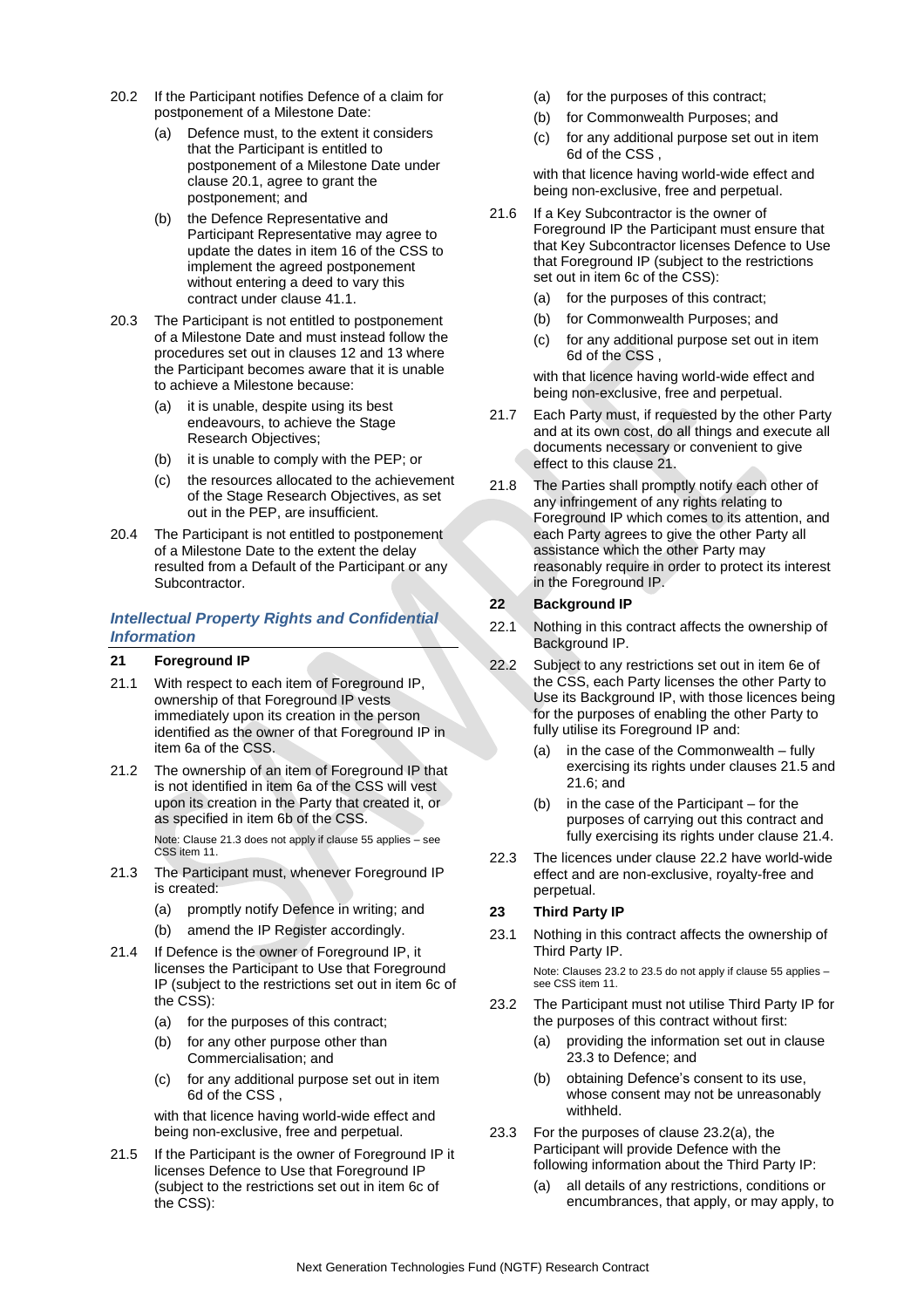20.2 If the Participant notifies Defence of a claim for postponement of a Milestone Date:

(a) Defence must, to the extent it considers that the Participant is entitled to postponement of a Milestone Date under clause 20.1, agree to grant the postponement; and

(b) the Defence Representative and Participant Representative may agree to update the dates in item 16 of the CSS to implement the agreed postponement without entering a deed to vary this contract under clause 41.1.

20.3 The Participant is not entitled to postponement of a Milestone Date and must instead follow the procedures set out in clauses 12 and 13 where the Participant becomes aware that it is unable to achieve a Milestone because:

(a) it is unable, despite using its best endeavours, to achieve the Stage Research Objectives;

(b) it is unable to comply with the PEP; or

(c) the resources allocated to the achievement of the Stage Research Objectives, as set out in the PEP, are insufficient.

20.4 The Participant is not entitled to postponement of a Milestone Date to the extent the delay resulted from a Default of the Participant or any Subcontractor.

## *Intellectual Property Rights and Confidential Information*

### 21 Foreground IP

21.1 With respect to each item of Foreground IP, ownership of that Foreground IP vests immediately upon its creation in the person identified as the owner of that Foreground IP in item 6a of the CSS.

21.2 The ownership of an item of Foreground IP that is not identified in item 6a of the CSS will vest upon its creation in the Party that created it, or as specified in item 6b of the CSS.

Note: Clause 21.3 does not apply if clause 55 applies – see CSS item 11.

21.3 The Participant must, whenever Foreground IP is created:

(a) promptly notify Defence in writing; and

(b) amend the IP Register accordingly.

21.4 If Defence is the owner of Foreground IP, it licenses the Participant to Use that Foreground IP (subject to the restrictions set out in item 6c of the CSS):

(a) for the purposes of this contract;

(b) for any other purpose other than Commercialisation; and

(c) for any additional purpose set out in item 6d of the CSS ,

with that licence having world-wide effect and being non-exclusive, free and perpetual.

21.5 If the Participant is the owner of Foreground IP it licenses Defence to Use that Foreground IP (subject to the restrictions set out in item 6c of the CSS):

(a) for the purposes of this contract;

(b) for Commonwealth Purposes; and

(c) for any additional purpose set out in item 6d of the CSS ,

with that licence having world-wide effect and being non-exclusive, free and perpetual.

21.6 If a Key Subcontractor is the owner of Foreground IP the Participant must ensure that that Key Subcontractor licenses Defence to Use that Foreground IP (subject to the restrictions set out in item 6c of the CSS):

(a) for the purposes of this contract;

(b) for Commonwealth Purposes; and

(c) for any additional purpose set out in item 6d of the CSS ,

with that licence having world-wide effect and being non-exclusive, free and perpetual.

21.7 Each Party must, if requested by the other Party and at its own cost, do all things and execute all documents necessary or convenient to give effect to this clause 21.

21.8 The Parties shall promptly notify each other of any infringement of any rights relating to Foreground IP which comes to its attention, and each Party agrees to give the other Party all assistance which the other Party may reasonably require in order to protect its interest in the Foreground IP.

### 22 Background IP

22.1 Nothing in this contract affects the ownership of Background IP.

22.2 Subject to any restrictions set out in item 6e of the CSS, each Party licenses the other Party to Use its Background IP, with those licences being for the purposes of enabling the other Party to fully utilise its Foreground IP and:

(a) in the case of the Commonwealth – fully exercising its rights under clauses 21.5 and 21.6; and

(b) in the case of the Participant – for the purposes of carrying out this contract and fully exercising its rights under clause 21.4.

22.3 The licences under clause 22.2 have world-wide effect and are non-exclusive, royalty-free and perpetual.

### 23 Third Party IP

23.1 Nothing in this contract affects the ownership of Third Party IP.

Note: Clauses 23.2 to 23.5 do not apply if clause 55 applies – see CSS item 11.

23.2 The Participant must not utilise Third Party IP for the purposes of this contract without first:

(a) providing the information set out in clause 23.3 to Defence; and

(b) obtaining Defence's consent to its use, whose consent may not be unreasonably withheld.

23.3 For the purposes of clause 23.2(a), the Participant will provide Defence with the following information about the Third Party IP:

(a) all details of any restrictions, conditions or encumbrances, that apply, or may apply, to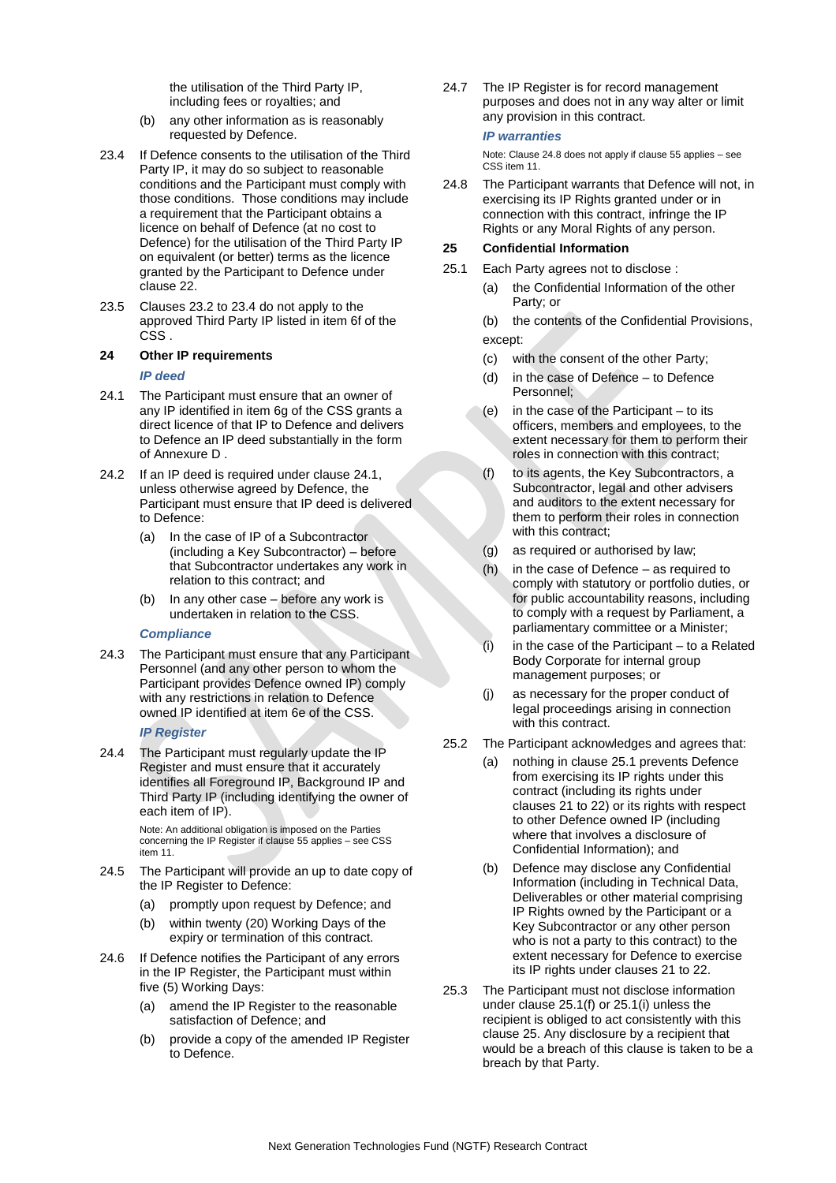the utilisation of the Third Party IP, including fees or royalties; and

(b) any other information as is reasonably requested by Defence.

23.4 If Defence consents to the utilisation of the Third Party IP, it may do so subject to reasonable conditions and the Participant must comply with those conditions. Those conditions may include a requirement that the Participant obtains a licence on behalf of Defence (at no cost to Defence) for the utilisation of the Third Party IP on equivalent (or better) terms as the licence granted by the Participant to Defence under clause 22.

23.5 Clauses 23.2 to 23.4 do not apply to the approved Third Party IP listed in item 6f of the CSS .

## 24 Other IP requirements

### *IP deed*

24.1 The Participant must ensure that an owner of any IP identified in item 6g of the CSS grants a direct licence of that IP to Defence and delivers to Defence an IP deed substantially in the form of Annexure D .

24.2 If an IP deed is required under clause 24.1, unless otherwise agreed by Defence, the Participant must ensure that IP deed is delivered to Defence:

(a) In the case of IP of a Subcontractor (including a Key Subcontractor) – before that Subcontractor undertakes any work in relation to this contract; and

(b) In any other case – before any work is undertaken in relation to the CSS.

### *Compliance*

24.3 The Participant must ensure that any Participant Personnel (and any other person to whom the Participant provides Defence owned IP) comply with any restrictions in relation to Defence owned IP identified at item 6e of the CSS.

### *IP Register*

24.4 The Participant must regularly update the IP Register and must ensure that it accurately identifies all Foreground IP, Background IP and Third Party IP (including identifying the owner of each item of IP).

Note: An additional obligation is imposed on the Parties concerning the IP Register if clause 55 applies – see CSS item 11.

24.5 The Participant will provide an up to date copy of the IP Register to Defence:

(a) promptly upon request by Defence; and

(b) within twenty (20) Working Days of the expiry or termination of this contract.

24.6 If Defence notifies the Participant of any errors in the IP Register, the Participant must within five (5) Working Days:

(a) amend the IP Register to the reasonable satisfaction of Defence; and

(b) provide a copy of the amended IP Register to Defence.

24.7 The IP Register is for record management purposes and does not in any way alter or limit any provision in this contract.

### *IP warranties*

Note: Clause 24.8 does not apply if clause 55 applies – see CSS item 11.

24.8 The Participant warrants that Defence will not, in exercising its IP Rights granted under or in connection with this contract, infringe the IP Rights or any Moral Rights of any person.

## 25 Confidential Information

25.1 Each Party agrees not to disclose :

(a) the Confidential Information of the other Party; or

(b) the contents of the Confidential Provisions,

except:

(c) with the consent of the other Party;

(d) in the case of Defence – to Defence Personnel;

(e) in the case of the Participant – to its officers, members and employees, to the extent necessary for them to perform their roles in connection with this contract;

(f) to its agents, the Key Subcontractors, a Subcontractor, legal and other advisers and auditors to the extent necessary for them to perform their roles in connection with this contract;

(g) as required or authorised by law;

(h) in the case of Defence – as required to comply with statutory or portfolio duties, or for public accountability reasons, including to comply with a request by Parliament, a parliamentary committee or a Minister;

(i) in the case of the Participant – to a Related Body Corporate for internal group management purposes; or

(j) as necessary for the proper conduct of legal proceedings arising in connection with this contract.

25.2 The Participant acknowledges and agrees that:

(a) nothing in clause 25.1 prevents Defence from exercising its IP rights under this contract (including its rights under clauses 21 to 22) or its rights with respect to other Defence owned IP (including where that involves a disclosure of Confidential Information); and

(b) Defence may disclose any Confidential Information (including in Technical Data, Deliverables or other material comprising IP Rights owned by the Participant or a Key Subcontractor or any other person who is not a party to this contract) to the extent necessary for Defence to exercise its IP rights under clauses 21 to 22.

25.3 The Participant must not disclose information under clause 25.1(f) or 25.1(i) unless the recipient is obliged to act consistently with this clause 25. Any disclosure by a recipient that would be a breach of this clause is taken to be a breach by that Party.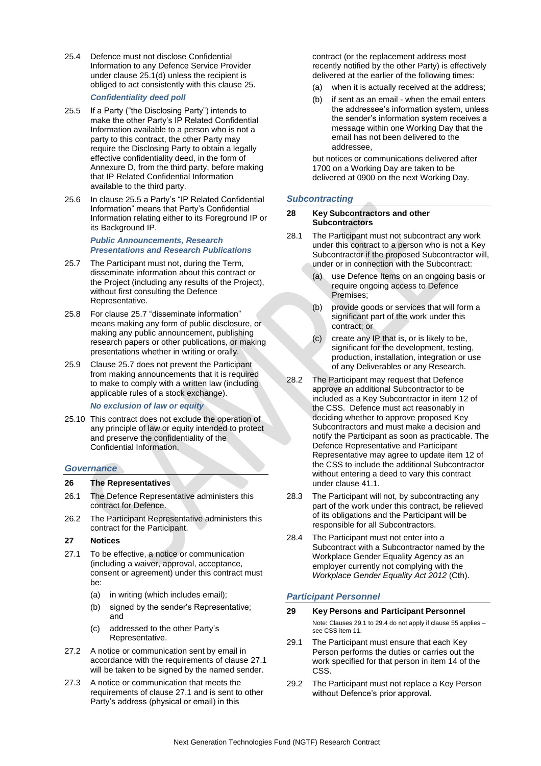25.4 Defence must not disclose Confidential Information to any Defence Service Provider under clause 25.1(d) unless the recipient is obliged to act consistently with this clause 25.

***Confidentiality deed poll***

25.5 If a Party ("the Disclosing Party") intends to make the other Party's IP Related Confidential Information available to a person who is not a party to this contract, the other Party may require the Disclosing Party to obtain a legally effective confidentiality deed, in the form of Annexure D, from the third party, before making that IP Related Confidential Information available to the third party.

25.6 In clause 25.5 a Party's "IP Related Confidential Information" means that Party's Confidential Information relating either to its Foreground IP or its Background IP.

***Public Announcements, Research Presentations and Research Publications***

25.7 The Participant must not, during the Term, disseminate information about this contract or the Project (including any results of the Project), without first consulting the Defence Representative.

25.8 For clause 25.7 "disseminate information" means making any form of public disclosure, or making any public announcement, publishing research papers or other publications, or making presentations whether in writing or orally.

25.9 Clause 25.7 does not prevent the Participant from making announcements that it is required to make to comply with a written law (including applicable rules of a stock exchange).

***No exclusion of law or equity***

25.10 This contract does not exclude the operation of any principle of law or equity intended to protect and preserve the confidentiality of the Confidential Information.

## *Governance*

### 26 The Representatives

26.1 The Defence Representative administers this contract for Defence.

26.2 The Participant Representative administers this contract for the Participant.

### 27 Notices

27.1 To be effective, a notice or communication (including a waiver, approval, acceptance, consent or agreement) under this contract must be:

(a) in writing (which includes email);

(b) signed by the sender's Representative; and

(c) addressed to the other Party's Representative.

27.2 A notice or communication sent by email in accordance with the requirements of clause 27.1 will be taken to be signed by the named sender.

27.3 A notice or communication that meets the requirements of clause 27.1 and is sent to other Party's address (physical or email) in this contract (or the replacement address most recently notified by the other Party) is effectively delivered at the earlier of the following times:

(a) when it is actually received at the address;

(b) if sent as an email - when the email enters the addressee's information system, unless the sender's information system receives a message within one Working Day that the email has not been delivered to the addressee,

but notices or communications delivered after 1700 on a Working Day are taken to be delivered at 0900 on the next Working Day.

## *Subcontracting*

### 28 Key Subcontractors and other Subcontractors

28.1 The Participant must not subcontract any work under this contract to a person who is not a Key Subcontractor if the proposed Subcontractor will, under or in connection with the Subcontract:

(a) use Defence Items on an ongoing basis or require ongoing access to Defence Premises;

(b) provide goods or services that will form a significant part of the work under this contract; or

(c) create any IP that is, or is likely to be, significant for the development, testing, production, installation, integration or use of any Deliverables or any Research.

28.2 The Participant may request that Defence approve an additional Subcontractor to be included as a Key Subcontractor in item 12 of the CSS. Defence must act reasonably in deciding whether to approve proposed Key Subcontractors and must make a decision and notify the Participant as soon as practicable. The Defence Representative and Participant Representative may agree to update item 12 of the CSS to include the additional Subcontractor without entering a deed to vary this contract under clause 41.1.

28.3 The Participant will not, by subcontracting any part of the work under this contract, be relieved of its obligations and the Participant will be responsible for all Subcontractors.

28.4 The Participant must not enter into a Subcontract with a Subcontractor named by the Workplace Gender Equality Agency as an employer currently not complying with the *Workplace Gender Equality Act 2012* (Cth).

## *Participant Personnel*

### 29 Key Persons and Participant Personnel

Note: Clauses 29.1 to 29.4 do not apply if clause 55 applies – see CSS item 11.

29.1 The Participant must ensure that each Key Person performs the duties or carries out the work specified for that person in item 14 of the CSS.

29.2 The Participant must not replace a Key Person without Defence's prior approval.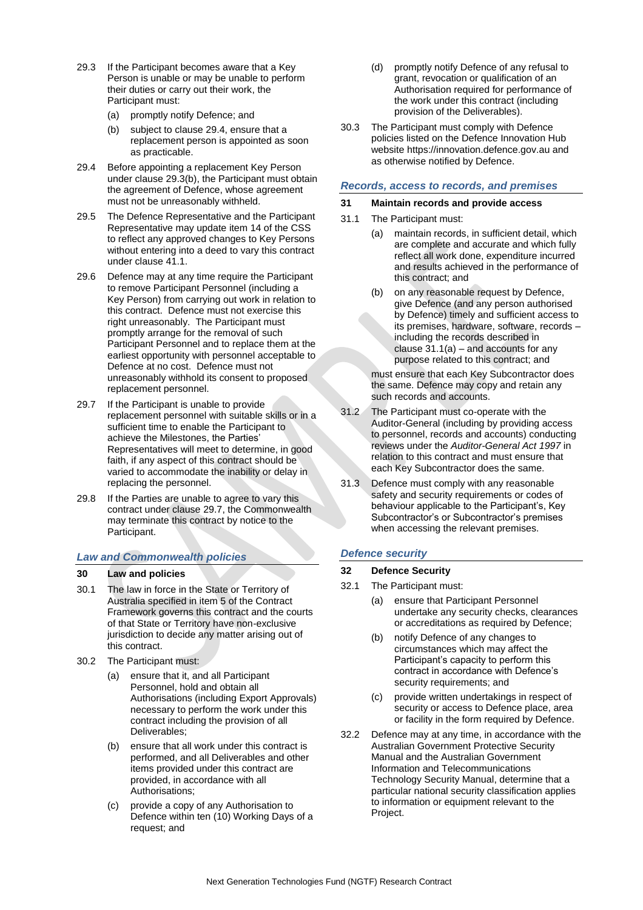29.3 If the Participant becomes aware that a Key Person is unable or may be unable to perform their duties or carry out their work, the Participant must:

(a) promptly notify Defence; and

(b) subject to clause 29.4, ensure that a replacement person is appointed as soon as practicable.

29.4 Before appointing a replacement Key Person under clause 29.3(b), the Participant must obtain the agreement of Defence, whose agreement must not be unreasonably withheld.

29.5 The Defence Representative and the Participant Representative may update item 14 of the CSS to reflect any approved changes to Key Persons without entering into a deed to vary this contract under clause 41.1.

29.6 Defence may at any time require the Participant to remove Participant Personnel (including a Key Person) from carrying out work in relation to this contract. Defence must not exercise this right unreasonably. The Participant must promptly arrange for the removal of such Participant Personnel and to replace them at the earliest opportunity with personnel acceptable to Defence at no cost. Defence must not unreasonably withhold its consent to proposed replacement personnel.

29.7 If the Participant is unable to provide replacement personnel with suitable skills or in a sufficient time to enable the Participant to achieve the Milestones, the Parties' Representatives will meet to determine, in good faith, if any aspect of this contract should be varied to accommodate the inability or delay in replacing the personnel.

29.8 If the Parties are unable to agree to vary this contract under clause 29.7, the Commonwealth may terminate this contract by notice to the Participant.

### *Law and Commonwealth policies*

#### 30 Law and policies

30.1 The law in force in the State or Territory of Australia specified in item 5 of the Contract Framework governs this contract and the courts of that State or Territory have non-exclusive jurisdiction to decide any matter arising out of this contract.

30.2 The Participant must:

(a) ensure that it, and all Participant Personnel, hold and obtain all Authorisations (including Export Approvals) necessary to perform the work under this contract including the provision of all Deliverables;

(b) ensure that all work under this contract is performed, and all Deliverables and other items provided under this contract are provided, in accordance with all Authorisations;

(c) provide a copy of any Authorisation to Defence within ten (10) Working Days of a request; and

(d) promptly notify Defence of any refusal to grant, revocation or qualification of an Authorisation required for performance of the work under this contract (including provision of the Deliverables).

30.3 The Participant must comply with Defence policies listed on the Defence Innovation Hub website https://innovation.defence.gov.au and as otherwise notified by Defence.

### *Records, access to records, and premises*

#### 31 Maintain records and provide access

31.1 The Participant must:

(a) maintain records, in sufficient detail, which are complete and accurate and which fully reflect all work done, expenditure incurred and results achieved in the performance of this contract; and

(b) on any reasonable request by Defence, give Defence (and any person authorised by Defence) timely and sufficient access to its premises, hardware, software, records – including the records described in clause 31.1(a) – and accounts for any purpose related to this contract; and

must ensure that each Key Subcontractor does the same. Defence may copy and retain any such records and accounts.

31.2 The Participant must co-operate with the Auditor-General (including by providing access to personnel, records and accounts) conducting reviews under the *Auditor-General Act 1997* in relation to this contract and must ensure that each Key Subcontractor does the same.

31.3 Defence must comply with any reasonable safety and security requirements or codes of behaviour applicable to the Participant's, Key Subcontractor's or Subcontractor's premises when accessing the relevant premises.

### *Defence security*

#### 32 Defence Security

32.1 The Participant must:

(a) ensure that Participant Personnel undertake any security checks, clearances or accreditations as required by Defence;

(b) notify Defence of any changes to circumstances which may affect the Participant's capacity to perform this contract in accordance with Defence's security requirements; and

(c) provide written undertakings in respect of security or access to Defence place, area or facility in the form required by Defence.

32.2 Defence may at any time, in accordance with the Australian Government Protective Security Manual and the Australian Government Information and Telecommunications Technology Security Manual, determine that a particular national security classification applies to information or equipment relevant to the Project.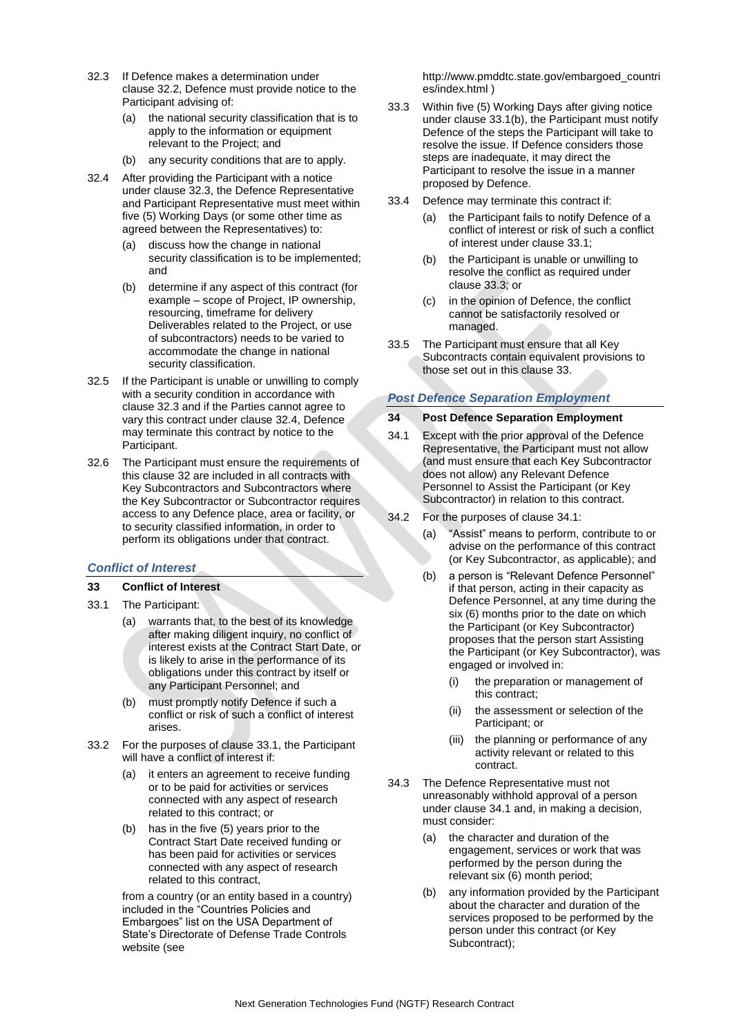32.3 If Defence makes a determination under clause 32.2, Defence must provide notice to the Participant advising of:

(a) the national security classification that is to apply to the information or equipment relevant to the Project; and

(b) any security conditions that are to apply.

32.4 After providing the Participant with a notice under clause 32.3, the Defence Representative and Participant Representative must meet within five (5) Working Days (or some other time as agreed between the Representatives) to:

(a) discuss how the change in national security classification is to be implemented; and

(b) determine if any aspect of this contract (for example – scope of Project, IP ownership, resourcing, timeframe for delivery Deliverables related to the Project, or use of subcontractors) needs to be varied to accommodate the change in national security classification.

32.5 If the Participant is unable or unwilling to comply with a security condition in accordance with clause 32.3 and if the Parties cannot agree to vary this contract under clause 32.4, Defence may terminate this contract by notice to the Participant.

32.6 The Participant must ensure the requirements of this clause 32 are included in all contracts with Key Subcontractors and Subcontractors where the Key Subcontractor or Subcontractor requires access to any Defence place, area or facility, or to security classified information, in order to perform its obligations under that contract.

## *Conflict of Interest*

### 33 Conflict of Interest

33.1 The Participant:

(a) warrants that, to the best of its knowledge after making diligent inquiry, no conflict of interest exists at the Contract Start Date, or is likely to arise in the performance of its obligations under this contract by itself or any Participant Personnel; and

(b) must promptly notify Defence if such a conflict or risk of such a conflict of interest arises.

33.2 For the purposes of clause 33.1, the Participant will have a conflict of interest if:

(a) it enters an agreement to receive funding or to be paid for activities or services connected with any aspect of research related to this contract; or

(b) has in the five (5) years prior to the Contract Start Date received funding or has been paid for activities or services connected with any aspect of research related to this contract,

from a country (or an entity based in a country) included in the "Countries Policies and Embargoes" list on the USA Department of State's Directorate of Defense Trade Controls website (see http://www.pmddtc.state.gov/embargoed_countries/index.html )

33.3 Within five (5) Working Days after giving notice under clause 33.1(b), the Participant must notify Defence of the steps the Participant will take to resolve the issue. If Defence considers those steps are inadequate, it may direct the Participant to resolve the issue in a manner proposed by Defence.

33.4 Defence may terminate this contract if:

(a) the Participant fails to notify Defence of a conflict of interest or risk of such a conflict of interest under clause 33.1;

(b) the Participant is unable or unwilling to resolve the conflict as required under clause 33.3; or

(c) in the opinion of Defence, the conflict cannot be satisfactorily resolved or managed.

33.5 The Participant must ensure that all Key Subcontracts contain equivalent provisions to those set out in this clause 33.

## *Post Defence Separation Employment*

### 34 Post Defence Separation Employment

34.1 Except with the prior approval of the Defence Representative, the Participant must not allow (and must ensure that each Key Subcontractor does not allow) any Relevant Defence Personnel to Assist the Participant (or Key Subcontractor) in relation to this contract.

34.2 For the purposes of clause 34.1:

(a) "Assist" means to perform, contribute to or advise on the performance of this contract (or Key Subcontractor, as applicable); and

(b) a person is "Relevant Defence Personnel" if that person, acting in their capacity as Defence Personnel, at any time during the six (6) months prior to the date on which the Participant (or Key Subcontractor) proposes that the person start Assisting the Participant (or Key Subcontractor), was engaged or involved in:

(i) the preparation or management of this contract;

(ii) the assessment or selection of the Participant; or

(iii) the planning or performance of any activity relevant or related to this contract.

34.3 The Defence Representative must not unreasonably withhold approval of a person under clause 34.1 and, in making a decision, must consider:

(a) the character and duration of the engagement, services or work that was performed by the person during the relevant six (6) month period;

(b) any information provided by the Participant about the character and duration of the services proposed to be performed by the person under this contract (or Key Subcontract);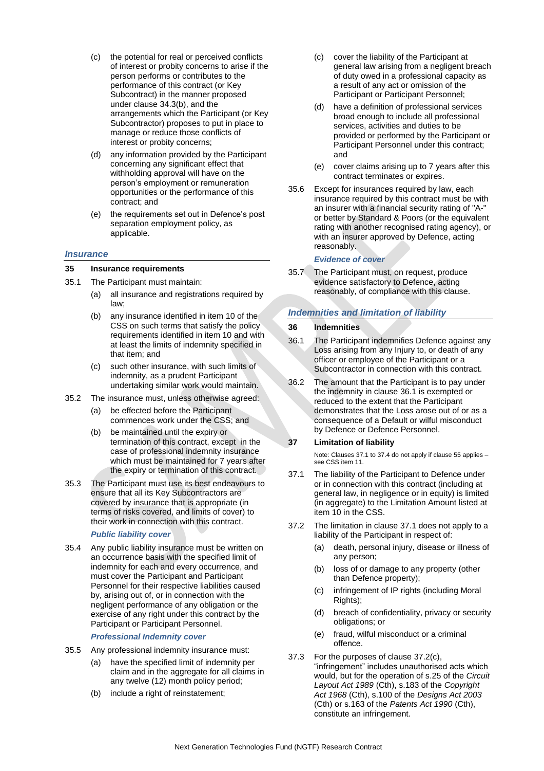(c) the potential for real or perceived conflicts of interest or probity concerns to arise if the person performs or contributes to the performance of this contract (or Key Subcontract) in the manner proposed under clause 34.3(b), and the arrangements which the Participant (or Key Subcontractor) proposes to put in place to manage or reduce those conflicts of interest or probity concerns;

(d) any information provided by the Participant concerning any significant effect that withholding approval will have on the person's employment or remuneration opportunities or the performance of this contract; and

(e) the requirements set out in Defence's post separation employment policy, as applicable.

## *Insurance*

### 35 Insurance requirements

35.1 The Participant must maintain:

(a) all insurance and registrations required by law;

(b) any insurance identified in item 10 of the CSS on such terms that satisfy the policy requirements identified in item 10 and with at least the limits of indemnity specified in that item; and

(c) such other insurance, with such limits of indemnity, as a prudent Participant undertaking similar work would maintain.

35.2 The insurance must, unless otherwise agreed:

(a) be effected before the Participant commences work under the CSS; and

(b) be maintained until the expiry or termination of this contract, except in the case of professional indemnity insurance which must be maintained for 7 years after the expiry or termination of this contract.

35.3 The Participant must use its best endeavours to ensure that all its Key Subcontractors are covered by insurance that is appropriate (in terms of risks covered, and limits of cover) to their work in connection with this contract.

*Public liability cover*

35.4 Any public liability insurance must be written on an occurrence basis with the specified limit of indemnity for each and every occurrence, and must cover the Participant and Participant Personnel for their respective liabilities caused by, arising out of, or in connection with the negligent performance of any obligation or the exercise of any right under this contract by the Participant or Participant Personnel.

*Professional Indemnity cover*

35.5 Any professional indemnity insurance must:

(a) have the specified limit of indemnity per claim and in the aggregate for all claims in any twelve (12) month policy period;

(b) include a right of reinstatement;

(c) cover the liability of the Participant at general law arising from a negligent breach of duty owed in a professional capacity as a result of any act or omission of the Participant or Participant Personnel;

(d) have a definition of professional services broad enough to include all professional services, activities and duties to be provided or performed by the Participant or Participant Personnel under this contract; and

(e) cover claims arising up to 7 years after this contract terminates or expires.

35.6 Except for insurances required by law, each insurance required by this contract must be with an insurer with a financial security rating of "A-" or better by Standard & Poors (or the equivalent rating with another recognised rating agency), or with an insurer approved by Defence, acting reasonably.

*Evidence of cover*

35.7 The Participant must, on request, produce evidence satisfactory to Defence, acting reasonably, of compliance with this clause.

## *Indemnities and limitation of liability*

### 36 Indemnities

36.1 The Participant indemnifies Defence against any Loss arising from any Injury to, or death of any officer or employee of the Participant or a Subcontractor in connection with this contract.

36.2 The amount that the Participant is to pay under the indemnity in clause 36.1 is exempted or reduced to the extent that the Participant demonstrates that the Loss arose out of or as a consequence of a Default or wilful misconduct by Defence or Defence Personnel.

### 37 Limitation of liability

Note: Clauses 37.1 to 37.4 do not apply if clause 55 applies – see CSS item 11.

37.1 The liability of the Participant to Defence under or in connection with this contract (including at general law, in negligence or in equity) is limited (in aggregate) to the Limitation Amount listed at item 10 in the CSS.

37.2 The limitation in clause 37.1 does not apply to a liability of the Participant in respect of:

(a) death, personal injury, disease or illness of any person;

(b) loss of or damage to any property (other than Defence property);

(c) infringement of IP rights (including Moral Rights);

(d) breach of confidentiality, privacy or security obligations; or

(e) fraud, wilful misconduct or a criminal offence.

37.3 For the purposes of clause 37.2(c), "infringement" includes unauthorised acts which would, but for the operation of s.25 of the *Circuit Layout Act 1989* (Cth), s.183 of the *Copyright Act 1968* (Cth), s.100 of the *Designs Act 2003* (Cth) or s.163 of the *Patents Act 1990* (Cth), constitute an infringement.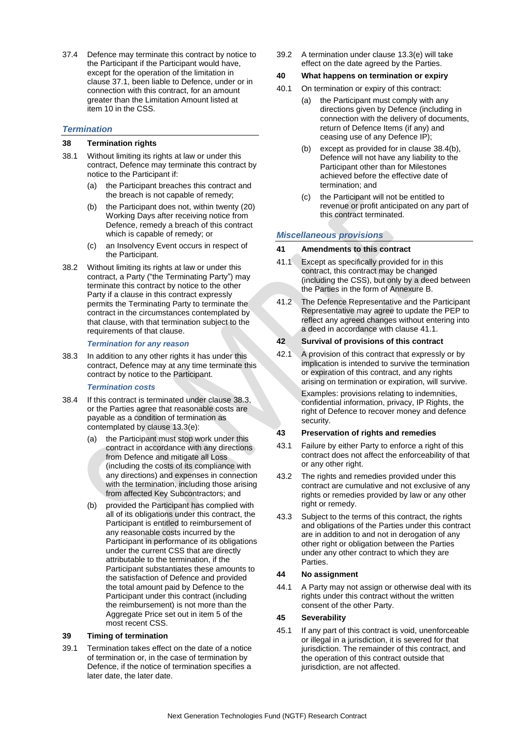37.4 Defence may terminate this contract by notice to the Participant if the Participant would have, except for the operation of the limitation in clause 37.1, been liable to Defence, under or in connection with this contract, for an amount greater than the Limitation Amount listed at item 10 in the CSS.

## *Termination*

### 38 Termination rights

38.1 Without limiting its rights at law or under this contract, Defence may terminate this contract by notice to the Participant if:

(a) the Participant breaches this contract and the breach is not capable of remedy;

(b) the Participant does not, within twenty (20) Working Days after receiving notice from Defence, remedy a breach of this contract which is capable of remedy; or

(c) an Insolvency Event occurs in respect of the Participant.

38.2 Without limiting its rights at law or under this contract, a Party ("the Terminating Party") may terminate this contract by notice to the other Party if a clause in this contract expressly permits the Terminating Party to terminate the contract in the circumstances contemplated by that clause, with that termination subject to the requirements of that clause.

#### *Termination for any reason*

38.3 In addition to any other rights it has under this contract, Defence may at any time terminate this contract by notice to the Participant.

#### *Termination costs*

38.4 If this contract is terminated under clause 38.3, or the Parties agree that reasonable costs are payable as a condition of termination as contemplated by clause 13.3(e):

(a) the Participant must stop work under this contract in accordance with any directions from Defence and mitigate all Loss (including the costs of its compliance with any directions) and expenses in connection with the termination, including those arising from affected Key Subcontractors; and

(b) provided the Participant has complied with all of its obligations under this contract, the Participant is entitled to reimbursement of any reasonable costs incurred by the Participant in performance of its obligations under the current CSS that are directly attributable to the termination, if the Participant substantiates these amounts to the satisfaction of Defence and provided the total amount paid by Defence to the Participant under this contract (including the reimbursement) is not more than the Aggregate Price set out in item 5 of the most recent CSS.

### 39 Timing of termination

39.1 Termination takes effect on the date of a notice of termination or, in the case of termination by Defence, if the notice of termination specifies a later date, the later date.

39.2 A termination under clause 13.3(e) will take effect on the date agreed by the Parties.

### 40 What happens on termination or expiry

40.1 On termination or expiry of this contract:

(a) the Participant must comply with any directions given by Defence (including in connection with the delivery of documents, return of Defence Items (if any) and ceasing use of any Defence IP);

(b) except as provided for in clause 38.4(b), Defence will not have any liability to the Participant other than for Milestones achieved before the effective date of termination; and

(c) the Participant will not be entitled to revenue or profit anticipated on any part of this contract terminated.

## *Miscellaneous provisions*

### 41 Amendments to this contract

41.1 Except as specifically provided for in this contract, this contract may be changed (including the CSS), but only by a deed between the Parties in the form of Annexure B.

41.2 The Defence Representative and the Participant Representative may agree to update the PEP to reflect any agreed changes without entering into a deed in accordance with clause 41.1.

### 42 Survival of provisions of this contract

42.1 A provision of this contract that expressly or by implication is intended to survive the termination or expiration of this contract, and any rights arising on termination or expiration, will survive.

Examples: provisions relating to indemnities, confidential information, privacy, IP Rights, the right of Defence to recover money and defence security.

### 43 Preservation of rights and remedies

43.1 Failure by either Party to enforce a right of this contract does not affect the enforceability of that or any other right.

43.2 The rights and remedies provided under this contract are cumulative and not exclusive of any rights or remedies provided by law or any other right or remedy.

43.3 Subject to the terms of this contract, the rights and obligations of the Parties under this contract are in addition to and not in derogation of any other right or obligation between the Parties under any other contract to which they are Parties.

### 44 No assignment

44.1 A Party may not assign or otherwise deal with its rights under this contract without the written consent of the other Party.

### 45 Severability

45.1 If any part of this contract is void, unenforceable or illegal in a jurisdiction, it is severed for that jurisdiction. The remainder of this contract, and the operation of this contract outside that jurisdiction, are not affected.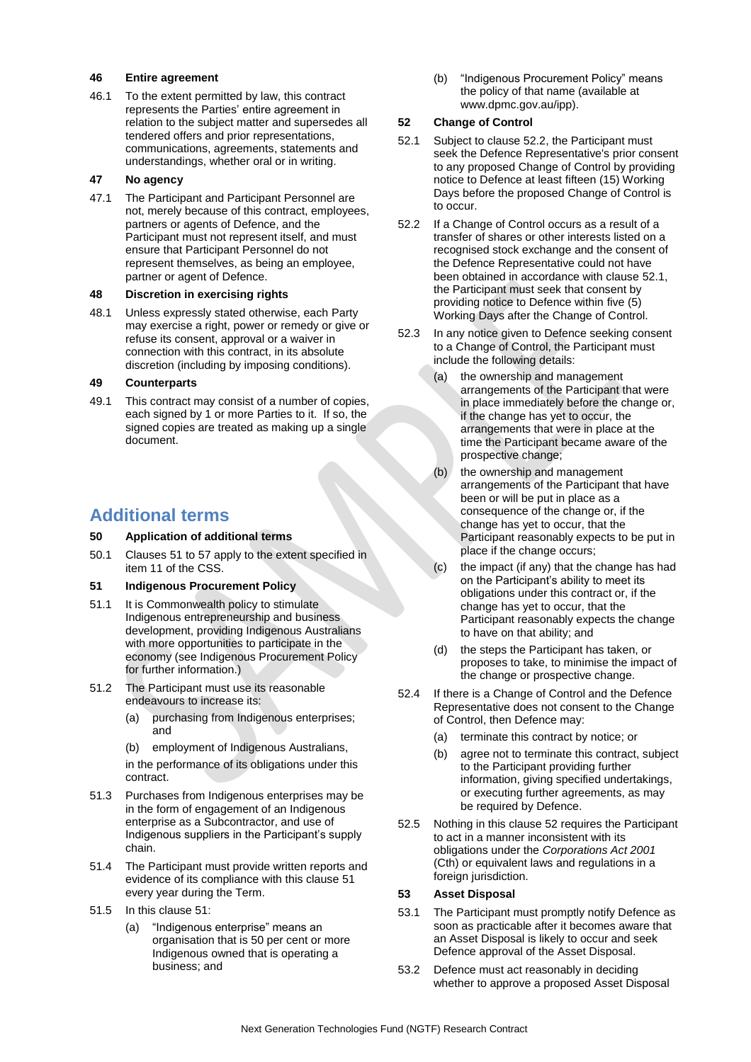### 46 Entire agreement

46.1 To the extent permitted by law, this contract represents the Parties' entire agreement in relation to the subject matter and supersedes all tendered offers and prior representations, communications, agreements, statements and understandings, whether oral or in writing.

### 47 No agency

47.1 The Participant and Participant Personnel are not, merely because of this contract, employees, partners or agents of Defence, and the Participant must not represent itself, and must ensure that Participant Personnel do not represent themselves, as being an employee, partner or agent of Defence.

### 48 Discretion in exercising rights

48.1 Unless expressly stated otherwise, each Party may exercise a right, power or remedy or give or refuse its consent, approval or a waiver in connection with this contract, in its absolute discretion (including by imposing conditions).

### 49 Counterparts

49.1 This contract may consist of a number of copies, each signed by 1 or more Parties to it. If so, the signed copies are treated as making up a single document.

## Additional terms

### 50 Application of additional terms

50.1 Clauses 51 to 57 apply to the extent specified in item 11 of the CSS.

### 51 Indigenous Procurement Policy

51.1 It is Commonwealth policy to stimulate Indigenous entrepreneurship and business development, providing Indigenous Australians with more opportunities to participate in the economy (see Indigenous Procurement Policy for further information.)

51.2 The Participant must use its reasonable endeavours to increase its:

(a) purchasing from Indigenous enterprises; and

(b) employment of Indigenous Australians,

in the performance of its obligations under this contract.

51.3 Purchases from Indigenous enterprises may be in the form of engagement of an Indigenous enterprise as a Subcontractor, and use of Indigenous suppliers in the Participant's supply chain.

51.4 The Participant must provide written reports and evidence of its compliance with this clause 51 every year during the Term.

51.5 In this clause 51:

(a) "Indigenous enterprise" means an organisation that is 50 per cent or more Indigenous owned that is operating a business; and

(b) "Indigenous Procurement Policy" means the policy of that name (available at www.dpmc.gov.au/ipp).

### 52 Change of Control

52.1 Subject to clause 52.2, the Participant must seek the Defence Representative's prior consent to any proposed Change of Control by providing notice to Defence at least fifteen (15) Working Days before the proposed Change of Control is to occur.

52.2 If a Change of Control occurs as a result of a transfer of shares or other interests listed on a recognised stock exchange and the consent of the Defence Representative could not have been obtained in accordance with clause 52.1, the Participant must seek that consent by providing notice to Defence within five (5) Working Days after the Change of Control.

52.3 In any notice given to Defence seeking consent to a Change of Control, the Participant must include the following details:

(a) the ownership and management arrangements of the Participant that were in place immediately before the change or, if the change has yet to occur, the arrangements that were in place at the time the Participant became aware of the prospective change;

(b) the ownership and management arrangements of the Participant that have been or will be put in place as a consequence of the change or, if the change has yet to occur, that the Participant reasonably expects to be put in place if the change occurs;

(c) the impact (if any) that the change has had on the Participant's ability to meet its obligations under this contract or, if the change has yet to occur, that the Participant reasonably expects the change to have on that ability; and

(d) the steps the Participant has taken, or proposes to take, to minimise the impact of the change or prospective change.

52.4 If there is a Change of Control and the Defence Representative does not consent to the Change of Control, then Defence may:

(a) terminate this contract by notice; or

(b) agree not to terminate this contract, subject to the Participant providing further information, giving specified undertakings, or executing further agreements, as may be required by Defence.

52.5 Nothing in this clause 52 requires the Participant to act in a manner inconsistent with its obligations under the *Corporations Act 2001* (Cth) or equivalent laws and regulations in a foreign jurisdiction.

### 53 Asset Disposal

53.1 The Participant must promptly notify Defence as soon as practicable after it becomes aware that an Asset Disposal is likely to occur and seek Defence approval of the Asset Disposal.

53.2 Defence must act reasonably in deciding whether to approve a proposed Asset Disposal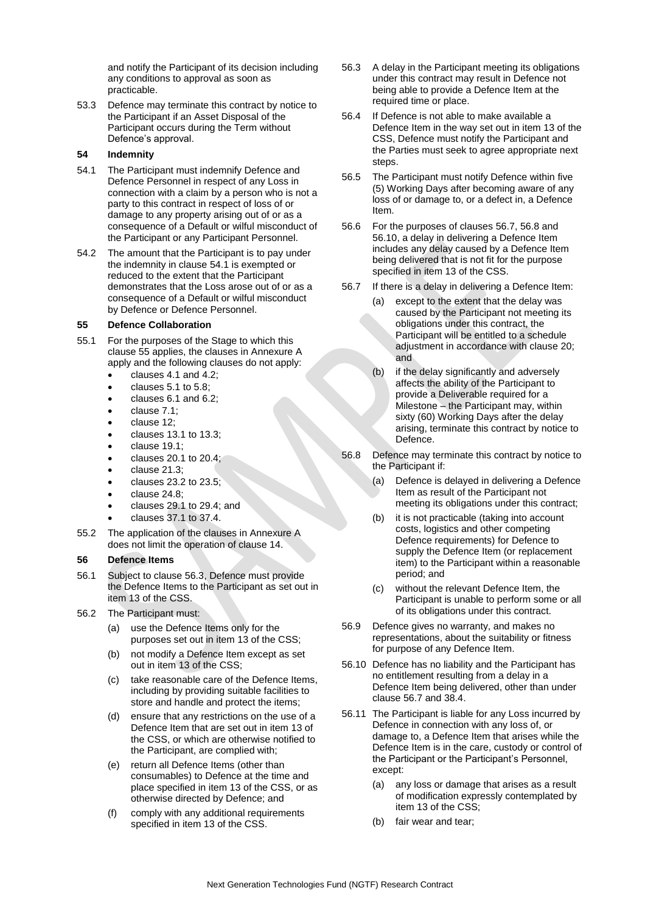and notify the Participant of its decision including any conditions to approval as soon as practicable.

53.3 Defence may terminate this contract by notice to the Participant if an Asset Disposal of the Participant occurs during the Term without Defence's approval.

**54 Indemnity**

54.1 The Participant must indemnify Defence and Defence Personnel in respect of any Loss in connection with a claim by a person who is not a party to this contract in respect of loss of or damage to any property arising out of or as a consequence of a Default or wilful misconduct of the Participant or any Participant Personnel.

54.2 The amount that the Participant is to pay under the indemnity in clause 54.1 is exempted or reduced to the extent that the Participant demonstrates that the Loss arose out of or as a consequence of a Default or wilful misconduct by Defence or Defence Personnel.

**55 Defence Collaboration**

55.1 For the purposes of the Stage to which this clause 55 applies, the clauses in Annexure A apply and the following clauses do not apply:

- clauses 4.1 and 4.2;
- clauses 5.1 to 5.8;
- clauses 6.1 and 6.2;
- clause 7.1;
- clause 12;
- clauses 13.1 to 13.3;
- clause 19.1;
- clauses 20.1 to 20.4;
- clause 21.3;
- clauses 23.2 to 23.5;
- clause 24.8;
- clauses 29.1 to 29.4; and
- clauses 37.1 to 37.4.

55.2 The application of the clauses in Annexure A does not limit the operation of clause 14.

**56 Defence Items**

56.1 Subject to clause 56.3, Defence must provide the Defence Items to the Participant as set out in item 13 of the CSS.

56.2 The Participant must:

(a) use the Defence Items only for the purposes set out in item 13 of the CSS;

(b) not modify a Defence Item except as set out in item 13 of the CSS;

(c) take reasonable care of the Defence Items, including by providing suitable facilities to store and handle and protect the items;

(d) ensure that any restrictions on the use of a Defence Item that are set out in item 13 of the CSS, or which are otherwise notified to the Participant, are complied with;

(e) return all Defence Items (other than consumables) to Defence at the time and place specified in item 13 of the CSS, or as otherwise directed by Defence; and

(f) comply with any additional requirements specified in item 13 of the CSS.

56.3 A delay in the Participant meeting its obligations under this contract may result in Defence not being able to provide a Defence Item at the required time or place.

56.4 If Defence is not able to make available a Defence Item in the way set out in item 13 of the CSS, Defence must notify the Participant and the Parties must seek to agree appropriate next steps.

56.5 The Participant must notify Defence within five (5) Working Days after becoming aware of any loss of or damage to, or a defect in, a Defence Item.

56.6 For the purposes of clauses 56.7, 56.8 and 56.10, a delay in delivering a Defence Item includes any delay caused by a Defence Item being delivered that is not fit for the purpose specified in item 13 of the CSS.

56.7 If there is a delay in delivering a Defence Item:

(a) except to the extent that the delay was caused by the Participant not meeting its obligations under this contract, the Participant will be entitled to a schedule adjustment in accordance with clause 20; and

(b) if the delay significantly and adversely affects the ability of the Participant to provide a Deliverable required for a Milestone – the Participant may, within sixty (60) Working Days after the delay arising, terminate this contract by notice to Defence.

56.8 Defence may terminate this contract by notice to the Participant if:

(a) Defence is delayed in delivering a Defence Item as result of the Participant not meeting its obligations under this contract;

(b) it is not practicable (taking into account costs, logistics and other competing Defence requirements) for Defence to supply the Defence Item (or replacement item) to the Participant within a reasonable period; and

(c) without the relevant Defence Item, the Participant is unable to perform some or all of its obligations under this contract.

56.9 Defence gives no warranty, and makes no representations, about the suitability or fitness for purpose of any Defence Item.

56.10 Defence has no liability and the Participant has no entitlement resulting from a delay in a Defence Item being delivered, other than under clause 56.7 and 38.4.

56.11 The Participant is liable for any Loss incurred by Defence in connection with any loss of, or damage to, a Defence Item that arises while the Defence Item is in the care, custody or control of the Participant or the Participant's Personnel, except:

(a) any loss or damage that arises as a result of modification expressly contemplated by item 13 of the CSS;

(b) fair wear and tear;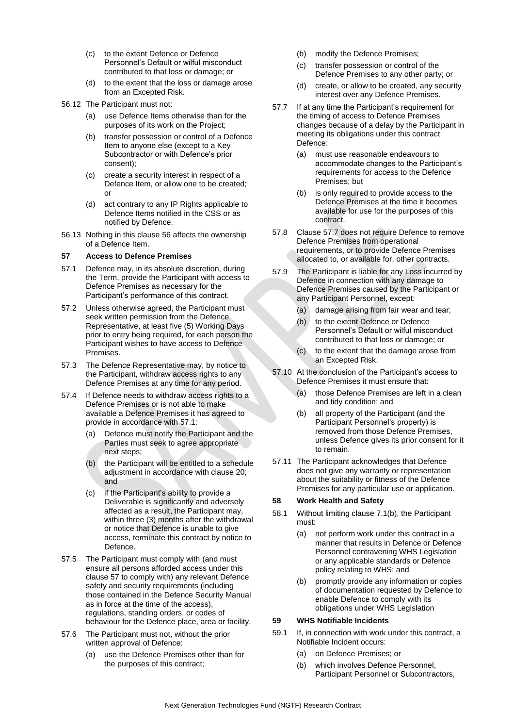(c) to the extent Defence or Defence Personnel's Default or wilful misconduct contributed to that loss or damage; or

(d) to the extent that the loss or damage arose from an Excepted Risk.

56.12 The Participant must not:

(a) use Defence Items otherwise than for the purposes of its work on the Project;

(b) transfer possession or control of a Defence Item to anyone else (except to a Key Subcontractor or with Defence's prior consent);

(c) create a security interest in respect of a Defence Item, or allow one to be created; or

(d) act contrary to any IP Rights applicable to Defence Items notified in the CSS or as notified by Defence.

56.13 Nothing in this clause 56 affects the ownership of a Defence Item.

**57 Access to Defence Premises**

57.1 Defence may, in its absolute discretion, during the Term, provide the Participant with access to Defence Premises as necessary for the Participant's performance of this contract.

57.2 Unless otherwise agreed, the Participant must seek written permission from the Defence Representative, at least five (5) Working Days prior to entry being required, for each person the Participant wishes to have access to Defence Premises.

57.3 The Defence Representative may, by notice to the Participant, withdraw access rights to any Defence Premises at any time for any period.

57.4 If Defence needs to withdraw access rights to a Defence Premises or is not able to make available a Defence Premises it has agreed to provide in accordance with 57.1:

(a) Defence must notify the Participant and the Parties must seek to agree appropriate next steps;

(b) the Participant will be entitled to a schedule adjustment in accordance with clause 20; and

(c) if the Participant's ability to provide a Deliverable is significantly and adversely affected as a result, the Participant may, within three (3) months after the withdrawal or notice that Defence is unable to give access, terminate this contract by notice to Defence.

57.5 The Participant must comply with (and must ensure all persons afforded access under this clause 57 to comply with) any relevant Defence safety and security requirements (including those contained in the Defence Security Manual as in force at the time of the access), regulations, standing orders, or codes of behaviour for the Defence place, area or facility.

57.6 The Participant must not, without the prior written approval of Defence:

(a) use the Defence Premises other than for the purposes of this contract;

(b) modify the Defence Premises;

(c) transfer possession or control of the Defence Premises to any other party; or

(d) create, or allow to be created, any security interest over any Defence Premises.

57.7 If at any time the Participant's requirement for the timing of access to Defence Premises changes because of a delay by the Participant in meeting its obligations under this contract Defence:

(a) must use reasonable endeavours to accommodate changes to the Participant's requirements for access to the Defence Premises; but

(b) is only required to provide access to the Defence Premises at the time it becomes available for use for the purposes of this contract.

57.8 Clause 57.7 does not require Defence to remove Defence Premises from operational requirements, or to provide Defence Premises allocated to, or available for, other contracts.

57.9 The Participant is liable for any Loss incurred by Defence in connection with any damage to Defence Premises caused by the Participant or any Participant Personnel, except:

(a) damage arising from fair wear and tear;

(b) to the extent Defence or Defence Personnel's Default or wilful misconduct contributed to that loss or damage; or

(c) to the extent that the damage arose from an Excepted Risk.

57.10 At the conclusion of the Participant's access to Defence Premises it must ensure that:

(a) those Defence Premises are left in a clean and tidy condition; and

(b) all property of the Participant (and the Participant Personnel's property) is removed from those Defence Premises, unless Defence gives its prior consent for it to remain.

57.11 The Participant acknowledges that Defence does not give any warranty or representation about the suitability or fitness of the Defence Premises for any particular use or application.

**58 Work Health and Safety**

58.1 Without limiting clause 7.1(b), the Participant must:

(a) not perform work under this contract in a manner that results in Defence or Defence Personnel contravening WHS Legislation or any applicable standards or Defence policy relating to WHS; and

(b) promptly provide any information or copies of documentation requested by Defence to enable Defence to comply with its obligations under WHS Legislation

**59 WHS Notifiable Incidents**

59.1 If, in connection with work under this contract, a Notifiable Incident occurs:

(a) on Defence Premises; or

(b) which involves Defence Personnel, Participant Personnel or Subcontractors,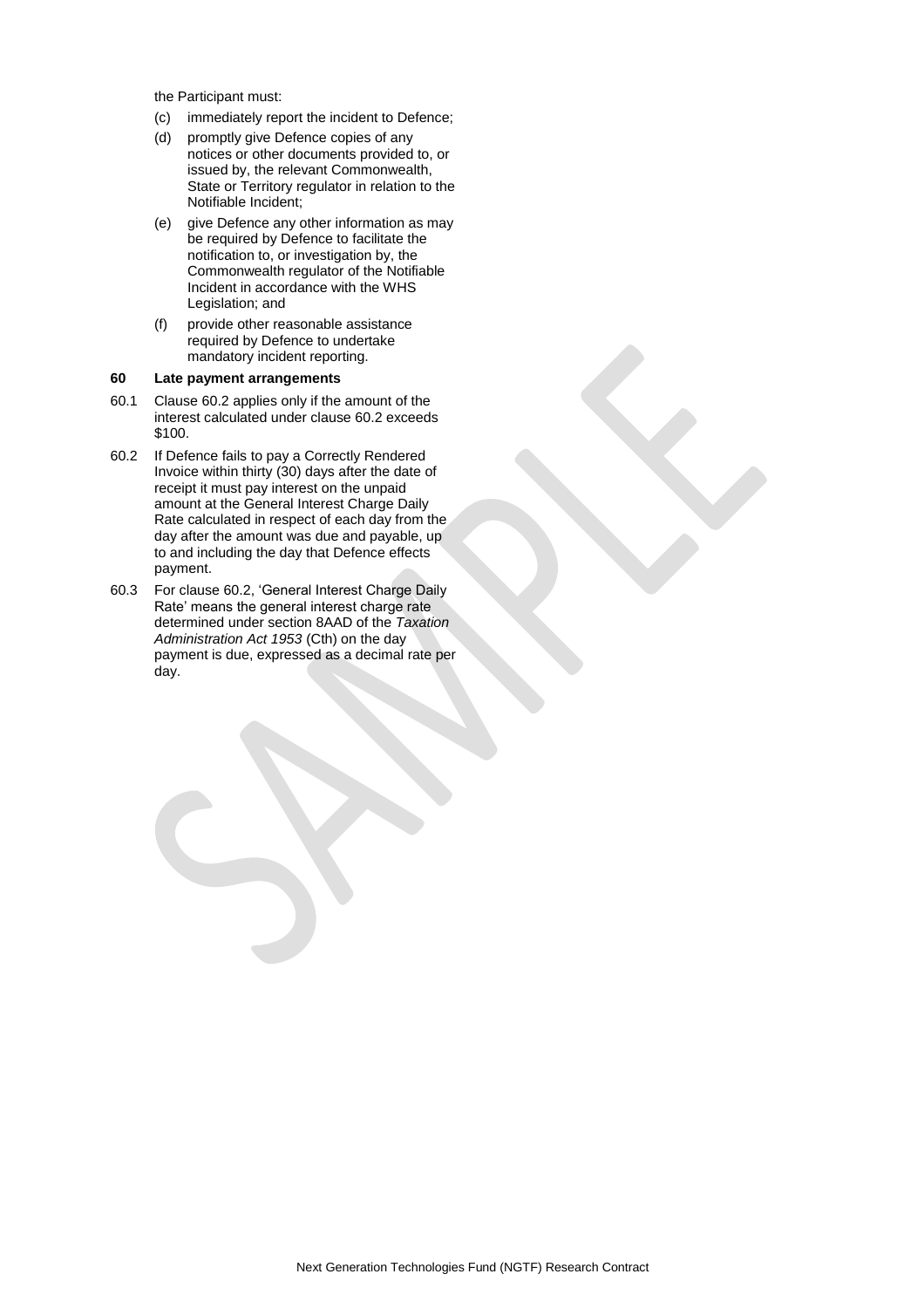the Participant must:

(c) immediately report the incident to Defence;

(d) promptly give Defence copies of any notices or other documents provided to, or issued by, the relevant Commonwealth, State or Territory regulator in relation to the Notifiable Incident;

(e) give Defence any other information as may be required by Defence to facilitate the notification to, or investigation by, the Commonwealth regulator of the Notifiable Incident in accordance with the WHS Legislation; and

(f) provide other reasonable assistance required by Defence to undertake mandatory incident reporting.

**60 Late payment arrangements**

60.1 Clause 60.2 applies only if the amount of the interest calculated under clause 60.2 exceeds $100.

60.2 If Defence fails to pay a Correctly Rendered Invoice within thirty (30) days after the date of receipt it must pay interest on the unpaid amount at the General Interest Charge Daily Rate calculated in respect of each day from the day after the amount was due and payable, up to and including the day that Defence effects payment.

60.3 For clause 60.2, 'General Interest Charge Daily Rate' means the general interest charge rate determined under section 8AAD of the *Taxation Administration Act 1953* (Cth) on the day payment is due, expressed as a decimal rate per day.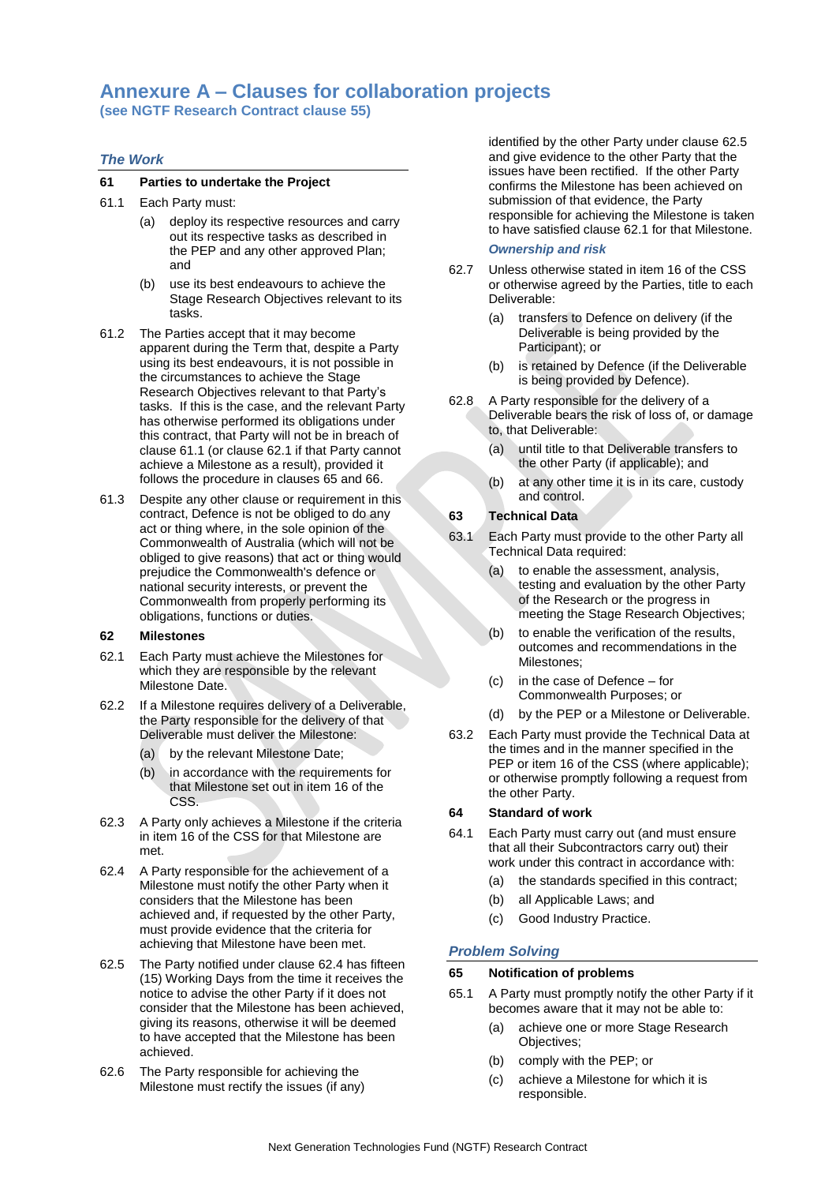# Annexure A – Clauses for collaboration projects

**(see NGTF Research Contract clause 55)**

## *The Work*

### 61 Parties to undertake the Project

61.1 Each Party must:

(a) deploy its respective resources and carry out its respective tasks as described in the PEP and any other approved Plan; and

(b) use its best endeavours to achieve the Stage Research Objectives relevant to its tasks.

61.2 The Parties accept that it may become apparent during the Term that, despite a Party using its best endeavours, it is not possible in the circumstances to achieve the Stage Research Objectives relevant to that Party's tasks. If this is the case, and the relevant Party has otherwise performed its obligations under this contract, that Party will not be in breach of clause 61.1 (or clause 62.1 if that Party cannot achieve a Milestone as a result), provided it follows the procedure in clauses 65 and 66.

61.3 Despite any other clause or requirement in this contract, Defence is not be obliged to do any act or thing where, in the sole opinion of the Commonwealth of Australia (which will not be obliged to give reasons) that act or thing would prejudice the Commonwealth's defence or national security interests, or prevent the Commonwealth from properly performing its obligations, functions or duties.

### 62 Milestones

62.1 Each Party must achieve the Milestones for which they are responsible by the relevant Milestone Date.

62.2 If a Milestone requires delivery of a Deliverable, the Party responsible for the delivery of that Deliverable must deliver the Milestone:

(a) by the relevant Milestone Date;

(b) in accordance with the requirements for that Milestone set out in item 16 of the CSS.

62.3 A Party only achieves a Milestone if the criteria in item 16 of the CSS for that Milestone are met.

62.4 A Party responsible for the achievement of a Milestone must notify the other Party when it considers that the Milestone has been achieved and, if requested by the other Party, must provide evidence that the criteria for achieving that Milestone have been met.

62.5 The Party notified under clause 62.4 has fifteen (15) Working Days from the time it receives the notice to advise the other Party if it does not consider that the Milestone has been achieved, giving its reasons, otherwise it will be deemed to have accepted that the Milestone has been achieved.

62.6 The Party responsible for achieving the Milestone must rectify the issues (if any) identified by the other Party under clause 62.5 and give evidence to the other Party that the issues have been rectified. If the other Party confirms the Milestone has been achieved on submission of that evidence, the Party responsible for achieving the Milestone is taken to have satisfied clause 62.1 for that Milestone.

#### *Ownership and risk*

62.7 Unless otherwise stated in item 16 of the CSS or otherwise agreed by the Parties, title to each Deliverable:

(a) transfers to Defence on delivery (if the Deliverable is being provided by the Participant); or

(b) is retained by Defence (if the Deliverable is being provided by Defence).

62.8 A Party responsible for the delivery of a Deliverable bears the risk of loss of, or damage to, that Deliverable:

(a) until title to that Deliverable transfers to the other Party (if applicable); and

(b) at any other time it is in its care, custody and control.

### 63 Technical Data

63.1 Each Party must provide to the other Party all Technical Data required:

(a) to enable the assessment, analysis, testing and evaluation by the other Party of the Research or the progress in meeting the Stage Research Objectives;

(b) to enable the verification of the results, outcomes and recommendations in the Milestones;

(c) in the case of Defence – for Commonwealth Purposes; or

(d) by the PEP or a Milestone or Deliverable.

63.2 Each Party must provide the Technical Data at the times and in the manner specified in the PEP or item 16 of the CSS (where applicable); or otherwise promptly following a request from the other Party.

### 64 Standard of work

64.1 Each Party must carry out (and must ensure that all their Subcontractors carry out) their work under this contract in accordance with:

(a) the standards specified in this contract;

(b) all Applicable Laws; and

(c) Good Industry Practice.

## *Problem Solving*

### 65 Notification of problems

65.1 A Party must promptly notify the other Party if it becomes aware that it may not be able to:

(a) achieve one or more Stage Research Objectives;

(b) comply with the PEP; or

(c) achieve a Milestone for which it is responsible.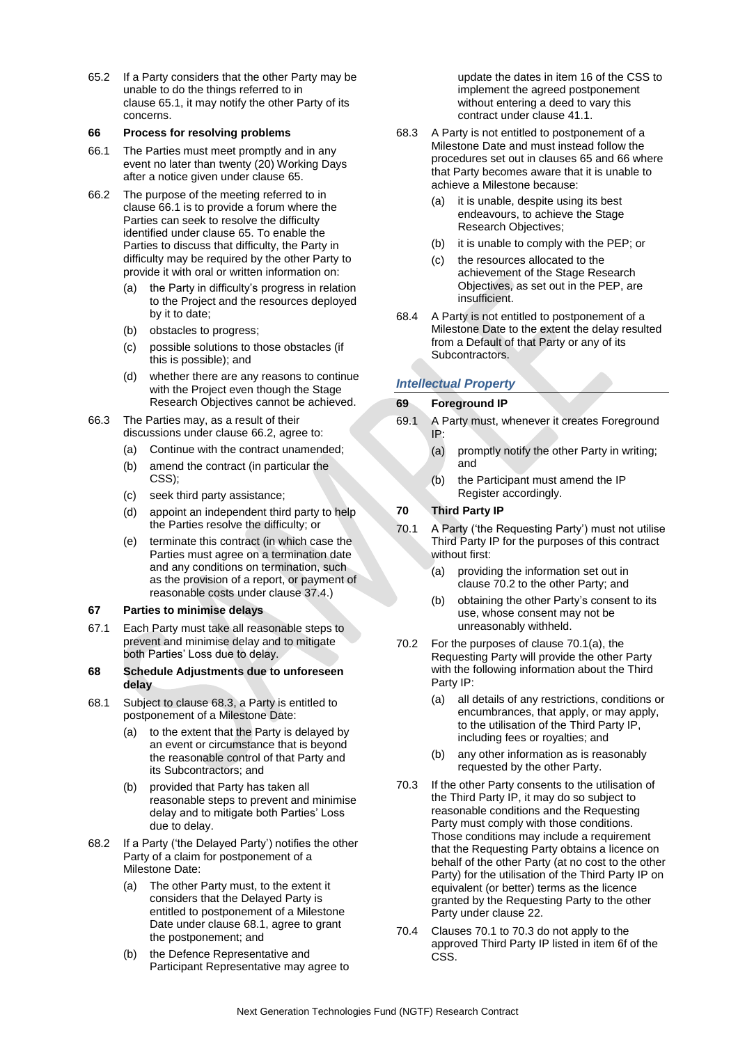65.2 If a Party considers that the other Party may be unable to do the things referred to in clause 65.1, it may notify the other Party of its concerns.

**66 Process for resolving problems**

66.1 The Parties must meet promptly and in any event no later than twenty (20) Working Days after a notice given under clause 65.

66.2 The purpose of the meeting referred to in clause 66.1 is to provide a forum where the Parties can seek to resolve the difficulty identified under clause 65. To enable the Parties to discuss that difficulty, the Party in difficulty may be required by the other Party to provide it with oral or written information on:

- (a) the Party in difficulty's progress in relation to the Project and the resources deployed by it to date;
- (b) obstacles to progress;
- (c) possible solutions to those obstacles (if this is possible); and
- (d) whether there are any reasons to continue with the Project even though the Stage Research Objectives cannot be achieved.

66.3 The Parties may, as a result of their discussions under clause 66.2, agree to:

- (a) Continue with the contract unamended;
- (b) amend the contract (in particular the CSS);
- (c) seek third party assistance;
- (d) appoint an independent third party to help the Parties resolve the difficulty; or
- (e) terminate this contract (in which case the Parties must agree on a termination date and any conditions on termination, such as the provision of a report, or payment of reasonable costs under clause 37.4.)

**67 Parties to minimise delays**

67.1 Each Party must take all reasonable steps to prevent and minimise delay and to mitigate both Parties' Loss due to delay.

**68 Schedule Adjustments due to unforeseen delay**

68.1 Subject to clause 68.3, a Party is entitled to postponement of a Milestone Date:

- (a) to the extent that the Party is delayed by an event or circumstance that is beyond the reasonable control of that Party and its Subcontractors; and
- (b) provided that Party has taken all reasonable steps to prevent and minimise delay and to mitigate both Parties' Loss due to delay.

68.2 If a Party ('the Delayed Party') notifies the other Party of a claim for postponement of a Milestone Date:

- (a) The other Party must, to the extent it considers that the Delayed Party is entitled to postponement of a Milestone Date under clause 68.1, agree to grant the postponement; and
- (b) the Defence Representative and Participant Representative may agree to update the dates in item 16 of the CSS to implement the agreed postponement without entering a deed to vary this contract under clause 41.1.

68.3 A Party is not entitled to postponement of a Milestone Date and must instead follow the procedures set out in clauses 65 and 66 where that Party becomes aware that it is unable to achieve a Milestone because:

- (a) it is unable, despite using its best endeavours, to achieve the Stage Research Objectives;
- (b) it is unable to comply with the PEP; or
- (c) the resources allocated to the achievement of the Stage Research Objectives, as set out in the PEP, are insufficient.

68.4 A Party is not entitled to postponement of a Milestone Date to the extent the delay resulted from a Default of that Party or any of its Subcontractors.

## *Intellectual Property*

**69 Foreground IP**

69.1 A Party must, whenever it creates Foreground IP:

- (a) promptly notify the other Party in writing; and
- (b) the Participant must amend the IP Register accordingly.

**70 Third Party IP**

70.1 A Party ('the Requesting Party') must not utilise Third Party IP for the purposes of this contract without first:

- (a) providing the information set out in clause 70.2 to the other Party; and
- (b) obtaining the other Party's consent to its use, whose consent may not be unreasonably withheld.

70.2 For the purposes of clause 70.1(a), the Requesting Party will provide the other Party with the following information about the Third Party IP:

- (a) all details of any restrictions, conditions or encumbrances, that apply, or may apply, to the utilisation of the Third Party IP, including fees or royalties; and
- (b) any other information as is reasonably requested by the other Party.

70.3 If the other Party consents to the utilisation of the Third Party IP, it may do so subject to reasonable conditions and the Requesting Party must comply with those conditions. Those conditions may include a requirement that the Requesting Party obtains a licence on behalf of the other Party (at no cost to the other Party) for the utilisation of the Third Party IP on equivalent (or better) terms as the licence granted by the Requesting Party to the other Party under clause 22.

70.4 Clauses 70.1 to 70.3 do not apply to the approved Third Party IP listed in item 6f of the CSS.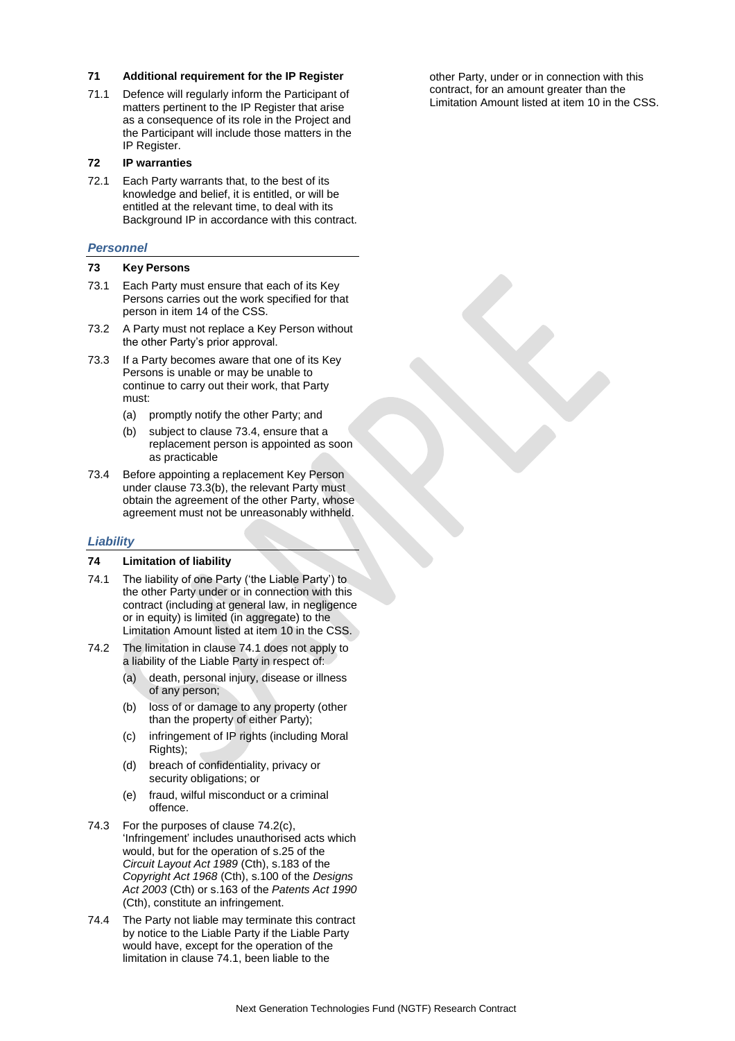### 71 Additional requirement for the IP Register

71.1 Defence will regularly inform the Participant of matters pertinent to the IP Register that arise as a consequence of its role in the Project and the Participant will include those matters in the IP Register.

### 72 IP warranties

72.1 Each Party warrants that, to the best of its knowledge and belief, it is entitled, or will be entitled at the relevant time, to deal with its Background IP in accordance with this contract.

## *Personnel*

### 73 Key Persons

73.1 Each Party must ensure that each of its Key Persons carries out the work specified for that person in item 14 of the CSS.

73.2 A Party must not replace a Key Person without the other Party's prior approval.

73.3 If a Party becomes aware that one of its Key Persons is unable or may be unable to continue to carry out their work, that Party must:

- (a) promptly notify the other Party; and
- (b) subject to clause 73.4, ensure that a replacement person is appointed as soon as practicable

73.4 Before appointing a replacement Key Person under clause 73.3(b), the relevant Party must obtain the agreement of the other Party, whose agreement must not be unreasonably withheld.

## *Liability*

### 74 Limitation of liability

74.1 The liability of one Party ('the Liable Party') to the other Party under or in connection with this contract (including at general law, in negligence or in equity) is limited (in aggregate) to the Limitation Amount listed at item 10 in the CSS.

74.2 The limitation in clause 74.1 does not apply to a liability of the Liable Party in respect of:

- (a) death, personal injury, disease or illness of any person;
- (b) loss of or damage to any property (other than the property of either Party);
- (c) infringement of IP rights (including Moral Rights);
- (d) breach of confidentiality, privacy or security obligations; or
- (e) fraud, wilful misconduct or a criminal offence.

74.3 For the purposes of clause 74.2(c), 'Infringement' includes unauthorised acts which would, but for the operation of s.25 of the *Circuit Layout Act 1989* (Cth), s.183 of the *Copyright Act 1968* (Cth), s.100 of the *Designs Act 2003* (Cth) or s.163 of the *Patents Act 1990* (Cth), constitute an infringement.

74.4 The Party not liable may terminate this contract by notice to the Liable Party if the Liable Party would have, except for the operation of the limitation in clause 74.1, been liable to the other Party, under or in connection with this contract, for an amount greater than the Limitation Amount listed at item 10 in the CSS.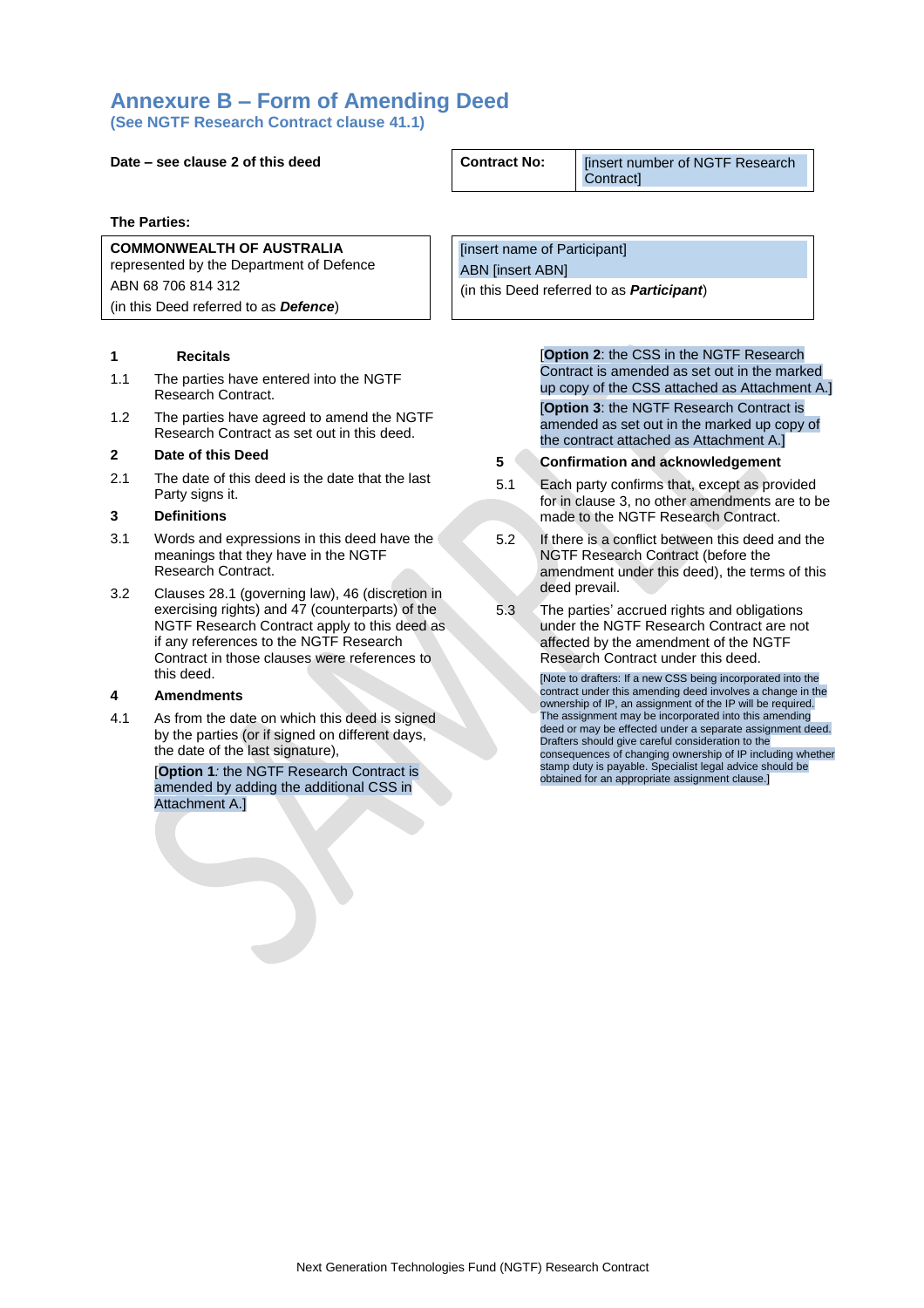# Annexure B – Form of Amending Deed

**(See NGTF Research Contract clause 41.1)**

| **Date – see clause 2 of this deed** | **Contract No:** | [insert number of NGTF Research Contract] |
|---|---|---|

**The Parties:**

| **COMMONWEALTH OF AUSTRALIA** represented by the Department of Defence ABN 68 706 814 312 (in this Deed referred to as ***Defence***) | [insert name of Participant] ABN [insert ABN] (in this Deed referred to as ***Participant***) |
|---|---|

**1 Recitals**

1.1 The parties have entered into the NGTF Research Contract.

1.2 The parties have agreed to amend the NGTF Research Contract as set out in this deed.

**2 Date of this Deed**

2.1 The date of this deed is the date that the last Party signs it.

**3 Definitions**

3.1 Words and expressions in this deed have the meanings that they have in the NGTF Research Contract.

3.2 Clauses 28.1 (governing law), 46 (discretion in exercising rights) and 47 (counterparts) of the NGTF Research Contract apply to this deed as if any references to the NGTF Research Contract in those clauses were references to this deed.

**4 Amendments**

4.1 As from the date on which this deed is signed by the parties (or if signed on different days, the date of the last signature),

[**Option 1**: the NGTF Research Contract is amended by adding the additional CSS in Attachment A.]

[**Option 2**: the CSS in the NGTF Research Contract is amended as set out in the marked up copy of the CSS attached as Attachment A.]

[**Option 3**: the NGTF Research Contract is amended as set out in the marked up copy of the contract attached as Attachment A.]

**5 Confirmation and acknowledgement**

5.1 Each party confirms that, except as provided for in clause 3, no other amendments are to be made to the NGTF Research Contract.

5.2 If there is a conflict between this deed and the NGTF Research Contract (before the amendment under this deed), the terms of this deed prevail.

5.3 The parties' accrued rights and obligations under the NGTF Research Contract are not affected by the amendment of the NGTF Research Contract under this deed.

[Note to drafters: If a new CSS being incorporated into the contract under this amending deed involves a change in the ownership of IP, an assignment of the IP will be required. The assignment may be incorporated into this amending deed or may be effected under a separate assignment deed. Drafters should give careful consideration to the consequences of changing ownership of IP including whether stamp duty is payable. Specialist legal advice should be obtained for an appropriate assignment clause.]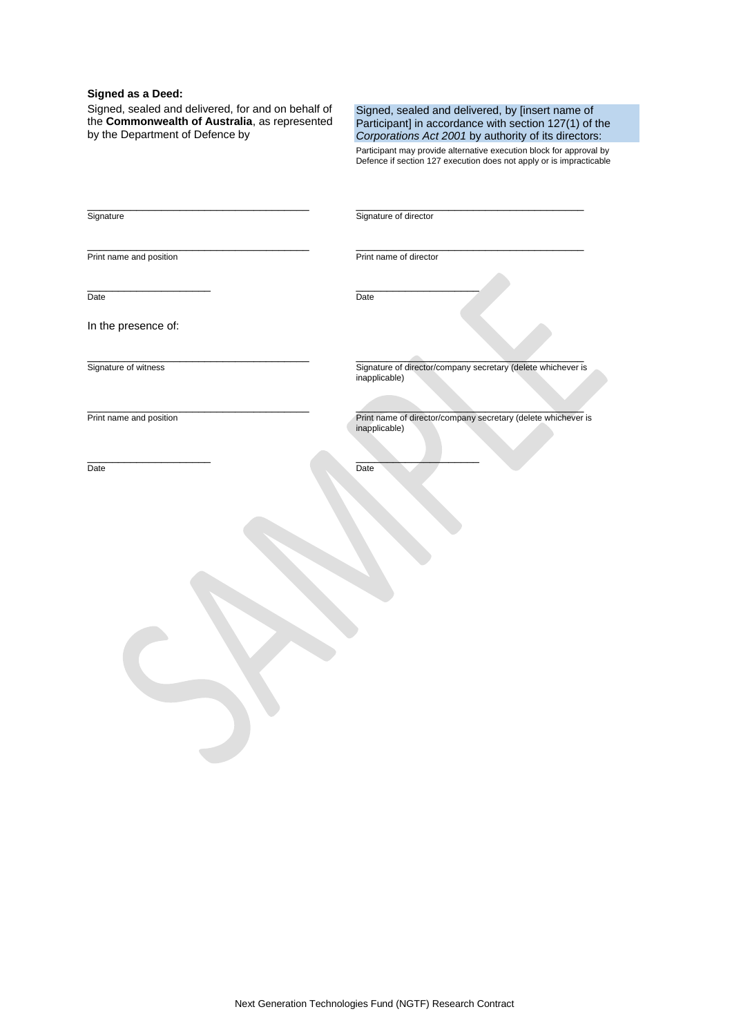**Signed as a Deed:**

Signed, sealed and delivered, for and on behalf of the **Commonwealth of Australia**, as represented by the Department of Defence by

\_\_\_\_\_\_\_\_\_\_\_\_\_\_\_\_\_\_\_\_\_\_\_\_\_\_\_\_\_\_\_\_\_\_\_\_\_\_\_\_
Signature

\_\_\_\_\_\_\_\_\_\_\_\_\_\_\_\_\_\_\_\_\_\_\_\_\_\_\_\_\_\_\_\_\_\_\_\_\_\_\_\_
Print name and position

\_\_\_\_\_\_\_\_\_\_\_\_\_\_\_\_\_\_\_\_\_\_
Date

In the presence of:

\_\_\_\_\_\_\_\_\_\_\_\_\_\_\_\_\_\_\_\_\_\_\_\_\_\_\_\_\_\_\_\_\_\_\_\_\_\_\_\_
Signature of witness

\_\_\_\_\_\_\_\_\_\_\_\_\_\_\_\_\_\_\_\_\_\_\_\_\_\_\_\_\_\_\_\_\_\_\_\_\_\_\_\_
Print name and position

\_\_\_\_\_\_\_\_\_\_\_\_\_\_\_\_\_\_\_\_\_\_
Date

Signed, sealed and delivered, by [insert name of Participant] in accordance with section 127(1) of the *Corporations Act 2001* by authority of its directors:

Participant may provide alternative execution block for approval by Defence if section 127 execution does not apply or is impracticable

\_\_\_\_\_\_\_\_\_\_\_\_\_\_\_\_\_\_\_\_\_\_\_\_\_\_\_\_\_\_\_\_\_\_\_\_\_\_\_\_
Signature of director

\_\_\_\_\_\_\_\_\_\_\_\_\_\_\_\_\_\_\_\_\_\_\_\_\_\_\_\_\_\_\_\_\_\_\_\_\_\_\_\_
Print name of director

\_\_\_\_\_\_\_\_\_\_\_\_\_\_\_\_\_\_\_\_\_\_
Date

\_\_\_\_\_\_\_\_\_\_\_\_\_\_\_\_\_\_\_\_\_\_\_\_\_\_\_\_\_\_\_\_\_\_\_\_\_\_\_\_
Signature of director/company secretary (delete whichever is inapplicable)

\_\_\_\_\_\_\_\_\_\_\_\_\_\_\_\_\_\_\_\_\_\_\_\_\_\_\_\_\_\_\_\_\_\_\_\_\_\_\_\_
Print name of director/company secretary (delete whichever is inapplicable)

\_\_\_\_\_\_\_\_\_\_\_\_\_\_\_\_\_\_\_\_\_\_
Date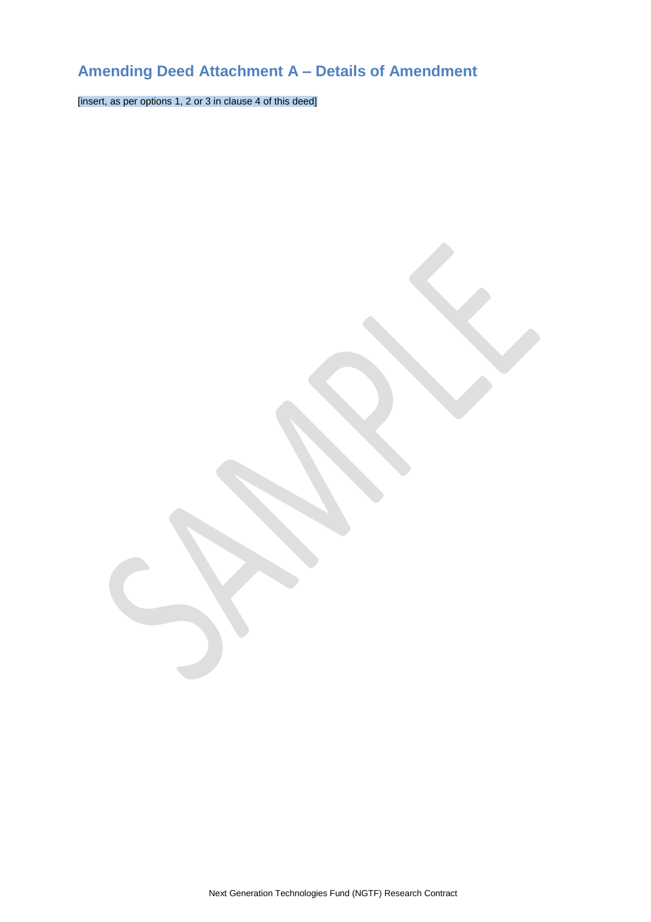## Amending Deed Attachment A – Details of Amendment

[insert, as per options 1, 2 or 3 in clause 4 of this deed]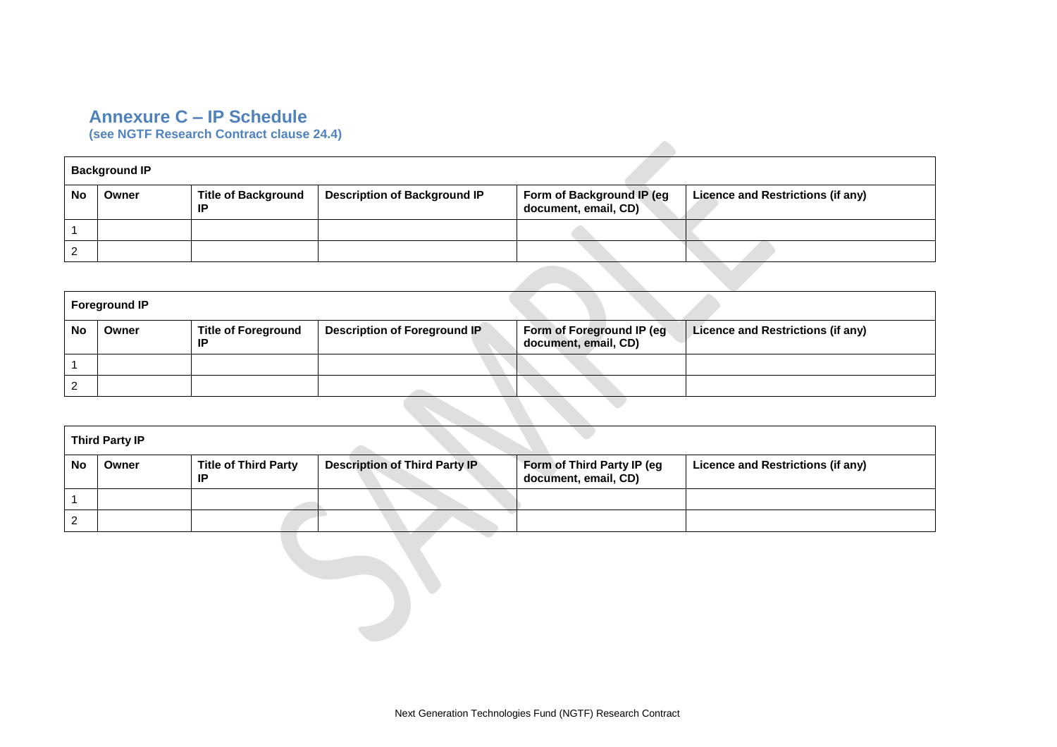## Annexure C – IP Schedule

**(see NGTF Research Contract clause 24.4)**

| **Background IP** | | | | | |
|---|---|---|---|---|---|
| **No** | **Owner** | **Title of Background IP** | **Description of Background IP** | **Form of Background IP (eg document, email, CD)** | **Licence and Restrictions (if any)** |
| 1 | | | | | |
| 2 | | | | | |

| **Foreground IP** | | | | | |
|---|---|---|---|---|---|
| **No** | **Owner** | **Title of Foreground IP** | **Description of Foreground IP** | **Form of Foreground IP (eg document, email, CD)** | **Licence and Restrictions (if any)** |
| 1 | | | | | |
| 2 | | | | | |

| **Third Party IP** | | | | | |
|---|---|---|---|---|---|
| **No** | **Owner** | **Title of Third Party IP** | **Description of Third Party IP** | **Form of Third Party IP (eg document, email, CD)** | **Licence and Restrictions (if any)** |
| 1 | | | | | |
| 2 | | | | | |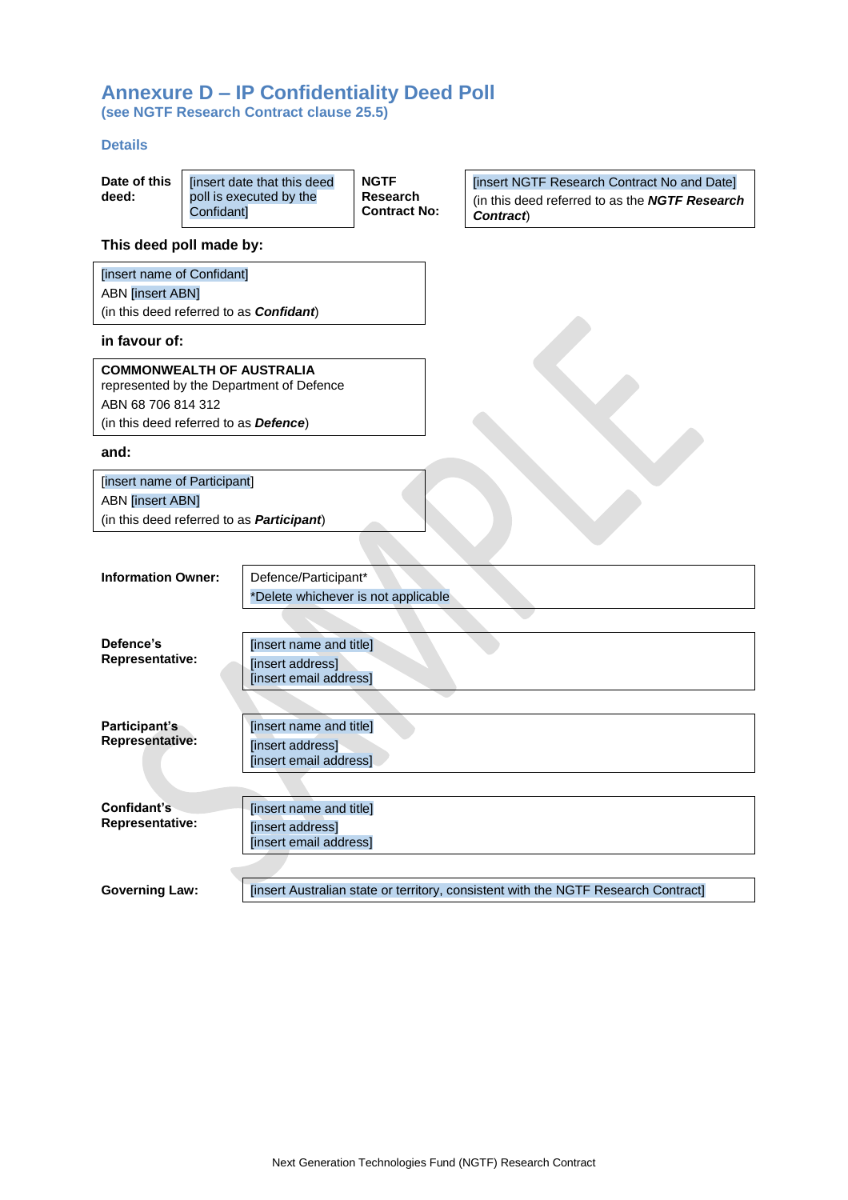# Annexure D – IP Confidentiality Deed Poll

**(see NGTF Research Contract clause 25.5)**

### Details

| **Date of this deed:** | [insert date that this deed poll is executed by the Confidant] | **NGTF Research Contract No:** | [insert NGTF Research Contract No and Date] (in this deed referred to as the ***NGTF Research Contract***) |
|---|---|---|---|

**This deed poll made by:**

[insert name of Confidant]
ABN [insert ABN]
(in this deed referred to as ***Confidant***)

**in favour of:**

**COMMONWEALTH OF AUSTRALIA**
represented by the Department of Defence
ABN 68 706 814 312
(in this deed referred to as ***Defence***)

**and:**

[insert name of Participant]
ABN [insert ABN]
(in this deed referred to as ***Participant***)

| | |
|---|---|
| **Information Owner:** | Defence/Participant* <br> *Delete whichever is not applicable |
| **Defence's Representative:** | [insert name and title] <br> [insert address] <br> [insert email address] |
| **Participant's Representative:** | [insert name and title] <br> [insert address] <br> [insert email address] |
| **Confidant's Representative:** | [insert name and title] <br> [insert address] <br> [insert email address] |
| **Governing Law:** | [insert Australian state or territory, consistent with the NGTF Research Contract] |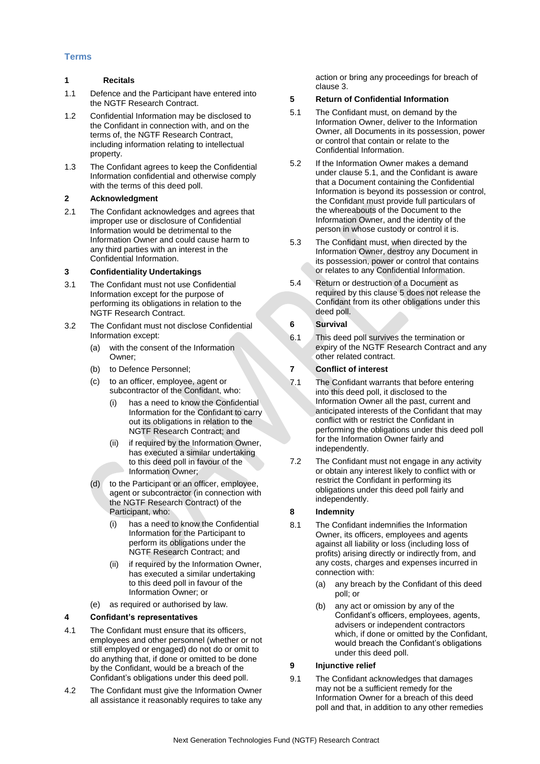## Terms

### 1 Recitals

1.1 Defence and the Participant have entered into the NGTF Research Contract.

1.2 Confidential Information may be disclosed to the Confidant in connection with, and on the terms of, the NGTF Research Contract, including information relating to intellectual property.

1.3 The Confidant agrees to keep the Confidential Information confidential and otherwise comply with the terms of this deed poll.

### 2 Acknowledgment

2.1 The Confidant acknowledges and agrees that improper use or disclosure of Confidential Information would be detrimental to the Information Owner and could cause harm to any third parties with an interest in the Confidential Information.

### 3 Confidentiality Undertakings

3.1 The Confidant must not use Confidential Information except for the purpose of performing its obligations in relation to the NGTF Research Contract.

3.2 The Confidant must not disclose Confidential Information except:

(a) with the consent of the Information Owner;

(b) to Defence Personnel;

(c) to an officer, employee, agent or subcontractor of the Confidant, who:

(i) has a need to know the Confidential Information for the Confidant to carry out its obligations in relation to the NGTF Research Contract; and

(ii) if required by the Information Owner, has executed a similar undertaking to this deed poll in favour of the Information Owner;

(d) to the Participant or an officer, employee, agent or subcontractor (in connection with the NGTF Research Contract) of the Participant, who:

(i) has a need to know the Confidential Information for the Participant to perform its obligations under the NGTF Research Contract; and

(ii) if required by the Information Owner, has executed a similar undertaking to this deed poll in favour of the Information Owner; or

(e) as required or authorised by law.

### 4 Confidant's representatives

4.1 The Confidant must ensure that its officers, employees and other personnel (whether or not still employed or engaged) do not do or omit to do anything that, if done or omitted to be done by the Confidant, would be a breach of the Confidant's obligations under this deed poll.

4.2 The Confidant must give the Information Owner all assistance it reasonably requires to take any action or bring any proceedings for breach of clause 3.

### 5 Return of Confidential Information

5.1 The Confidant must, on demand by the Information Owner, deliver to the Information Owner, all Documents in its possession, power or control that contain or relate to the Confidential Information.

5.2 If the Information Owner makes a demand under clause 5.1, and the Confidant is aware that a Document containing the Confidential Information is beyond its possession or control, the Confidant must provide full particulars of the whereabouts of the Document to the Information Owner, and the identity of the person in whose custody or control it is.

5.3 The Confidant must, when directed by the Information Owner, destroy any Document in its possession, power or control that contains or relates to any Confidential Information.

5.4 Return or destruction of a Document as required by this clause 5 does not release the Confidant from its other obligations under this deed poll.

### 6 Survival

6.1 This deed poll survives the termination or expiry of the NGTF Research Contract and any other related contract.

### 7 Conflict of interest

7.1 The Confidant warrants that before entering into this deed poll, it disclosed to the Information Owner all the past, current and anticipated interests of the Confidant that may conflict with or restrict the Confidant in performing the obligations under this deed poll for the Information Owner fairly and independently.

7.2 The Confidant must not engage in any activity or obtain any interest likely to conflict with or restrict the Confidant in performing its obligations under this deed poll fairly and independently.

### 8 Indemnity

8.1 The Confidant indemnifies the Information Owner, its officers, employees and agents against all liability or loss (including loss of profits) arising directly or indirectly from, and any costs, charges and expenses incurred in connection with:

(a) any breach by the Confidant of this deed poll; or

(b) any act or omission by any of the Confidant's officers, employees, agents, advisers or independent contractors which, if done or omitted by the Confidant, would breach the Confidant's obligations under this deed poll.

### 9 Injunctive relief

9.1 The Confidant acknowledges that damages may not be a sufficient remedy for the Information Owner for a breach of this deed poll and that, in addition to any other remedies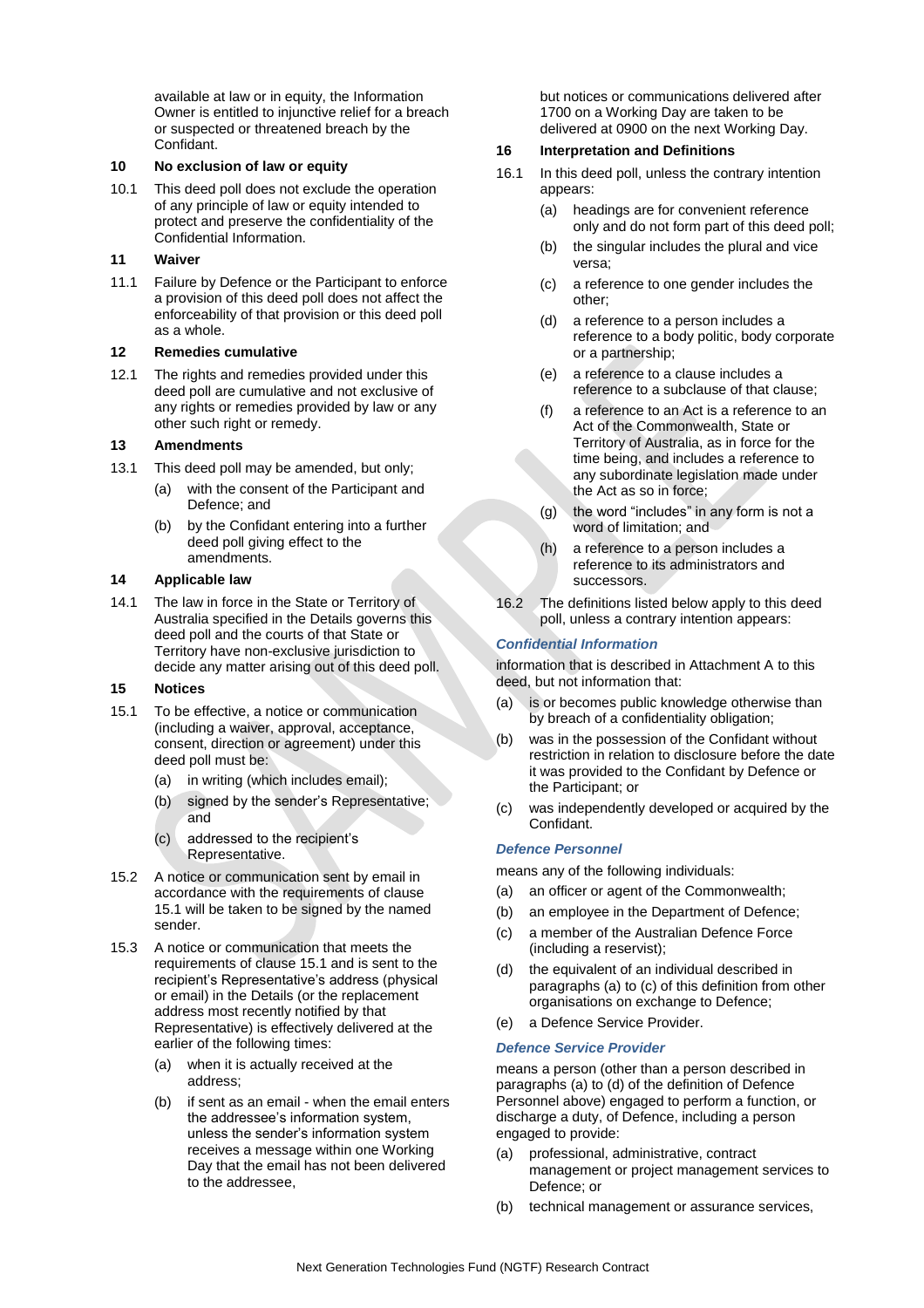available at law or in equity, the Information Owner is entitled to injunctive relief for a breach or suspected or threatened breach by the Confidant.

## 10 No exclusion of law or equity

10.1 This deed poll does not exclude the operation of any principle of law or equity intended to protect and preserve the confidentiality of the Confidential Information.

## 11 Waiver

11.1 Failure by Defence or the Participant to enforce a provision of this deed poll does not affect the enforceability of that provision or this deed poll as a whole.

## 12 Remedies cumulative

12.1 The rights and remedies provided under this deed poll are cumulative and not exclusive of any rights or remedies provided by law or any other such right or remedy.

## 13 Amendments

13.1 This deed poll may be amended, but only;

(a) with the consent of the Participant and Defence; and

(b) by the Confidant entering into a further deed poll giving effect to the amendments.

## 14 Applicable law

14.1 The law in force in the State or Territory of Australia specified in the Details governs this deed poll and the courts of that State or Territory have non-exclusive jurisdiction to decide any matter arising out of this deed poll.

## 15 Notices

15.1 To be effective, a notice or communication (including a waiver, approval, acceptance, consent, direction or agreement) under this deed poll must be:

(a) in writing (which includes email);

(b) signed by the sender's Representative; and

(c) addressed to the recipient's Representative.

15.2 A notice or communication sent by email in accordance with the requirements of clause 15.1 will be taken to be signed by the named sender.

15.3 A notice or communication that meets the requirements of clause 15.1 and is sent to the recipient's Representative's address (physical or email) in the Details (or the replacement address most recently notified by that Representative) is effectively delivered at the earlier of the following times:

(a) when it is actually received at the address;

(b) if sent as an email - when the email enters the addressee's information system, unless the sender's information system receives a message within one Working Day that the email has not been delivered to the addressee,

but notices or communications delivered after 1700 on a Working Day are taken to be delivered at 0900 on the next Working Day.

## 16 Interpretation and Definitions

16.1 In this deed poll, unless the contrary intention appears:

(a) headings are for convenient reference only and do not form part of this deed poll;

(b) the singular includes the plural and vice versa;

(c) a reference to one gender includes the other;

(d) a reference to a person includes a reference to a body politic, body corporate or a partnership;

(e) a reference to a clause includes a reference to a subclause of that clause;

(f) a reference to an Act is a reference to an Act of the Commonwealth, State or Territory of Australia, as in force for the time being, and includes a reference to any subordinate legislation made under the Act as so in force;

(g) the word "includes" in any form is not a word of limitation; and

(h) a reference to a person includes a reference to its administrators and successors.

16.2 The definitions listed below apply to this deed poll, unless a contrary intention appears:

### *Confidential Information*

information that is described in Attachment A to this deed, but not information that:

(a) is or becomes public knowledge otherwise than by breach of a confidentiality obligation;

(b) was in the possession of the Confidant without restriction in relation to disclosure before the date it was provided to the Confidant by Defence or the Participant; or

(c) was independently developed or acquired by the Confidant.

### *Defence Personnel*

means any of the following individuals:

(a) an officer or agent of the Commonwealth;

(b) an employee in the Department of Defence;

(c) a member of the Australian Defence Force (including a reservist);

(d) the equivalent of an individual described in paragraphs (a) to (c) of this definition from other organisations on exchange to Defence;

(e) a Defence Service Provider.

### *Defence Service Provider*

means a person (other than a person described in paragraphs (a) to (d) of the definition of Defence Personnel above) engaged to perform a function, or discharge a duty, of Defence, including a person engaged to provide:

(a) professional, administrative, contract management or project management services to Defence; or

(b) technical management or assurance services,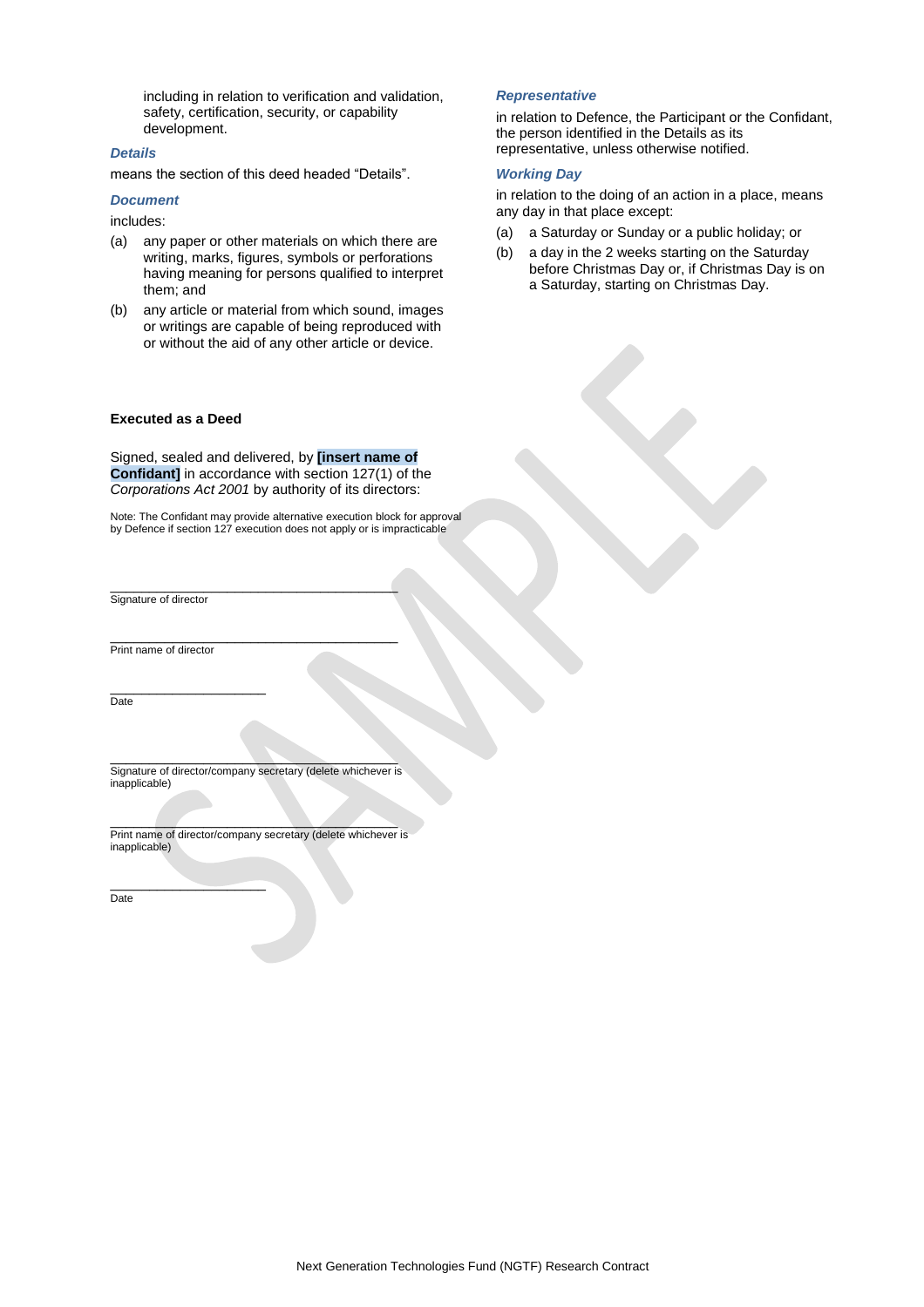including in relation to verification and validation, safety, certification, security, or capability development.

***Details***

means the section of this deed headed “Details”.

***Document***

includes:

(a) any paper or other materials on which there are writing, marks, figures, symbols or perforations having meaning for persons qualified to interpret them; and

(b) any article or material from which sound, images or writings are capable of being reproduced with or without the aid of any other article or device.

***Representative***

in relation to Defence, the Participant or the Confidant, the person identified in the Details as its representative, unless otherwise notified.

***Working Day***

in relation to the doing of an action in a place, means any day in that place except:

(a) a Saturday or Sunday or a public holiday; or

(b) a day in the 2 weeks starting on the Saturday before Christmas Day or, if Christmas Day is on a Saturday, starting on Christmas Day.

**Executed as a Deed**

Signed, sealed and delivered, by **[insert name of Confidant]** in accordance with section 127(1) of the *Corporations Act 2001* by authority of its directors:

Note: The Confidant may provide alternative execution block for approval by Defence if section 127 execution does not apply or is impracticable

\_\_\_\_\_\_\_\_\_\_\_\_\_\_\_\_\_\_\_\_\_\_\_\_\_\_\_\_\_\_\_\_\_\_\_\_\_\_\_\_\_\_\_\_
Signature of director

\_\_\_\_\_\_\_\_\_\_\_\_\_\_\_\_\_\_\_\_\_\_\_\_\_\_\_\_\_\_\_\_\_\_\_\_\_\_\_\_\_\_\_\_
Print name of director

\_\_\_\_\_\_\_\_\_\_\_\_\_\_\_\_\_\_\_\_\_\_\_\_
Date

\_\_\_\_\_\_\_\_\_\_\_\_\_\_\_\_\_\_\_\_\_\_\_\_\_\_\_\_\_\_\_\_\_\_\_\_\_\_\_\_\_\_\_\_
Signature of director/company secretary (delete whichever is inapplicable)

\_\_\_\_\_\_\_\_\_\_\_\_\_\_\_\_\_\_\_\_\_\_\_\_\_\_\_\_\_\_\_\_\_\_\_\_\_\_\_\_\_\_\_\_
Print name of director/company secretary (delete whichever is inapplicable)

\_\_\_\_\_\_\_\_\_\_\_\_\_\_\_\_\_\_\_\_\_\_\_\_
Date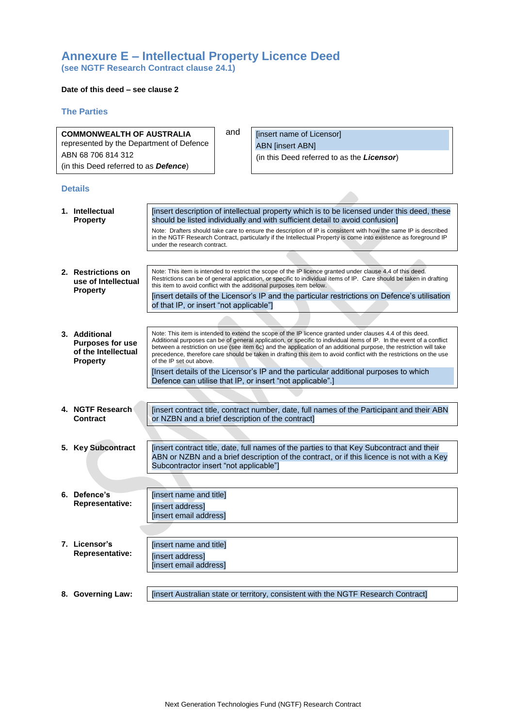# Annexure E – Intellectual Property Licence Deed

**(see NGTF Research Contract clause 24.1)**

**Date of this deed – see clause 2**

## The Parties

| **COMMONWEALTH OF AUSTRALIA**<br>represented by the Department of Defence<br>ABN 68 706 814 312<br>(in this Deed referred to as ***Defence***) | and | [insert name of Licensor]<br>ABN [insert ABN]<br>(in this Deed referred to as the ***Licensor***) |
|---|---|---|

## Details

| | |
|---|---|
| **1. Intellectual Property** | [insert description of intellectual property which is to be licensed under this deed, these should be listed individually and with sufficient detail to avoid confusion]<br>Note: Drafters should take care to ensure the description of IP is consistent with how the same IP is described in the NGTF Research Contract, particularly if the Intellectual Property is come into existence as foreground IP under the research contract. |
| **2. Restrictions on use of Intellectual Property** | Note: This item is intended to restrict the scope of the IP licence granted under clause 4.4 of this deed. Restrictions can be of general application, or specific to individual items of IP. Care should be taken in drafting this item to avoid conflict with the additional purposes item below.<br>[insert details of the Licensor's IP and the particular restrictions on Defence's utilisation of that IP, or insert "not applicable"] |
| **3. Additional Purposes for use of the Intellectual Property** | Note: This item is intended to extend the scope of the IP licence granted under clauses 4.4 of this deed. Additional purposes can be of general application, or specific to individual items of IP. In the event of a conflict between a restriction on use (see item 6c) and the application of an additional purpose, the restriction will take precedence, therefore care should be taken in drafting this item to avoid conflict with the restrictions on the use of the IP set out above.<br>[Insert details of the Licensor's IP and the particular additional purposes to which Defence can utilise that IP, or insert "not applicable".] |
| **4. NGTF Research Contract** | [insert contract title, contract number, date, full names of the Participant and their ABN or NZBN and a brief description of the contract] |
| **5. Key Subcontract** | [insert contract title, date, full names of the parties to that Key Subcontract and their ABN or NZBN and a brief description of the contract, or if this licence is not with a Key Subcontractor insert "not applicable"] |
| **6. Defence's Representative:** | [insert name and title]<br>[insert address]<br>[insert email address] |
| **7. Licensor's Representative:** | [insert name and title]<br>[insert address]<br>[insert email address] |
| **8. Governing Law:** | [insert Australian state or territory, consistent with the NGTF Research Contract] |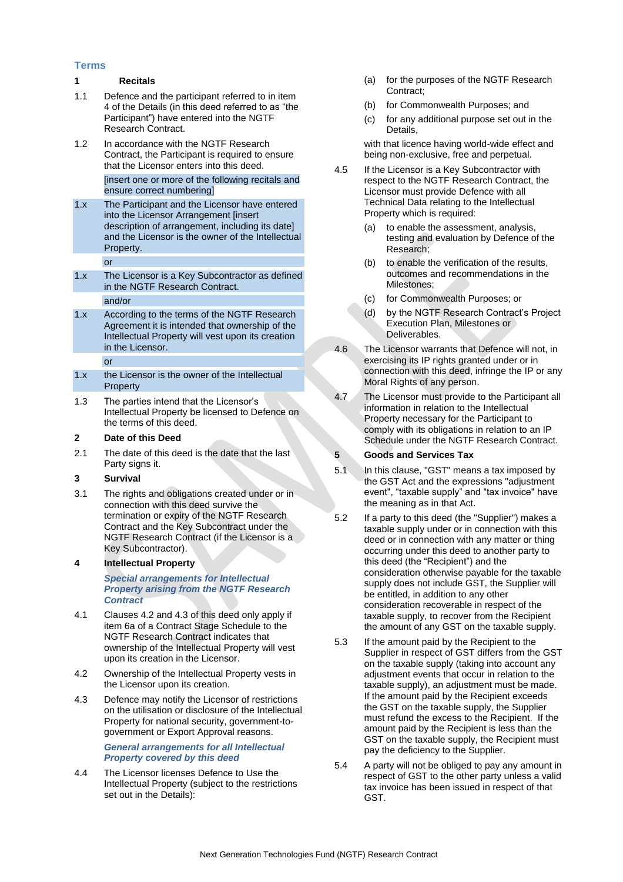## Terms

### 1 Recitals

1.1 Defence and the participant referred to in item 4 of the Details (in this deed referred to as "the Participant") have entered into the NGTF Research Contract.

1.2 In accordance with the NGTF Research Contract, the Participant is required to ensure that the Licensor enters into this deed.

[insert one or more of the following recitals and ensure correct numbering]

1.x The Participant and the Licensor have entered into the Licensor Arrangement [insert description of arrangement, including its date] and the Licensor is the owner of the Intellectual Property.

or

1.x The Licensor is a Key Subcontractor as defined in the NGTF Research Contract.

and/or

1.x According to the terms of the NGTF Research Agreement it is intended that ownership of the Intellectual Property will vest upon its creation in the Licensor.

or

1.x the Licensor is the owner of the Intellectual Property

1.3 The parties intend that the Licensor's Intellectual Property be licensed to Defence on the terms of this deed.

### 2 Date of this Deed

2.1 The date of this deed is the date that the last Party signs it.

### 3 Survival

3.1 The rights and obligations created under or in connection with this deed survive the termination or expiry of the NGTF Research Contract and the Key Subcontract under the NGTF Research Contract (if the Licensor is a Key Subcontractor).

### 4 Intellectual Property

***Special arrangements for Intellectual Property arising from the NGTF Research Contract***

4.1 Clauses 4.2 and 4.3 of this deed only apply if item 6a of a Contract Stage Schedule to the NGTF Research Contract indicates that ownership of the Intellectual Property will vest upon its creation in the Licensor.

4.2 Ownership of the Intellectual Property vests in the Licensor upon its creation.

4.3 Defence may notify the Licensor of restrictions on the utilisation or disclosure of the Intellectual Property for national security, government-to-government or Export Approval reasons.

***General arrangements for all Intellectual Property covered by this deed***

4.4 The Licensor licenses Defence to Use the Intellectual Property (subject to the restrictions set out in the Details):

(a) for the purposes of the NGTF Research Contract;

(b) for Commonwealth Purposes; and

(c) for any additional purpose set out in the Details,

with that licence having world-wide effect and being non-exclusive, free and perpetual.

4.5 If the Licensor is a Key Subcontractor with respect to the NGTF Research Contract, the Licensor must provide Defence with all Technical Data relating to the Intellectual Property which is required:

(a) to enable the assessment, analysis, testing and evaluation by Defence of the Research;

(b) to enable the verification of the results, outcomes and recommendations in the Milestones;

(c) for Commonwealth Purposes; or

(d) by the NGTF Research Contract's Project Execution Plan, Milestones or Deliverables.

4.6 The Licensor warrants that Defence will not, in exercising its IP rights granted under or in connection with this deed, infringe the IP or any Moral Rights of any person.

4.7 The Licensor must provide to the Participant all information in relation to the Intellectual Property necessary for the Participant to comply with its obligations in relation to an IP Schedule under the NGTF Research Contract.

### 5 Goods and Services Tax

5.1 In this clause, "GST" means a tax imposed by the GST Act and the expressions "adjustment event", "taxable supply" and "tax invoice" have the meaning as in that Act.

5.2 If a party to this deed (the "Supplier") makes a taxable supply under or in connection with this deed or in connection with any matter or thing occurring under this deed to another party to this deed (the "Recipient") and the consideration otherwise payable for the taxable supply does not include GST, the Supplier will be entitled, in addition to any other consideration recoverable in respect of the taxable supply, to recover from the Recipient the amount of any GST on the taxable supply.

5.3 If the amount paid by the Recipient to the Supplier in respect of GST differs from the GST on the taxable supply (taking into account any adjustment events that occur in relation to the taxable supply), an adjustment must be made. If the amount paid by the Recipient exceeds the GST on the taxable supply, the Supplier must refund the excess to the Recipient. If the amount paid by the Recipient is less than the GST on the taxable supply, the Recipient must pay the deficiency to the Supplier.

5.4 A party will not be obliged to pay any amount in respect of GST to the other party unless a valid tax invoice has been issued in respect of that GST.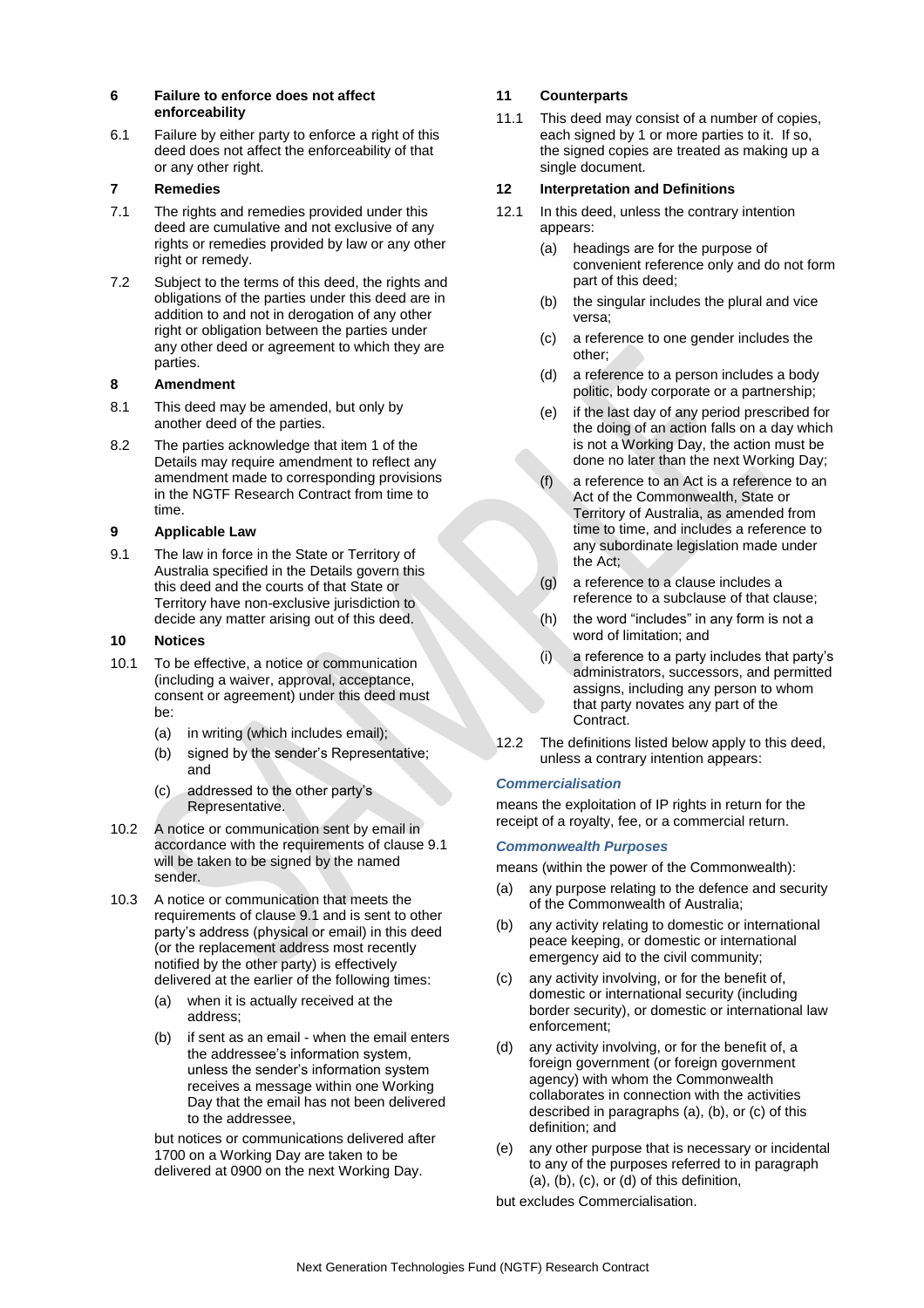## 6 Failure to enforce does not affect enforceability

6.1 Failure by either party to enforce a right of this deed does not affect the enforceability of that or any other right.

## 7 Remedies

7.1 The rights and remedies provided under this deed are cumulative and not exclusive of any rights or remedies provided by law or any other right or remedy.

7.2 Subject to the terms of this deed, the rights and obligations of the parties under this deed are in addition to and not in derogation of any other right or obligation between the parties under any other deed or agreement to which they are parties.

## 8 Amendment

8.1 This deed may be amended, but only by another deed of the parties.

8.2 The parties acknowledge that item 1 of the Details may require amendment to reflect any amendment made to corresponding provisions in the NGTF Research Contract from time to time.

## 9 Applicable Law

9.1 The law in force in the State or Territory of Australia specified in the Details govern this this deed and the courts of that State or Territory have non-exclusive jurisdiction to decide any matter arising out of this deed.

## 10 Notices

10.1 To be effective, a notice or communication (including a waiver, approval, acceptance, consent or agreement) under this deed must be:

(a) in writing (which includes email);

(b) signed by the sender's Representative; and

(c) addressed to the other party's Representative.

10.2 A notice or communication sent by email in accordance with the requirements of clause 9.1 will be taken to be signed by the named sender.

10.3 A notice or communication that meets the requirements of clause 9.1 and is sent to other party's address (physical or email) in this deed (or the replacement address most recently notified by the other party) is effectively delivered at the earlier of the following times:

(a) when it is actually received at the address;

(b) if sent as an email - when the email enters the addressee's information system, unless the sender's information system receives a message within one Working Day that the email has not been delivered to the addressee,

but notices or communications delivered after 1700 on a Working Day are taken to be delivered at 0900 on the next Working Day.

## 11 Counterparts

11.1 This deed may consist of a number of copies, each signed by 1 or more parties to it. If so, the signed copies are treated as making up a single document.

## 12 Interpretation and Definitions

12.1 In this deed, unless the contrary intention appears:

(a) headings are for the purpose of convenient reference only and do not form part of this deed;

(b) the singular includes the plural and vice versa;

(c) a reference to one gender includes the other;

(d) a reference to a person includes a body politic, body corporate or a partnership;

(e) if the last day of any period prescribed for the doing of an action falls on a day which is not a Working Day, the action must be done no later than the next Working Day;

(f) a reference to an Act is a reference to an Act of the Commonwealth, State or Territory of Australia, as amended from time to time, and includes a reference to any subordinate legislation made under the Act;

(g) a reference to a clause includes a reference to a subclause of that clause;

(h) the word "includes" in any form is not a word of limitation; and

(i) a reference to a party includes that party's administrators, successors, and permitted assigns, including any person to whom that party novates any part of the Contract.

12.2 The definitions listed below apply to this deed, unless a contrary intention appears:

***Commercialisation***

means the exploitation of IP rights in return for the receipt of a royalty, fee, or a commercial return.

***Commonwealth Purposes***

means (within the power of the Commonwealth):

(a) any purpose relating to the defence and security of the Commonwealth of Australia;

(b) any activity relating to domestic or international peace keeping, or domestic or international emergency aid to the civil community;

(c) any activity involving, or for the benefit of, domestic or international security (including border security), or domestic or international law enforcement;

(d) any activity involving, or for the benefit of, a foreign government (or foreign government agency) with whom the Commonwealth collaborates in connection with the activities described in paragraphs (a), (b), or (c) of this definition; and

(e) any other purpose that is necessary or incidental to any of the purposes referred to in paragraph (a), (b), (c), or (d) of this definition,

but excludes Commercialisation.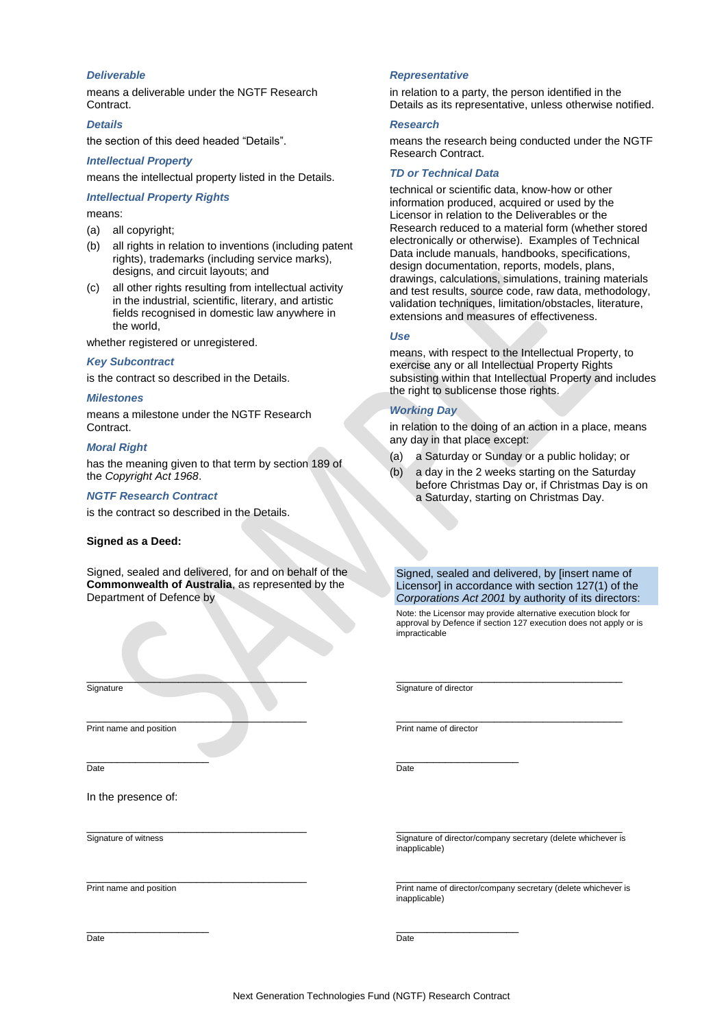***Deliverable***

means a deliverable under the NGTF Research Contract.

***Details***

the section of this deed headed "Details".

***Intellectual Property***

means the intellectual property listed in the Details.

***Intellectual Property Rights***

means:

(a) all copyright;

(b) all rights in relation to inventions (including patent rights), trademarks (including service marks), designs, and circuit layouts; and

(c) all other rights resulting from intellectual activity in the industrial, scientific, literary, and artistic fields recognised in domestic law anywhere in the world,

whether registered or unregistered.

***Key Subcontract***

is the contract so described in the Details.

***Milestones***

means a milestone under the NGTF Research Contract.

***Moral Right***

has the meaning given to that term by section 189 of the *Copyright Act 1968*.

***NGTF Research Contract***

is the contract so described in the Details.

***Representative***

in relation to a party, the person identified in the Details as its representative, unless otherwise notified.

***Research***

means the research being conducted under the NGTF Research Contract.

***TD or Technical Data***

technical or scientific data, know-how or other information produced, acquired or used by the Licensor in relation to the Deliverables or the Research reduced to a material form (whether stored electronically or otherwise). Examples of Technical Data include manuals, handbooks, specifications, design documentation, reports, models, plans, drawings, calculations, simulations, training materials and test results, source code, raw data, methodology, validation techniques, limitation/obstacles, literature, extensions and measures of effectiveness.

***Use***

means, with respect to the Intellectual Property, to exercise any or all Intellectual Property Rights subsisting within that Intellectual Property and includes the right to sublicense those rights.

***Working Day***

in relation to the doing of an action in a place, means any day in that place except:

(a) a Saturday or Sunday or a public holiday; or

(b) a day in the 2 weeks starting on the Saturday before Christmas Day or, if Christmas Day is on a Saturday, starting on Christmas Day.

**Signed as a Deed:**

Signed, sealed and delivered, for and on behalf of the **Commonwealth of Australia**, as represented by the Department of Defence by

______________________________
Signature

______________________________
Print name and position

______________________________
Date

In the presence of:

______________________________
Signature of witness

______________________________
Print name and position

______________________________
Date

Signed, sealed and delivered, by [insert name of Licensor] in accordance with section 127(1) of the *Corporations Act 2001* by authority of its directors:

Note: the Licensor may provide alternative execution block for approval by Defence if section 127 execution does not apply or is impracticable

______________________________
Signature of director

______________________________
Print name of director

______________________________
Date

______________________________
Signature of director/company secretary (delete whichever is inapplicable)

______________________________
Print name of director/company secretary (delete whichever is inapplicable)

______________________________
Date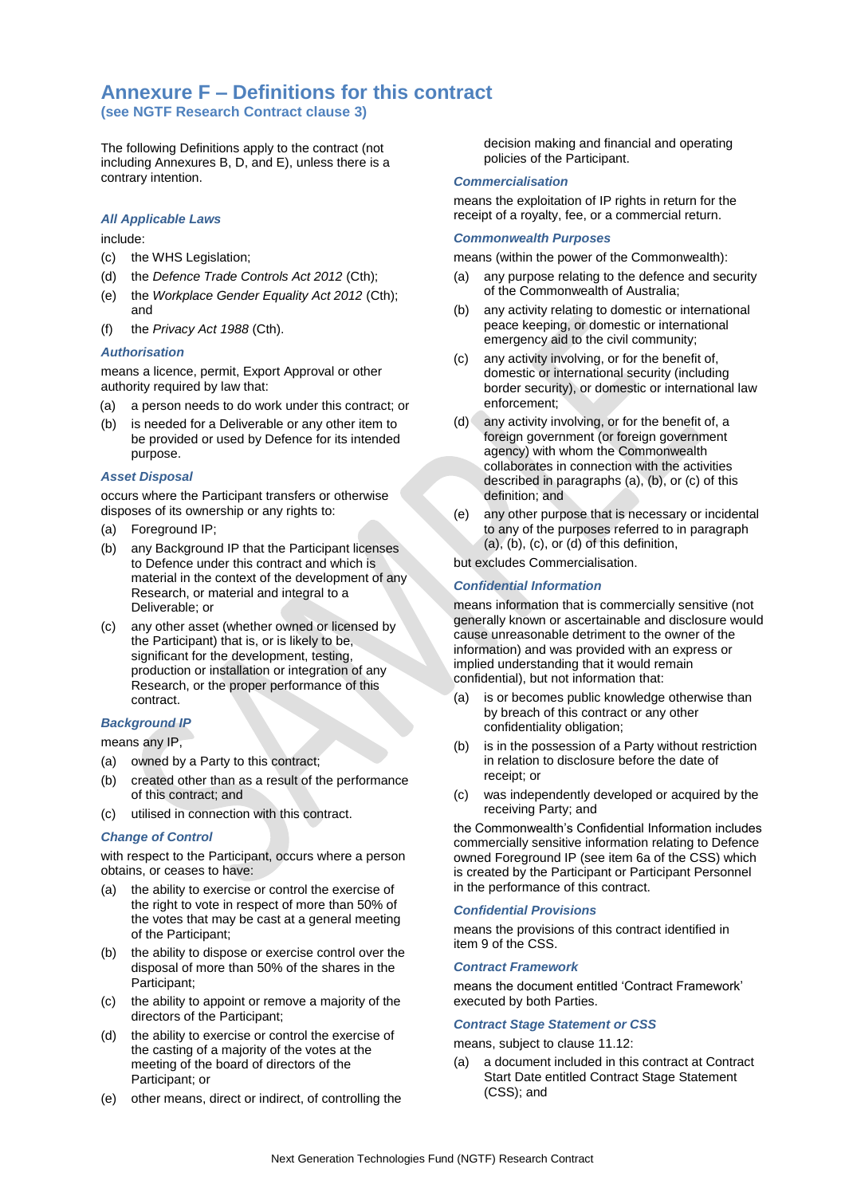# Annexure F – Definitions for this contract

**(see NGTF Research Contract clause 3)**

The following Definitions apply to the contract (not including Annexures B, D, and E), unless there is a contrary intention.

### *All Applicable Laws*

include:

(c) the WHS Legislation;

(d) the *Defence Trade Controls Act 2012* (Cth);

(e) the *Workplace Gender Equality Act 2012* (Cth); and

(f) the *Privacy Act 1988* (Cth).

### *Authorisation*

means a licence, permit, Export Approval or other authority required by law that:

(a) a person needs to do work under this contract; or

(b) is needed for a Deliverable or any other item to be provided or used by Defence for its intended purpose.

### *Asset Disposal*

occurs where the Participant transfers or otherwise disposes of its ownership or any rights to:

(a) Foreground IP;

(b) any Background IP that the Participant licenses to Defence under this contract and which is material in the context of the development of any Research, or material and integral to a Deliverable; or

(c) any other asset (whether owned or licensed by the Participant) that is, or is likely to be, significant for the development, testing, production or installation or integration of any Research, or the proper performance of this contract.

### *Background IP*

means any IP,

(a) owned by a Party to this contract;

(b) created other than as a result of the performance of this contract; and

(c) utilised in connection with this contract.

### *Change of Control*

with respect to the Participant, occurs where a person obtains, or ceases to have:

(a) the ability to exercise or control the exercise of the right to vote in respect of more than 50% of the votes that may be cast at a general meeting of the Participant;

(b) the ability to dispose or exercise control over the disposal of more than 50% of the shares in the Participant;

(c) the ability to appoint or remove a majority of the directors of the Participant;

(d) the ability to exercise or control the exercise of the casting of a majority of the votes at the meeting of the board of directors of the Participant; or

(e) other means, direct or indirect, of controlling the decision making and financial and operating policies of the Participant.

### *Commercialisation*

means the exploitation of IP rights in return for the receipt of a royalty, fee, or a commercial return.

### *Commonwealth Purposes*

means (within the power of the Commonwealth):

(a) any purpose relating to the defence and security of the Commonwealth of Australia;

(b) any activity relating to domestic or international peace keeping, or domestic or international emergency aid to the civil community;

(c) any activity involving, or for the benefit of, domestic or international security (including border security), or domestic or international law enforcement;

(d) any activity involving, or for the benefit of, a foreign government (or foreign government agency) with whom the Commonwealth collaborates in connection with the activities described in paragraphs (a), (b), or (c) of this definition; and

(e) any other purpose that is necessary or incidental to any of the purposes referred to in paragraph (a), (b), (c), or (d) of this definition,

but excludes Commercialisation.

### *Confidential Information*

means information that is commercially sensitive (not generally known or ascertainable and disclosure would cause unreasonable detriment to the owner of the information) and was provided with an express or implied understanding that it would remain confidential), but not information that:

(a) is or becomes public knowledge otherwise than by breach of this contract or any other confidentiality obligation;

(b) is in the possession of a Party without restriction in relation to disclosure before the date of receipt; or

(c) was independently developed or acquired by the receiving Party; and

the Commonwealth's Confidential Information includes commercially sensitive information relating to Defence owned Foreground IP (see item 6a of the CSS) which is created by the Participant or Participant Personnel in the performance of this contract.

### *Confidential Provisions*

means the provisions of this contract identified in item 9 of the CSS.

### *Contract Framework*

means the document entitled 'Contract Framework' executed by both Parties.

### *Contract Stage Statement or CSS*

means, subject to clause 11.12:

(a) a document included in this contract at Contract Start Date entitled Contract Stage Statement (CSS); and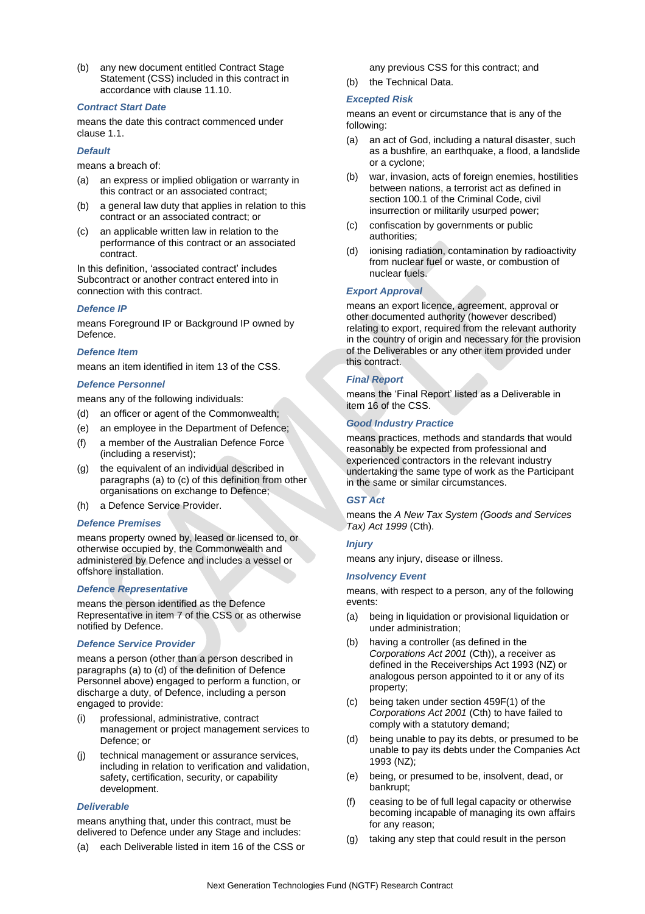(b) any new document entitled Contract Stage Statement (CSS) included in this contract in accordance with clause 11.10.

### Contract Start Date

means the date this contract commenced under clause 1.1.

### Default

means a breach of:

(a) an express or implied obligation or warranty in this contract or an associated contract;

(b) a general law duty that applies in relation to this contract or an associated contract; or

(c) an applicable written law in relation to the performance of this contract or an associated contract.

In this definition, 'associated contract' includes Subcontract or another contract entered into in connection with this contract.

### Defence IP

means Foreground IP or Background IP owned by Defence.

### Defence Item

means an item identified in item 13 of the CSS.

### Defence Personnel

means any of the following individuals:

(d) an officer or agent of the Commonwealth;

(e) an employee in the Department of Defence;

(f) a member of the Australian Defence Force (including a reservist);

(g) the equivalent of an individual described in paragraphs (a) to (c) of this definition from other organisations on exchange to Defence;

(h) a Defence Service Provider.

### Defence Premises

means property owned by, leased or licensed to, or otherwise occupied by, the Commonwealth and administered by Defence and includes a vessel or offshore installation.

### Defence Representative

means the person identified as the Defence Representative in item 7 of the CSS or as otherwise notified by Defence.

### Defence Service Provider

means a person (other than a person described in paragraphs (a) to (d) of the definition of Defence Personnel above) engaged to perform a function, or discharge a duty, of Defence, including a person engaged to provide:

(i) professional, administrative, contract management or project management services to Defence; or

(j) technical management or assurance services, including in relation to verification and validation, safety, certification, security, or capability development.

### Deliverable

means anything that, under this contract, must be delivered to Defence under any Stage and includes:

(a) each Deliverable listed in item 16 of the CSS or any previous CSS for this contract; and

(b) the Technical Data.

### Excepted Risk

means an event or circumstance that is any of the following:

(a) an act of God, including a natural disaster, such as a bushfire, an earthquake, a flood, a landslide or a cyclone;

(b) war, invasion, acts of foreign enemies, hostilities between nations, a terrorist act as defined in section 100.1 of the Criminal Code, civil insurrection or militarily usurped power;

(c) confiscation by governments or public authorities;

(d) ionising radiation, contamination by radioactivity from nuclear fuel or waste, or combustion of nuclear fuels.

### Export Approval

means an export licence, agreement, approval or other documented authority (however described) relating to export, required from the relevant authority in the country of origin and necessary for the provision of the Deliverables or any other item provided under this contract.

### Final Report

means the 'Final Report' listed as a Deliverable in item 16 of the CSS.

### Good Industry Practice

means practices, methods and standards that would reasonably be expected from professional and experienced contractors in the relevant industry undertaking the same type of work as the Participant in the same or similar circumstances.

### GST Act

means the *A New Tax System (Goods and Services Tax) Act 1999* (Cth).

### Injury

means any injury, disease or illness.

### Insolvency Event

means, with respect to a person, any of the following events:

(a) being in liquidation or provisional liquidation or under administration;

(b) having a controller (as defined in the *Corporations Act 2001* (Cth)), a receiver as defined in the Receiverships Act 1993 (NZ) or analogous person appointed to it or any of its property;

(c) being taken under section 459F(1) of the *Corporations Act 2001* (Cth) to have failed to comply with a statutory demand;

(d) being unable to pay its debts, or presumed to be unable to pay its debts under the Companies Act 1993 (NZ);

(e) being, or presumed to be, insolvent, dead, or bankrupt;

(f) ceasing to be of full legal capacity or otherwise becoming incapable of managing its own affairs for any reason;

(g) taking any step that could result in the person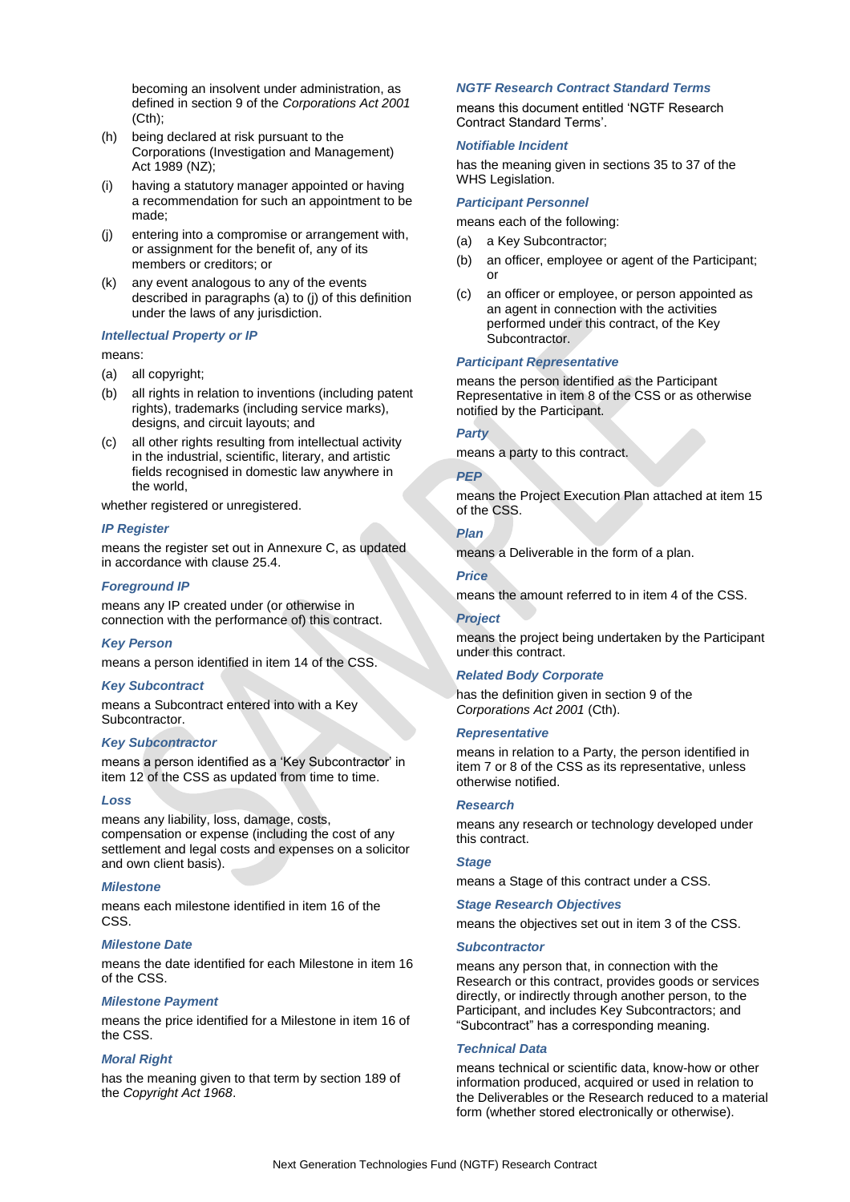becoming an insolvent under administration, as defined in section 9 of the *Corporations Act 2001* (Cth);

(h) being declared at risk pursuant to the Corporations (Investigation and Management) Act 1989 (NZ);

(i) having a statutory manager appointed or having a recommendation for such an appointment to be made;

(j) entering into a compromise or arrangement with, or assignment for the benefit of, any of its members or creditors; or

(k) any event analogous to any of the events described in paragraphs (a) to (j) of this definition under the laws of any jurisdiction.

***Intellectual Property or IP***

means:

(a) all copyright;

(b) all rights in relation to inventions (including patent rights), trademarks (including service marks), designs, and circuit layouts; and

(c) all other rights resulting from intellectual activity in the industrial, scientific, literary, and artistic fields recognised in domestic law anywhere in the world,

whether registered or unregistered.

***IP Register***

means the register set out in Annexure C, as updated in accordance with clause 25.4.

***Foreground IP***

means any IP created under (or otherwise in connection with the performance of) this contract.

***Key Person***

means a person identified in item 14 of the CSS.

***Key Subcontract***

means a Subcontract entered into with a Key Subcontractor.

***Key Subcontractor***

means a person identified as a 'Key Subcontractor' in item 12 of the CSS as updated from time to time.

***Loss***

means any liability, loss, damage, costs, compensation or expense (including the cost of any settlement and legal costs and expenses on a solicitor and own client basis).

***Milestone***

means each milestone identified in item 16 of the CSS.

***Milestone Date***

means the date identified for each Milestone in item 16 of the CSS.

***Milestone Payment***

means the price identified for a Milestone in item 16 of the CSS.

***Moral Right***

has the meaning given to that term by section 189 of the *Copyright Act 1968*.

***NGTF Research Contract Standard Terms***

means this document entitled 'NGTF Research Contract Standard Terms'.

***Notifiable Incident***

has the meaning given in sections 35 to 37 of the WHS Legislation.

***Participant Personnel***

means each of the following:

(a) a Key Subcontractor;

(b) an officer, employee or agent of the Participant; or

(c) an officer or employee, or person appointed as an agent in connection with the activities performed under this contract, of the Key Subcontractor.

***Participant Representative***

means the person identified as the Participant Representative in item 8 of the CSS or as otherwise notified by the Participant.

***Party***

means a party to this contract.

***PEP***

means the Project Execution Plan attached at item 15 of the CSS.

***Plan***

means a Deliverable in the form of a plan.

***Price***

means the amount referred to in item 4 of the CSS.

***Project***

means the project being undertaken by the Participant under this contract.

***Related Body Corporate***

has the definition given in section 9 of the *Corporations Act 2001* (Cth).

***Representative***

means in relation to a Party, the person identified in item 7 or 8 of the CSS as its representative, unless otherwise notified.

***Research***

means any research or technology developed under this contract.

***Stage***

means a Stage of this contract under a CSS.

***Stage Research Objectives***

means the objectives set out in item 3 of the CSS.

***Subcontractor***

means any person that, in connection with the Research or this contract, provides goods or services directly, or indirectly through another person, to the Participant, and includes Key Subcontractors; and "Subcontract" has a corresponding meaning.

***Technical Data***

means technical or scientific data, know-how or other information produced, acquired or used in relation to the Deliverables or the Research reduced to a material form (whether stored electronically or otherwise).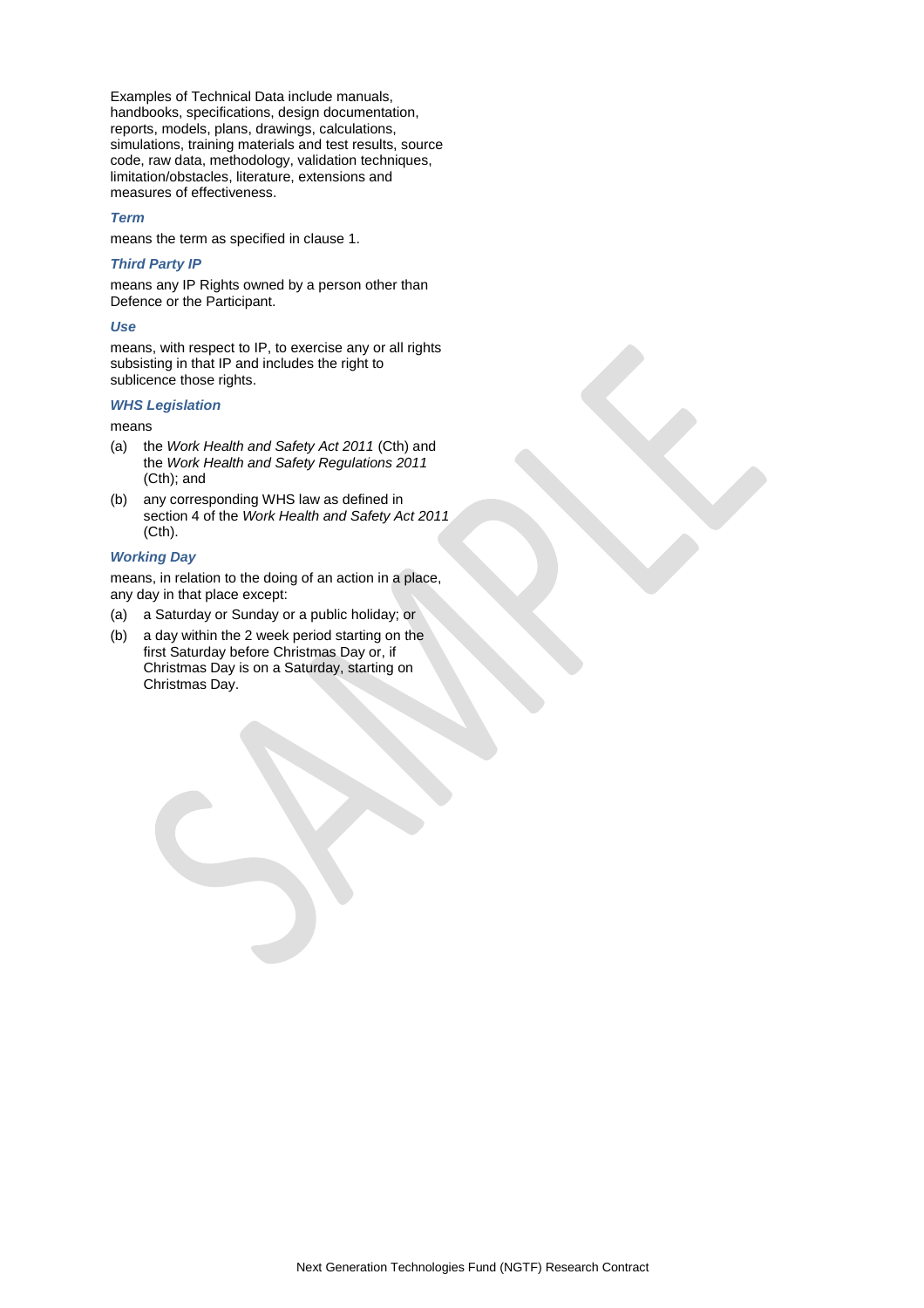Examples of Technical Data include manuals, handbooks, specifications, design documentation, reports, models, plans, drawings, calculations, simulations, training materials and test results, source code, raw data, methodology, validation techniques, limitation/obstacles, literature, extensions and measures of effectiveness.

***Term***

means the term as specified in clause 1.

***Third Party IP***

means any IP Rights owned by a person other than Defence or the Participant.

***Use***

means, with respect to IP, to exercise any or all rights subsisting in that IP and includes the right to sublicence those rights.

***WHS Legislation***

means

(a) the *Work Health and Safety Act 2011* (Cth) and the *Work Health and Safety Regulations 2011* (Cth); and

(b) any corresponding WHS law as defined in section 4 of the *Work Health and Safety Act 2011* (Cth).

***Working Day***

means, in relation to the doing of an action in a place, any day in that place except:

(a) a Saturday or Sunday or a public holiday; or

(b) a day within the 2 week period starting on the first Saturday before Christmas Day or, if Christmas Day is on a Saturday, starting on Christmas Day.